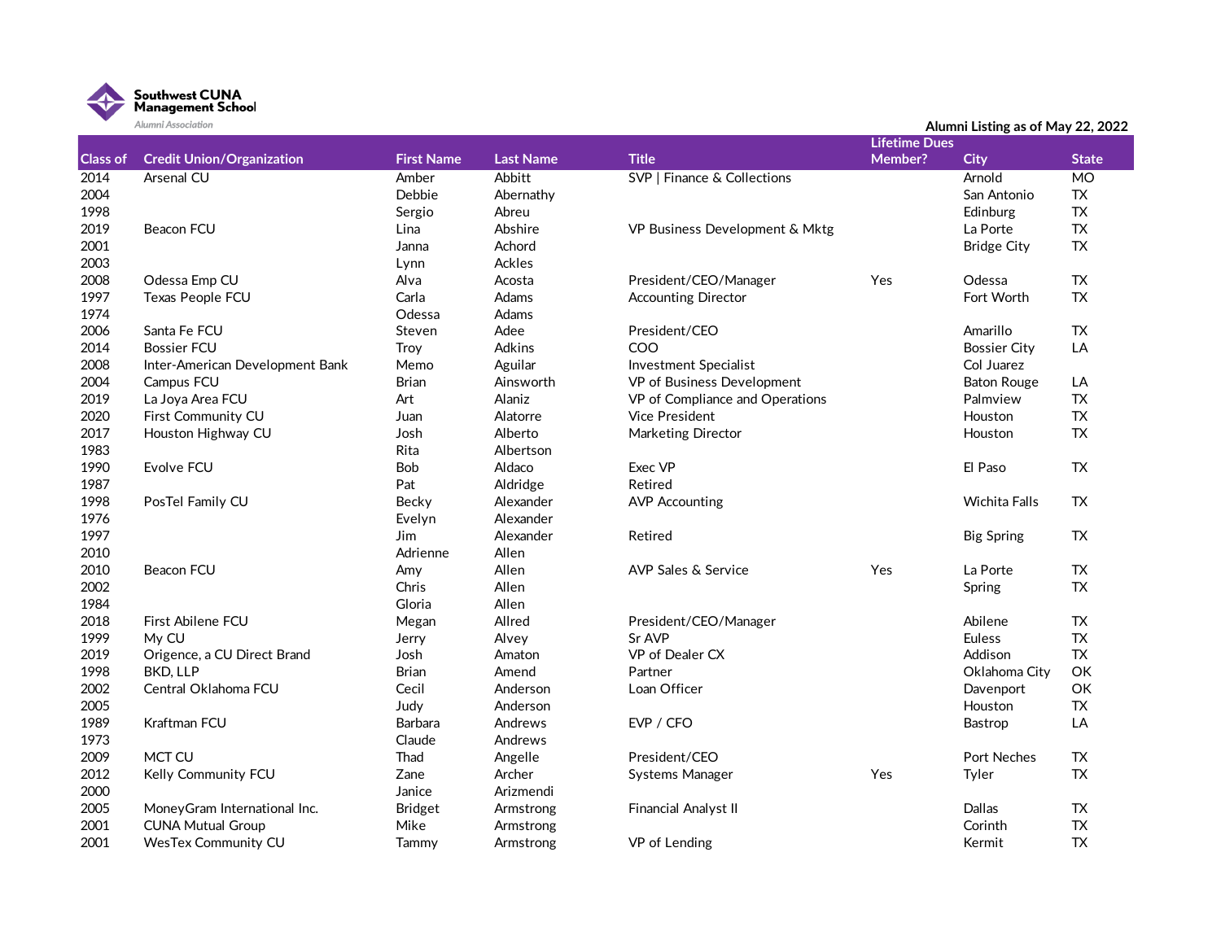**Southwest CUNA Management School**
*Alumni Association*

**Alumni Listing as of May 22, 2022**

| Class of | Credit Union/Organization | First Name | Last Name | Title | Lifetime Dues Member? | City | State |
|---|---|---|---|---|---|---|---|
| 2014 | Arsenal CU | Amber | Abbitt | SVP \| Finance & Collections | | Arnold | MO |
| 2004 | | Debbie | Abernathy | | | San Antonio | TX |
| 1998 | | Sergio | Abreu | | | Edinburg | TX |
| 2019 | Beacon FCU | Lina | Abshire | VP Business Development & Mktg | | La Porte | TX |
| 2001 | | Janna | Achord | | | Bridge City | TX |
| 2003 | | Lynn | Ackles | | | | |
| 2008 | Odessa Emp CU | Alva | Acosta | President/CEO/Manager | Yes | Odessa | TX |
| 1997 | Texas People FCU | Carla | Adams | Accounting Director | | Fort Worth | TX |
| 1974 | | Odessa | Adams | | | | |
| 2006 | Santa Fe FCU | Steven | Adee | President/CEO | | Amarillo | TX |
| 2014 | Bossier FCU | Troy | Adkins | COO | | Bossier City | LA |
| 2008 | Inter-American Development Bank | Memo | Aguilar | Investment Specialist | | Col Juarez | |
| 2004 | Campus FCU | Brian | Ainsworth | VP of Business Development | | Baton Rouge | LA |
| 2019 | La Joya Area FCU | Art | Alaniz | VP of Compliance and Operations | | Palmview | TX |
| 2020 | First Community CU | Juan | Alatorre | Vice President | | Houston | TX |
| 2017 | Houston Highway CU | Josh | Alberto | Marketing Director | | Houston | TX |
| 1983 | | Rita | Albertson | | | | |
| 1990 | Evolve FCU | Bob | Aldaco | Exec VP | | El Paso | TX |
| 1987 | | Pat | Aldridge | Retired | | | |
| 1998 | PosTel Family CU | Becky | Alexander | AVP Accounting | | Wichita Falls | TX |
| 1976 | | Evelyn | Alexander | | | | |
| 1997 | | Jim | Alexander | Retired | | Big Spring | TX |
| 2010 | | Adrienne | Allen | | | | |
| 2010 | Beacon FCU | Amy | Allen | AVP Sales & Service | Yes | La Porte | TX |
| 2002 | | Chris | Allen | | | Spring | TX |
| 1984 | | Gloria | Allen | | | | |
| 2018 | First Abilene FCU | Megan | Allred | President/CEO/Manager | | Abilene | TX |
| 1999 | My CU | Jerry | Alvey | Sr AVP | | Euless | TX |
| 2019 | Origence, a CU Direct Brand | Josh | Amaton | VP of Dealer CX | | Addison | TX |
| 1998 | BKD, LLP | Brian | Amend | Partner | | Oklahoma City | OK |
| 2002 | Central Oklahoma FCU | Cecil | Anderson | Loan Officer | | Davenport | OK |
| 2005 | | Judy | Anderson | | | Houston | TX |
| 1989 | Kraftman FCU | Barbara | Andrews | EVP / CFO | | Bastrop | LA |
| 1973 | | Claude | Andrews | | | | |
| 2009 | MCT CU | Thad | Angelle | President/CEO | | Port Neches | TX |
| 2012 | Kelly Community FCU | Zane | Archer | Systems Manager | Yes | Tyler | TX |
| 2000 | | Janice | Arizmendi | | | | |
| 2005 | MoneyGram International Inc. | Bridget | Armstrong | Financial Analyst II | | Dallas | TX |
| 2001 | CUNA Mutual Group | Mike | Armstrong | | | Corinth | TX |
| 2001 | WesTex Community CU | Tammy | Armstrong | VP of Lending | | Kermit | TX |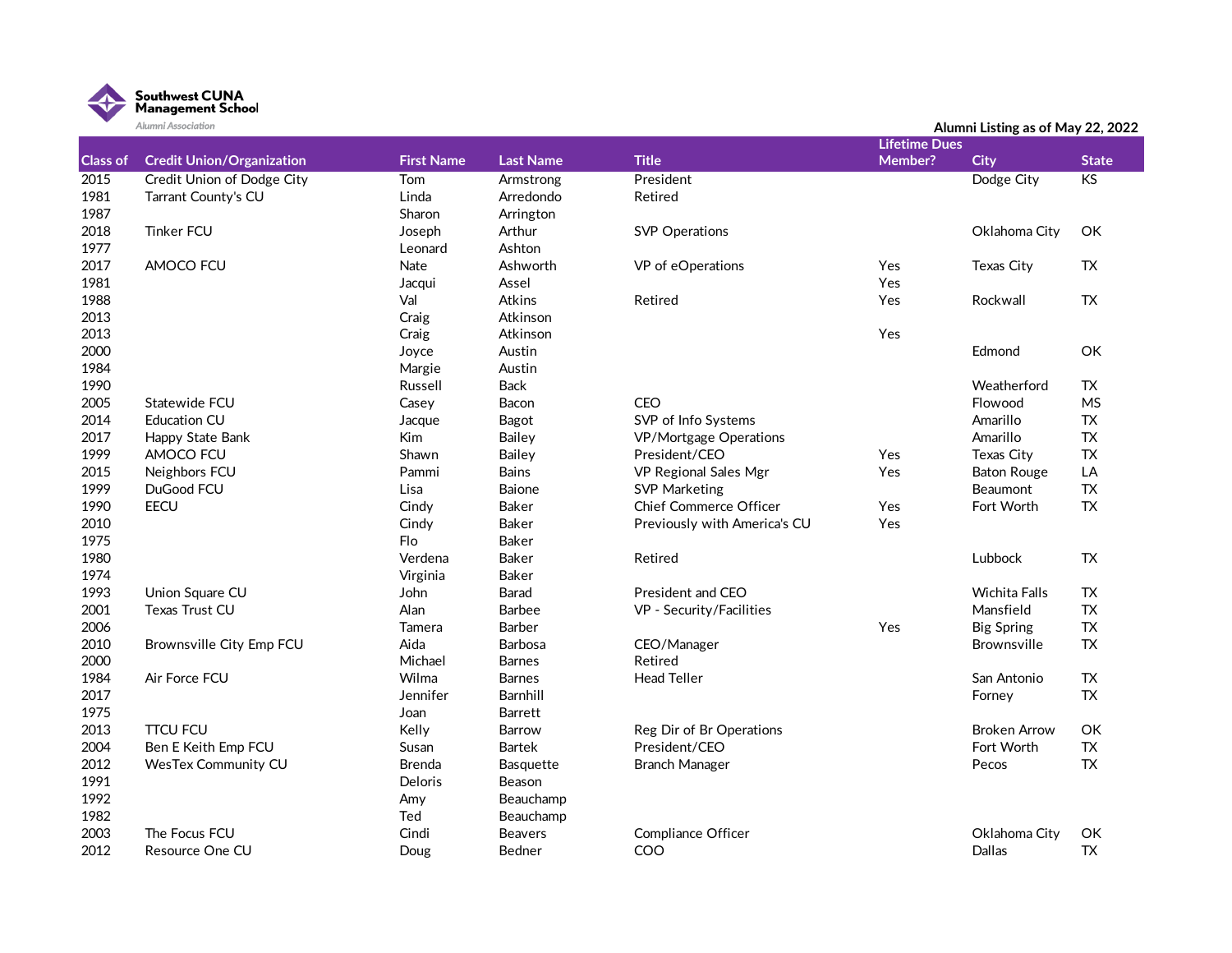**Southwest CUNA Management School**
*Alumni Association*

Alumni Listing as of May 22, 2022

| Class of | Credit Union/Organization | First Name | Last Name | Title | Lifetime Dues Member? | City | State |
|---|---|---|---|---|---|---|---|
| 2015 | Credit Union of Dodge City | Tom | Armstrong | President | | Dodge City | KS |
| 1981 | Tarrant County's CU | Linda | Arredondo | Retired | | | |
| 1987 | | Sharon | Arrington | | | | |
| 2018 | Tinker FCU | Joseph | Arthur | SVP Operations | | Oklahoma City | OK |
| 1977 | | Leonard | Ashton | | | | |
| 2017 | AMOCO FCU | Nate | Ashworth | VP of eOperations | Yes | Texas City | TX |
| 1981 | | Jacqui | Assel | | Yes | | |
| 1988 | | Val | Atkins | Retired | Yes | Rockwall | TX |
| 2013 | | Craig | Atkinson | | | | |
| 2013 | | Craig | Atkinson | | Yes | | |
| 2000 | | Joyce | Austin | | | Edmond | OK |
| 1984 | | Margie | Austin | | | | |
| 1990 | | Russell | Back | | | Weatherford | TX |
| 2005 | Statewide FCU | Casey | Bacon | CEO | | Flowood | MS |
| 2014 | Education CU | Jacque | Bagot | SVP of Info Systems | | Amarillo | TX |
| 2017 | Happy State Bank | Kim | Bailey | VP/Mortgage Operations | | Amarillo | TX |
| 1999 | AMOCO FCU | Shawn | Bailey | President/CEO | Yes | Texas City | TX |
| 2015 | Neighbors FCU | Pammi | Bains | VP Regional Sales Mgr | Yes | Baton Rouge | LA |
| 1999 | DuGood FCU | Lisa | Baione | SVP Marketing | | Beaumont | TX |
| 1990 | EECU | Cindy | Baker | Chief Commerce Officer | Yes | Fort Worth | TX |
| 2010 | | Cindy | Baker | Previously with America's CU | Yes | | |
| 1975 | | Flo | Baker | | | | |
| 1980 | | Verdena | Baker | Retired | | Lubbock | TX |
| 1974 | | Virginia | Baker | | | | |
| 1993 | Union Square CU | John | Barad | President and CEO | | Wichita Falls | TX |
| 2001 | Texas Trust CU | Alan | Barbee | VP - Security/Facilities | | Mansfield | TX |
| 2006 | | Tamera | Barber | | Yes | Big Spring | TX |
| 2010 | Brownsville City Emp FCU | Aida | Barbosa | CEO/Manager | | Brownsville | TX |
| 2000 | | Michael | Barnes | Retired | | | |
| 1984 | Air Force FCU | Wilma | Barnes | Head Teller | | San Antonio | TX |
| 2017 | | Jennifer | Barnhill | | | Forney | TX |
| 1975 | | Joan | Barrett | | | | |
| 2013 | TTCU FCU | Kelly | Barrow | Reg Dir of Br Operations | | Broken Arrow | OK |
| 2004 | Ben E Keith Emp FCU | Susan | Bartek | President/CEO | | Fort Worth | TX |
| 2012 | WesTex Community CU | Brenda | Basquette | Branch Manager | | Pecos | TX |
| 1991 | | Deloris | Beason | | | | |
| 1992 | | Amy | Beauchamp | | | | |
| 1982 | | Ted | Beauchamp | | | | |
| 2003 | The Focus FCU | Cindi | Beavers | Compliance Officer | | Oklahoma City | OK |
| 2012 | Resource One CU | Doug | Bedner | COO | | Dallas | TX |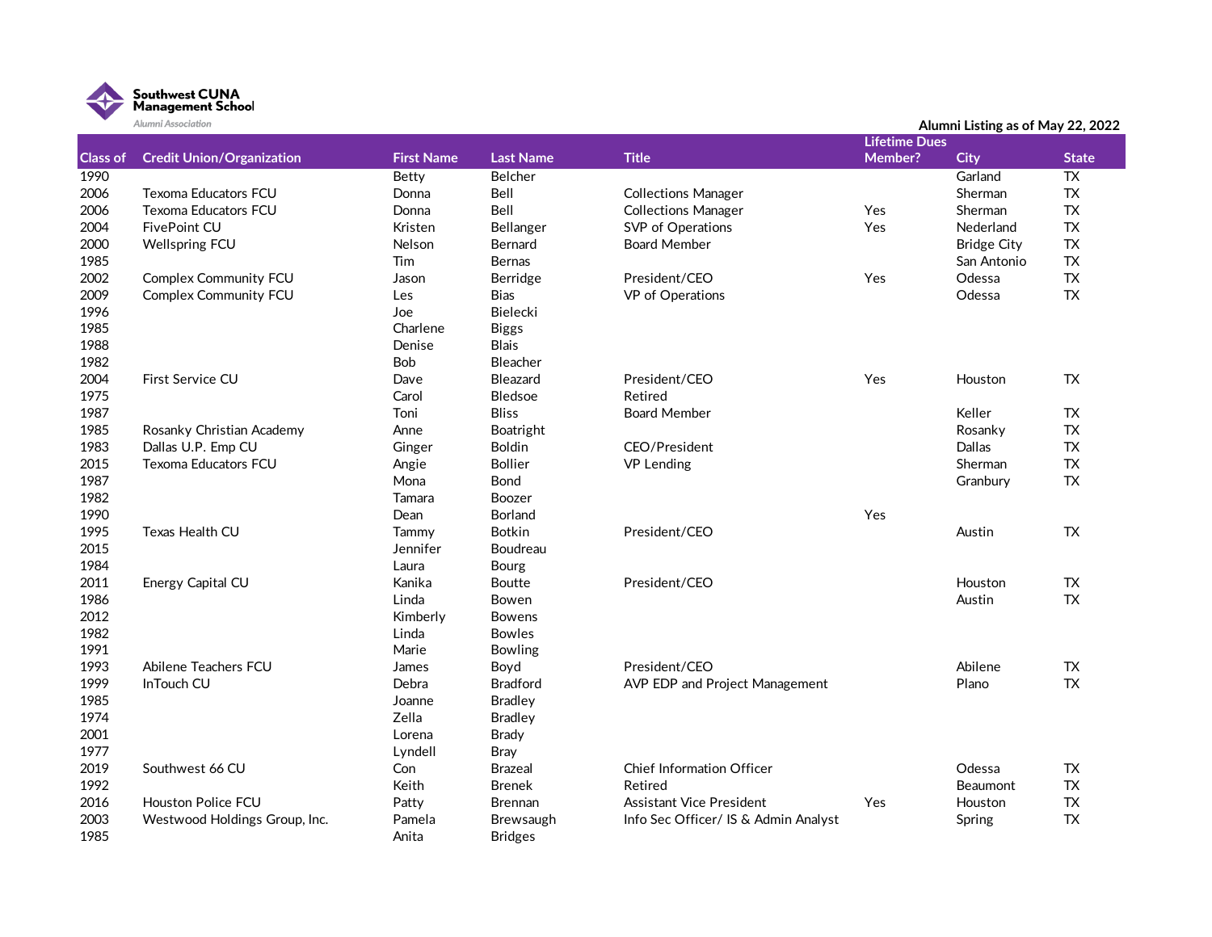Southwest CUNA Management School
Alumni Association

Alumni Listing as of May 22, 2022

| Class of | Credit Union/Organization | First Name | Last Name | Title | Lifetime Dues Member? | City | State |
|---|---|---|---|---|---|---|---|
| 1990 | | Betty | Belcher | | | Garland | TX |
| 2006 | Texoma Educators FCU | Donna | Bell | Collections Manager | | Sherman | TX |
| 2006 | Texoma Educators FCU | Donna | Bell | Collections Manager | Yes | Sherman | TX |
| 2004 | FivePoint CU | Kristen | Bellanger | SVP of Operations | Yes | Nederland | TX |
| 2000 | Wellspring FCU | Nelson | Bernard | Board Member | | Bridge City | TX |
| 1985 | | Tim | Bernas | | | San Antonio | TX |
| 2002 | Complex Community FCU | Jason | Berridge | President/CEO | Yes | Odessa | TX |
| 2009 | Complex Community FCU | Les | Bias | VP of Operations | | Odessa | TX |
| 1996 | | Joe | Bielecki | | | | |
| 1985 | | Charlene | Biggs | | | | |
| 1988 | | Denise | Blais | | | | |
| 1982 | | Bob | Bleacher | | | | |
| 2004 | First Service CU | Dave | Bleazard | President/CEO | Yes | Houston | TX |
| 1975 | | Carol | Bledsoe | Retired | | | |
| 1987 | | Toni | Bliss | Board Member | | Keller | TX |
| 1985 | Rosanky Christian Academy | Anne | Boatright | | | Rosanky | TX |
| 1983 | Dallas U.P. Emp CU | Ginger | Boldin | CEO/President | | Dallas | TX |
| 2015 | Texoma Educators FCU | Angie | Bollier | VP Lending | | Sherman | TX |
| 1987 | | Mona | Bond | | | Granbury | TX |
| 1982 | | Tamara | Boozer | | | | |
| 1990 | | Dean | Borland | | Yes | | |
| 1995 | Texas Health CU | Tammy | Botkin | President/CEO | | Austin | TX |
| 2015 | | Jennifer | Boudreau | | | | |
| 1984 | | Laura | Bourg | | | | |
| 2011 | Energy Capital CU | Kanika | Boutte | President/CEO | | Houston | TX |
| 1986 | | Linda | Bowen | | | Austin | TX |
| 2012 | | Kimberly | Bowens | | | | |
| 1982 | | Linda | Bowles | | | | |
| 1991 | | Marie | Bowling | | | | |
| 1993 | Abilene Teachers FCU | James | Boyd | President/CEO | | Abilene | TX |
| 1999 | InTouch CU | Debra | Bradford | AVP EDP and Project Management | | Plano | TX |
| 1985 | | Joanne | Bradley | | | | |
| 1974 | | Zella | Bradley | | | | |
| 2001 | | Lorena | Brady | | | | |
| 1977 | | Lyndell | Bray | | | | |
| 2019 | Southwest 66 CU | Con | Brazeal | Chief Information Officer | | Odessa | TX |
| 1992 | | Keith | Brenek | Retired | | Beaumont | TX |
| 2016 | Houston Police FCU | Patty | Brennan | Assistant Vice President | Yes | Houston | TX |
| 2003 | Westwood Holdings Group, Inc. | Pamela | Brewsaugh | Info Sec Officer/ IS & Admin Analyst | | Spring | TX |
| 1985 | | Anita | Bridges | | | | |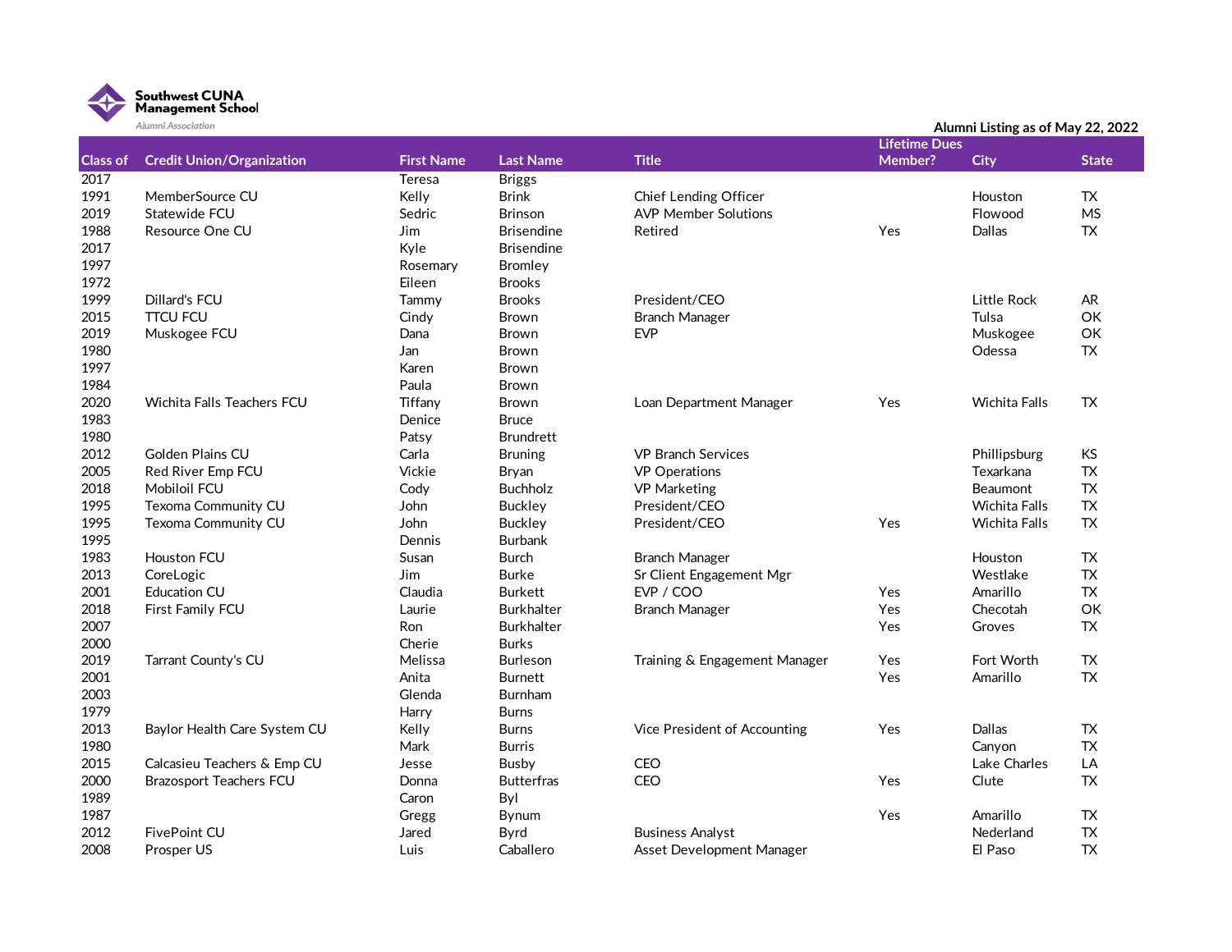Southwest CUNA Management School
Alumni Association

Alumni Listing as of May 22, 2022

| Class of | Credit Union/Organization | First Name | Last Name | Title | Lifetime Dues Member? | City | State |
|---|---|---|---|---|---|---|---|
| 2017 | | Teresa | Briggs | | | | |
| 1991 | MemberSource CU | Kelly | Brink | Chief Lending Officer | | Houston | TX |
| 2019 | Statewide FCU | Sedric | Brinson | AVP Member Solutions | | Flowood | MS |
| 1988 | Resource One CU | Jim | Brisendine | Retired | Yes | Dallas | TX |
| 2017 | | Kyle | Brisendine | | | | |
| 1997 | | Rosemary | Bromley | | | | |
| 1972 | | Eileen | Brooks | | | | |
| 1999 | Dillard's FCU | Tammy | Brooks | President/CEO | | Little Rock | AR |
| 2015 | TTCU FCU | Cindy | Brown | Branch Manager | | Tulsa | OK |
| 2019 | Muskogee FCU | Dana | Brown | EVP | | Muskogee | OK |
| 1980 | | Jan | Brown | | | Odessa | TX |
| 1997 | | Karen | Brown | | | | |
| 1984 | | Paula | Brown | | | | |
| 2020 | Wichita Falls Teachers FCU | Tiffany | Brown | Loan Department Manager | Yes | Wichita Falls | TX |
| 1983 | | Denice | Bruce | | | | |
| 1980 | | Patsy | Brundrett | | | | |
| 2012 | Golden Plains CU | Carla | Bruning | VP Branch Services | | Phillipsburg | KS |
| 2005 | Red River Emp FCU | Vickie | Bryan | VP Operations | | Texarkana | TX |
| 2018 | Mobiloil FCU | Cody | Buchholz | VP Marketing | | Beaumont | TX |
| 1995 | Texoma Community CU | John | Buckley | President/CEO | | Wichita Falls | TX |
| 1995 | Texoma Community CU | John | Buckley | President/CEO | Yes | Wichita Falls | TX |
| 1995 | | Dennis | Burbank | | | | |
| 1983 | Houston FCU | Susan | Burch | Branch Manager | | Houston | TX |
| 2013 | CoreLogic | Jim | Burke | Sr Client Engagement Mgr | | Westlake | TX |
| 2001 | Education CU | Claudia | Burkett | EVP / COO | Yes | Amarillo | TX |
| 2018 | First Family FCU | Laurie | Burkhalter | Branch Manager | Yes | Checotah | OK |
| 2007 | | Ron | Burkhalter | | Yes | Groves | TX |
| 2000 | | Cherie | Burks | | | | |
| 2019 | Tarrant County's CU | Melissa | Burleson | Training & Engagement Manager | Yes | Fort Worth | TX |
| 2001 | | Anita | Burnett | | Yes | Amarillo | TX |
| 2003 | | Glenda | Burnham | | | | |
| 1979 | | Harry | Burns | | | | |
| 2013 | Baylor Health Care System CU | Kelly | Burns | Vice President of Accounting | Yes | Dallas | TX |
| 1980 | | Mark | Burris | | | Canyon | TX |
| 2015 | Calcasieu Teachers & Emp CU | Jesse | Busby | CEO | | Lake Charles | LA |
| 2000 | Brazosport Teachers FCU | Donna | Butterfras | CEO | Yes | Clute | TX |
| 1989 | | Caron | Byl | | | | |
| 1987 | | Gregg | Bynum | | Yes | Amarillo | TX |
| 2012 | FivePoint CU | Jared | Byrd | Business Analyst | | Nederland | TX |
| 2008 | Prosper US | Luis | Caballero | Asset Development Manager | | El Paso | TX |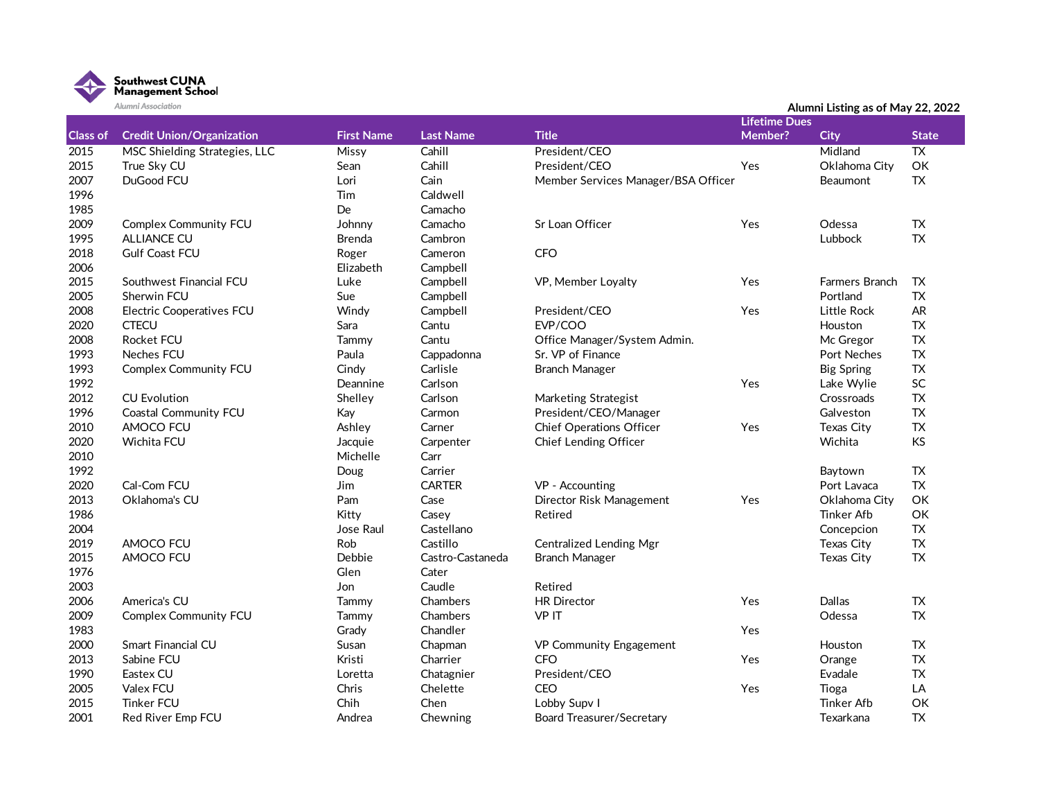Southwest CUNA Management School

Alumni Association

Alumni Listing as of May 22, 2022

| Class of | Credit Union/Organization | First Name | Last Name | Title | Lifetime Dues Member? | City | State |
|---|---|---|---|---|---|---|---|
| 2015 | MSC Shielding Strategies, LLC | Missy | Cahill | President/CEO | | Midland | TX |
| 2015 | True Sky CU | Sean | Cahill | President/CEO | Yes | Oklahoma City | OK |
| 2007 | DuGood FCU | Lori | Cain | Member Services Manager/BSA Officer | | Beaumont | TX |
| 1996 | | Tim | Caldwell | | | | |
| 1985 | | De | Camacho | | | | |
| 2009 | Complex Community FCU | Johnny | Camacho | Sr Loan Officer | Yes | Odessa | TX |
| 1995 | ALLIANCE CU | Brenda | Cambron | | | Lubbock | TX |
| 2018 | Gulf Coast FCU | Roger | Cameron | CFO | | | |
| 2006 | | Elizabeth | Campbell | | | | |
| 2015 | Southwest Financial FCU | Luke | Campbell | VP, Member Loyalty | Yes | Farmers Branch | TX |
| 2005 | Sherwin FCU | Sue | Campbell | | | Portland | TX |
| 2008 | Electric Cooperatives FCU | Windy | Campbell | President/CEO | Yes | Little Rock | AR |
| 2020 | CTECU | Sara | Cantu | EVP/COO | | Houston | TX |
| 2008 | Rocket FCU | Tammy | Cantu | Office Manager/System Admin. | | Mc Gregor | TX |
| 1993 | Neches FCU | Paula | Cappadonna | Sr. VP of Finance | | Port Neches | TX |
| 1993 | Complex Community FCU | Cindy | Carlisle | Branch Manager | | Big Spring | TX |
| 1992 | | Deannine | Carlson | | Yes | Lake Wylie | SC |
| 2012 | CU Evolution | Shelley | Carlson | Marketing Strategist | | Crossroads | TX |
| 1996 | Coastal Community FCU | Kay | Carmon | President/CEO/Manager | | Galveston | TX |
| 2010 | AMOCO FCU | Ashley | Carner | Chief Operations Officer | Yes | Texas City | TX |
| 2020 | Wichita FCU | Jacquie | Carpenter | Chief Lending Officer | | Wichita | KS |
| 2010 | | Michelle | Carr | | | | |
| 1992 | | Doug | Carrier | | | Baytown | TX |
| 2020 | Cal-Com FCU | Jim | CARTER | VP - Accounting | | Port Lavaca | TX |
| 2013 | Oklahoma's CU | Pam | Case | Director Risk Management | Yes | Oklahoma City | OK |
| 1986 | | Kitty | Casey | Retired | | Tinker Afb | OK |
| 2004 | | Jose Raul | Castellano | | | Concepcion | TX |
| 2019 | AMOCO FCU | Rob | Castillo | Centralized Lending Mgr | | Texas City | TX |
| 2015 | AMOCO FCU | Debbie | Castro-Castaneda | Branch Manager | | Texas City | TX |
| 1976 | | Glen | Cater | | | | |
| 2003 | | Jon | Caudle | Retired | | | |
| 2006 | America's CU | Tammy | Chambers | HR Director | Yes | Dallas | TX |
| 2009 | Complex Community FCU | Tammy | Chambers | VP IT | | Odessa | TX |
| 1983 | | Grady | Chandler | | Yes | | |
| 2000 | Smart Financial CU | Susan | Chapman | VP Community Engagement | | Houston | TX |
| 2013 | Sabine FCU | Kristi | Charrier | CFO | Yes | Orange | TX |
| 1990 | Eastex CU | Loretta | Chatagnier | President/CEO | | Evadale | TX |
| 2005 | Valex FCU | Chris | Chelette | CEO | Yes | Tioga | LA |
| 2015 | Tinker FCU | Chih | Chen | Lobby Supv I | | Tinker Afb | OK |
| 2001 | Red River Emp FCU | Andrea | Chewning | Board Treasurer/Secretary | | Texarkana | TX |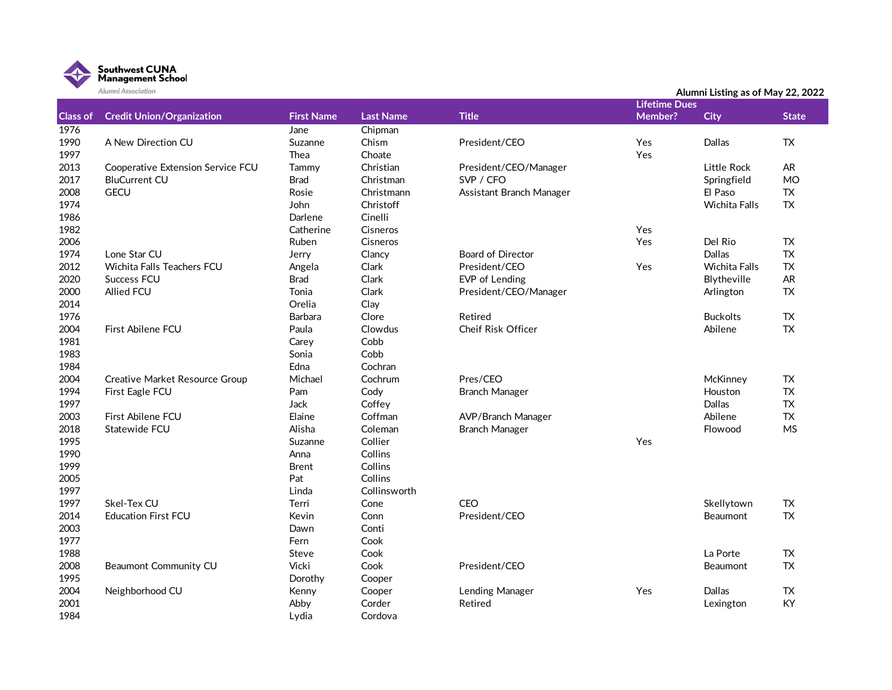Southwest CUNA Management School
Alumni Association

Alumni Listing as of May 22, 2022

| Class of | Credit Union/Organization | First Name | Last Name | Title | Lifetime Dues Member? | City | State |
|---|---|---|---|---|---|---|---|
| 1976 | | Jane | Chipman | | | | |
| 1990 | A New Direction CU | Suzanne | Chism | President/CEO | Yes | Dallas | TX |
| 1997 | | Thea | Choate | | Yes | | |
| 2013 | Cooperative Extension Service FCU | Tammy | Christian | President/CEO/Manager | | Little Rock | AR |
| 2017 | BluCurrent CU | Brad | Christman | SVP / CFO | | Springfield | MO |
| 2008 | GECU | Rosie | Christmann | Assistant Branch Manager | | El Paso | TX |
| 1974 | | John | Christoff | | | Wichita Falls | TX |
| 1986 | | Darlene | Cinelli | | | | |
| 1982 | | Catherine | Cisneros | | Yes | | |
| 2006 | | Ruben | Cisneros | | Yes | Del Rio | TX |
| 1974 | Lone Star CU | Jerry | Clancy | Board of Director | | Dallas | TX |
| 2012 | Wichita Falls Teachers FCU | Angela | Clark | President/CEO | Yes | Wichita Falls | TX |
| 2020 | Success FCU | Brad | Clark | EVP of Lending | | Blytheville | AR |
| 2000 | Allied FCU | Tonia | Clark | President/CEO/Manager | | Arlington | TX |
| 2014 | | Orelia | Clay | | | | |
| 1976 | | Barbara | Clore | Retired | | Buckolts | TX |
| 2004 | First Abilene FCU | Paula | Clowdus | Cheif Risk Officer | | Abilene | TX |
| 1981 | | Carey | Cobb | | | | |
| 1983 | | Sonia | Cobb | | | | |
| 1984 | | Edna | Cochran | | | | |
| 2004 | Creative Market Resource Group | Michael | Cochrum | Pres/CEO | | McKinney | TX |
| 1994 | First Eagle FCU | Pam | Cody | Branch Manager | | Houston | TX |
| 1997 | | Jack | Coffey | | | Dallas | TX |
| 2003 | First Abilene FCU | Elaine | Coffman | AVP/Branch Manager | | Abilene | TX |
| 2018 | Statewide FCU | Alisha | Coleman | Branch Manager | | Flowood | MS |
| 1995 | | Suzanne | Collier | | Yes | | |
| 1990 | | Anna | Collins | | | | |
| 1999 | | Brent | Collins | | | | |
| 2005 | | Pat | Collins | | | | |
| 1997 | | Linda | Collinsworth | | | | |
| 1997 | Skel-Tex CU | Terri | Cone | CEO | | Skellytown | TX |
| 2014 | Education First FCU | Kevin | Conn | President/CEO | | Beaumont | TX |
| 2003 | | Dawn | Conti | | | | |
| 1977 | | Fern | Cook | | | | |
| 1988 | | Steve | Cook | | | La Porte | TX |
| 2008 | Beaumont Community CU | Vicki | Cook | President/CEO | | Beaumont | TX |
| 1995 | | Dorothy | Cooper | | | | |
| 2004 | Neighborhood CU | Kenny | Cooper | Lending Manager | Yes | Dallas | TX |
| 2001 | | Abby | Corder | Retired | | Lexington | KY |
| 1984 | | Lydia | Cordova | | | | |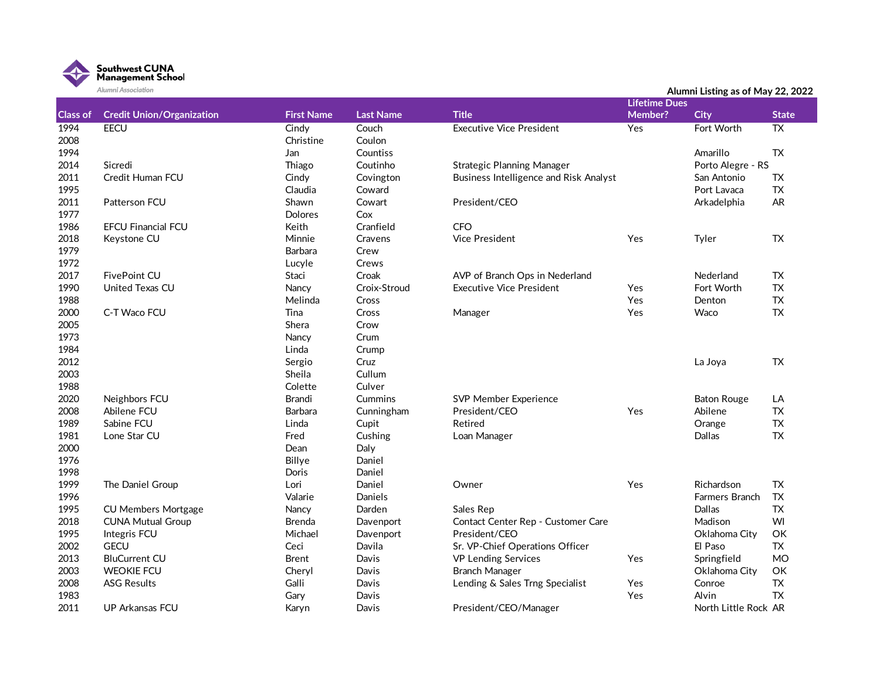Southwest CUNA Management School

Alumni Association

Alumni Listing as of May 22, 2022

| Class of | Credit Union/Organization | First Name | Last Name | Title | Lifetime Dues Member? | City | State |
|---|---|---|---|---|---|---|---|
| 1994 | EECU | Cindy | Couch | Executive Vice President | Yes | Fort Worth | TX |
| 2008 | | Christine | Coulon | | | | |
| 1994 | | Jan | Countiss | | | Amarillo | TX |
| 2014 | Sicredi | Thiago | Coutinho | Strategic Planning Manager | | Porto Alegre - RS | |
| 2011 | Credit Human FCU | Cindy | Covington | Business Intelligence and Risk Analyst | | San Antonio | TX |
| 1995 | | Claudia | Coward | | | Port Lavaca | TX |
| 2011 | Patterson FCU | Shawn | Cowart | President/CEO | | Arkadelphia | AR |
| 1977 | | Dolores | Cox | | | | |
| 1986 | EFCU Financial FCU | Keith | Cranfield | CFO | | | |
| 2018 | Keystone CU | Minnie | Cravens | Vice President | Yes | Tyler | TX |
| 1979 | | Barbara | Crew | | | | |
| 1972 | | Lucyle | Crews | | | | |
| 2017 | FivePoint CU | Staci | Croak | AVP of Branch Ops in Nederland | | Nederland | TX |
| 1990 | United Texas CU | Nancy | Croix-Stroud | Executive Vice President | Yes | Fort Worth | TX |
| 1988 | | Melinda | Cross | | Yes | Denton | TX |
| 2000 | C-T Waco FCU | Tina | Cross | Manager | Yes | Waco | TX |
| 2005 | | Shera | Crow | | | | |
| 1973 | | Nancy | Crum | | | | |
| 1984 | | Linda | Crump | | | | |
| 2012 | | Sergio | Cruz | | | La Joya | TX |
| 2003 | | Sheila | Cullum | | | | |
| 1988 | | Colette | Culver | | | | |
| 2020 | Neighbors FCU | Brandi | Cummins | SVP Member Experience | | Baton Rouge | LA |
| 2008 | Abilene FCU | Barbara | Cunningham | President/CEO | Yes | Abilene | TX |
| 1989 | Sabine FCU | Linda | Cupit | Retired | | Orange | TX |
| 1981 | Lone Star CU | Fred | Cushing | Loan Manager | | Dallas | TX |
| 2000 | | Dean | Daly | | | | |
| 1976 | | Billye | Daniel | | | | |
| 1998 | | Doris | Daniel | | | | |
| 1999 | The Daniel Group | Lori | Daniel | Owner | Yes | Richardson | TX |
| 1996 | | Valarie | Daniels | | | Farmers Branch | TX |
| 1995 | CU Members Mortgage | Nancy | Darden | Sales Rep | | Dallas | TX |
| 2018 | CUNA Mutual Group | Brenda | Davenport | Contact Center Rep - Customer Care | | Madison | WI |
| 1995 | Integris FCU | Michael | Davenport | President/CEO | | Oklahoma City | OK |
| 2002 | GECU | Ceci | Davila | Sr. VP-Chief Operations Officer | | El Paso | TX |
| 2013 | BluCurrent CU | Brent | Davis | VP Lending Services | Yes | Springfield | MO |
| 2003 | WEOKIE FCU | Cheryl | Davis | Branch Manager | | Oklahoma City | OK |
| 2008 | ASG Results | Galli | Davis | Lending & Sales Trng Specialist | Yes | Conroe | TX |
| 1983 | | Gary | Davis | | Yes | Alvin | TX |
| 2011 | UP Arkansas FCU | Karyn | Davis | President/CEO/Manager | | North Little Rock | AR |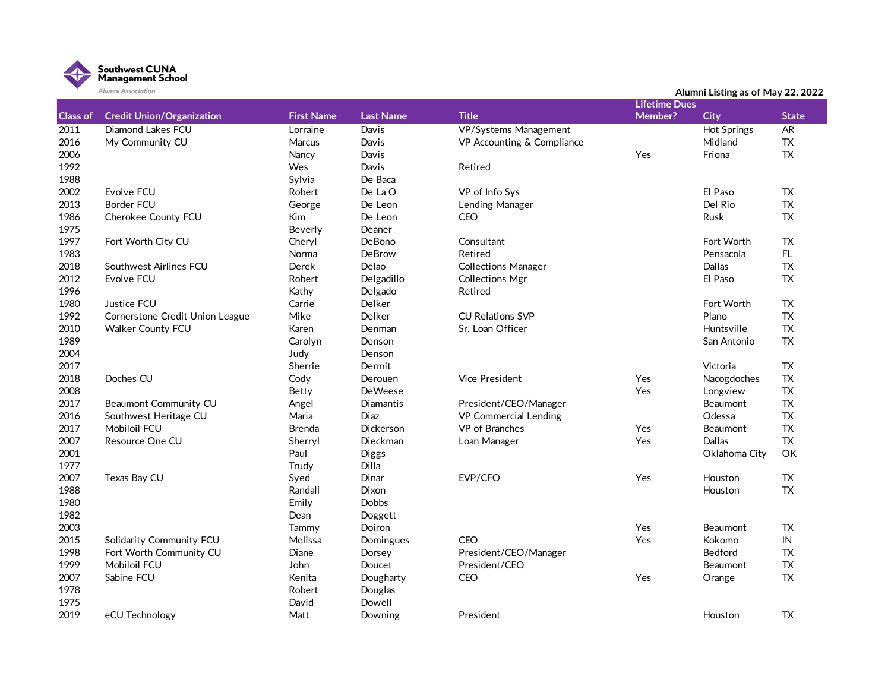Southwest CUNA Management School

Alumni Association

Alumni Listing as of May 22, 2022

| Class of | Credit Union/Organization | First Name | Last Name | Title | Lifetime Dues Member? | City | State |
|---|---|---|---|---|---|---|---|
| 2011 | Diamond Lakes FCU | Lorraine | Davis | VP/Systems Management | | Hot Springs | AR |
| 2016 | My Community CU | Marcus | Davis | VP Accounting & Compliance | | Midland | TX |
| 2006 | | Nancy | Davis | | Yes | Friona | TX |
| 1992 | | Wes | Davis | Retired | | | |
| 1988 | | Sylvia | De Baca | | | | |
| 2002 | Evolve FCU | Robert | De La O | VP of Info Sys | | El Paso | TX |
| 2013 | Border FCU | George | De Leon | Lending Manager | | Del Rio | TX |
| 1986 | Cherokee County FCU | Kim | De Leon | CEO | | Rusk | TX |
| 1975 | | Beverly | Deaner | | | | |
| 1997 | Fort Worth City CU | Cheryl | DeBono | Consultant | | Fort Worth | TX |
| 1983 | | Norma | DeBrow | Retired | | Pensacola | FL |
| 2018 | Southwest Airlines FCU | Derek | Delao | Collections Manager | | Dallas | TX |
| 2012 | Evolve FCU | Robert | Delgadillo | Collections Mgr | | El Paso | TX |
| 1996 | | Kathy | Delgado | Retired | | | |
| 1980 | Justice FCU | Carrie | Delker | | | Fort Worth | TX |
| 1992 | Cornerstone Credit Union League | Mike | Delker | CU Relations SVP | | Plano | TX |
| 2010 | Walker County FCU | Karen | Denman | Sr. Loan Officer | | Huntsville | TX |
| 1989 | | Carolyn | Denson | | | San Antonio | TX |
| 2004 | | Judy | Denson | | | | |
| 2017 | | Sherrie | Dermit | | | Victoria | TX |
| 2018 | Doches CU | Cody | Derouen | Vice President | Yes | Nacogdoches | TX |
| 2008 | | Betty | DeWeese | | Yes | Longview | TX |
| 2017 | Beaumont Community CU | Angel | Diamantis | President/CEO/Manager | | Beaumont | TX |
| 2016 | Southwest Heritage CU | Maria | Diaz | VP Commercial Lending | | Odessa | TX |
| 2017 | Mobiloil FCU | Brenda | Dickerson | VP of Branches | Yes | Beaumont | TX |
| 2007 | Resource One CU | Sherryl | Dieckman | Loan Manager | Yes | Dallas | TX |
| 2001 | | Paul | Diggs | | | Oklahoma City | OK |
| 1977 | | Trudy | Dilla | | | | |
| 2007 | Texas Bay CU | Syed | Dinar | EVP/CFO | Yes | Houston | TX |
| 1988 | | Randall | Dixon | | | Houston | TX |
| 1980 | | Emily | Dobbs | | | | |
| 1982 | | Dean | Doggett | | | | |
| 2003 | | Tammy | Doiron | | Yes | Beaumont | TX |
| 2015 | Solidarity Community FCU | Melissa | Domingues | CEO | Yes | Kokomo | IN |
| 1998 | Fort Worth Community CU | Diane | Dorsey | President/CEO/Manager | | Bedford | TX |
| 1999 | Mobiloil FCU | John | Doucet | President/CEO | | Beaumont | TX |
| 2007 | Sabine FCU | Kenita | Dougharty | CEO | Yes | Orange | TX |
| 1978 | | Robert | Douglas | | | | |
| 1975 | | David | Dowell | | | | |
| 2019 | eCU Technology | Matt | Downing | President | | Houston | TX |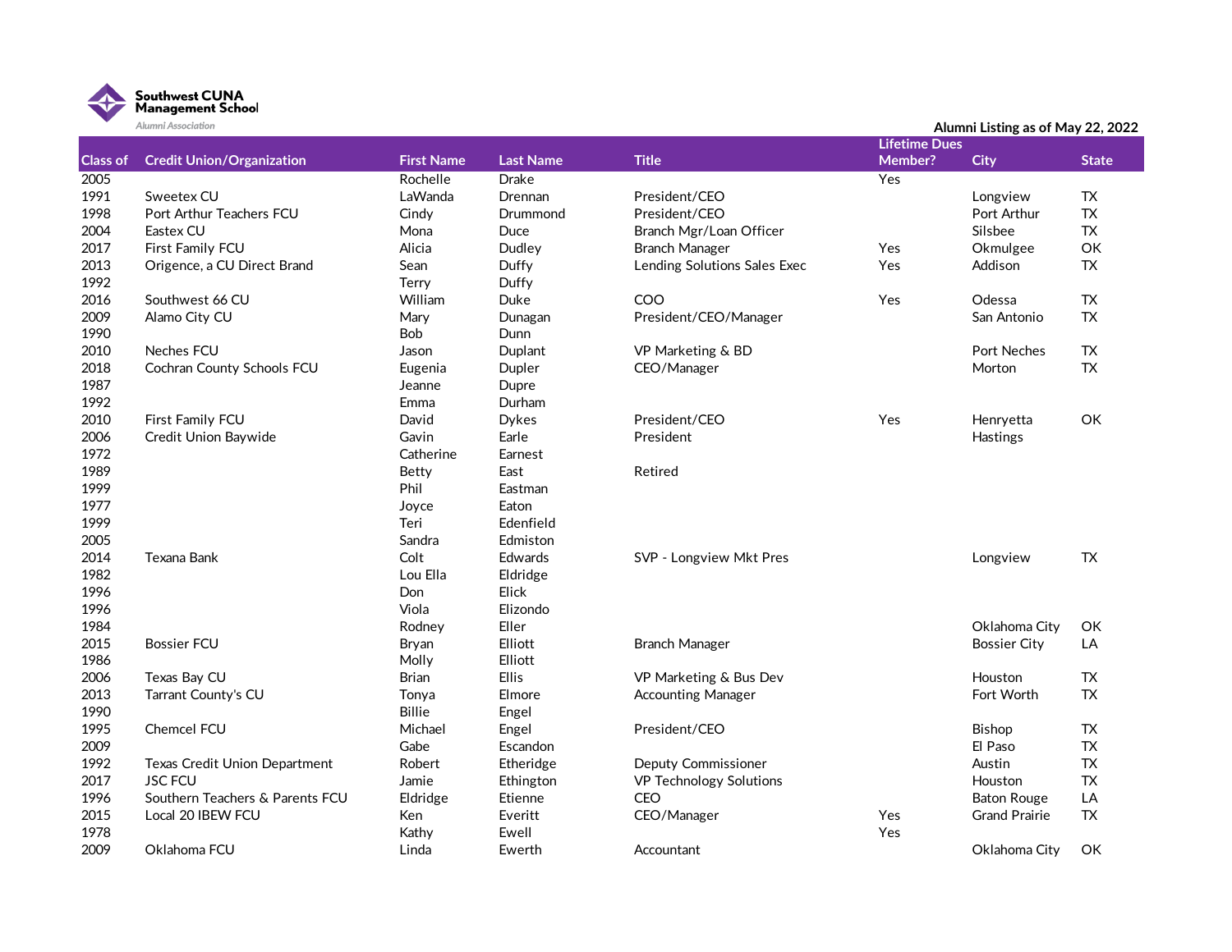**Southwest CUNA Management School**
*Alumni Association*

**Alumni Listing as of May 22, 2022**

| Class of | Credit Union/Organization | First Name | Last Name | Title | Lifetime Dues Member? | City | State |
|---|---|---|---|---|---|---|---|
| 2005 | | Rochelle | Drake | | Yes | | |
| 1991 | Sweetex CU | LaWanda | Drennan | President/CEO | | Longview | TX |
| 1998 | Port Arthur Teachers FCU | Cindy | Drummond | President/CEO | | Port Arthur | TX |
| 2004 | Eastex CU | Mona | Duce | Branch Mgr/Loan Officer | | Silsbee | TX |
| 2017 | First Family FCU | Alicia | Dudley | Branch Manager | Yes | Okmulgee | OK |
| 2013 | Origence, a CU Direct Brand | Sean | Duffy | Lending Solutions Sales Exec | Yes | Addison | TX |
| 1992 | | Terry | Duffy | | | | |
| 2016 | Southwest 66 CU | William | Duke | COO | Yes | Odessa | TX |
| 2009 | Alamo City CU | Mary | Dunagan | President/CEO/Manager | | San Antonio | TX |
| 1990 | | Bob | Dunn | | | | |
| 2010 | Neches FCU | Jason | Duplant | VP Marketing & BD | | Port Neches | TX |
| 2018 | Cochran County Schools FCU | Eugenia | Dupler | CEO/Manager | | Morton | TX |
| 1987 | | Jeanne | Dupre | | | | |
| 1992 | | Emma | Durham | | | | |
| 2010 | First Family FCU | David | Dykes | President/CEO | Yes | Henryetta | OK |
| 2006 | Credit Union Baywide | Gavin | Earle | President | | Hastings | |
| 1972 | | Catherine | Earnest | | | | |
| 1989 | | Betty | East | Retired | | | |
| 1999 | | Phil | Eastman | | | | |
| 1977 | | Joyce | Eaton | | | | |
| 1999 | | Teri | Edenfield | | | | |
| 2005 | | Sandra | Edmiston | | | | |
| 2014 | Texana Bank | Colt | Edwards | SVP - Longview Mkt Pres | | Longview | TX |
| 1982 | | Lou Ella | Eldridge | | | | |
| 1996 | | Don | Elick | | | | |
| 1996 | | Viola | Elizondo | | | | |
| 1984 | | Rodney | Eller | | | Oklahoma City | OK |
| 2015 | Bossier FCU | Bryan | Elliott | Branch Manager | | Bossier City | LA |
| 1986 | | Molly | Elliott | | | | |
| 2006 | Texas Bay CU | Brian | Ellis | VP Marketing & Bus Dev | | Houston | TX |
| 2013 | Tarrant County's CU | Tonya | Elmore | Accounting Manager | | Fort Worth | TX |
| 1990 | | Billie | Engel | | | | |
| 1995 | Chemcel FCU | Michael | Engel | President/CEO | | Bishop | TX |
| 2009 | | Gabe | Escandon | | | El Paso | TX |
| 1992 | Texas Credit Union Department | Robert | Etheridge | Deputy Commissioner | | Austin | TX |
| 2017 | JSC FCU | Jamie | Ethington | VP Technology Solutions | | Houston | TX |
| 1996 | Southern Teachers & Parents FCU | Eldridge | Etienne | CEO | | Baton Rouge | LA |
| 2015 | Local 20 IBEW FCU | Ken | Everitt | CEO/Manager | Yes | Grand Prairie | TX |
| 1978 | | Kathy | Ewell | | Yes | | |
| 2009 | Oklahoma FCU | Linda | Ewerth | Accountant | | Oklahoma City | OK |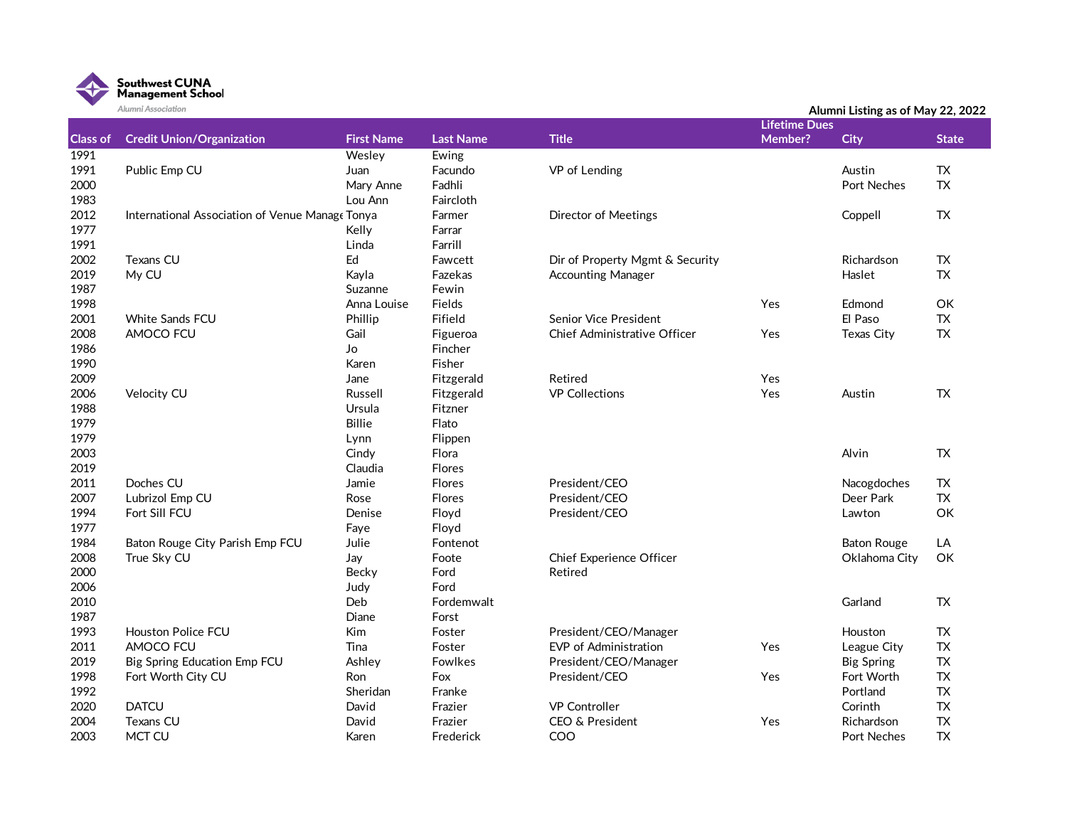Southwest CUNA Management School

Alumni Association

Alumni Listing as of May 22, 2022

| Class of | Credit Union/Organization | First Name | Last Name | Title | Lifetime Dues Member? | City | State |
|---|---|---|---|---|---|---|---|
| 1991 | | Wesley | Ewing | | | | |
| 1991 | Public Emp CU | Juan | Facundo | VP of Lending | | Austin | TX |
| 2000 | | Mary Anne | Fadhli | | | Port Neches | TX |
| 1983 | | Lou Ann | Faircloth | | | | |
| 2012 | International Association of Venue Manage | Tonya | Farmer | Director of Meetings | | Coppell | TX |
| 1977 | | Kelly | Farrar | | | | |
| 1991 | | Linda | Farrill | | | | |
| 2002 | Texans CU | Ed | Fawcett | Dir of Property Mgmt & Security | | Richardson | TX |
| 2019 | My CU | Kayla | Fazekas | Accounting Manager | | Haslet | TX |
| 1987 | | Suzanne | Fewin | | | | |
| 1998 | | Anna Louise | Fields | | Yes | Edmond | OK |
| 2001 | White Sands FCU | Phillip | Fifield | Senior Vice President | | El Paso | TX |
| 2008 | AMOCO FCU | Gail | Figueroa | Chief Administrative Officer | Yes | Texas City | TX |
| 1986 | | Jo | Fincher | | | | |
| 1990 | | Karen | Fisher | | | | |
| 2009 | | Jane | Fitzgerald | Retired | Yes | | |
| 2006 | Velocity CU | Russell | Fitzgerald | VP Collections | Yes | Austin | TX |
| 1988 | | Ursula | Fitzner | | | | |
| 1979 | | Billie | Flato | | | | |
| 1979 | | Lynn | Flippen | | | | |
| 2003 | | Cindy | Flora | | | Alvin | TX |
| 2019 | | Claudia | Flores | | | | |
| 2011 | Doches CU | Jamie | Flores | President/CEO | | Nacogdoches | TX |
| 2007 | Lubrizol Emp CU | Rose | Flores | President/CEO | | Deer Park | TX |
| 1994 | Fort Sill FCU | Denise | Floyd | President/CEO | | Lawton | OK |
| 1977 | | Faye | Floyd | | | | |
| 1984 | Baton Rouge City Parish Emp FCU | Julie | Fontenot | | | Baton Rouge | LA |
| 2008 | True Sky CU | Jay | Foote | Chief Experience Officer | | Oklahoma City | OK |
| 2000 | | Becky | Ford | Retired | | | |
| 2006 | | Judy | Ford | | | | |
| 2010 | | Deb | Fordemwalt | | | Garland | TX |
| 1987 | | Diane | Forst | | | | |
| 1993 | Houston Police FCU | Kim | Foster | President/CEO/Manager | | Houston | TX |
| 2011 | AMOCO FCU | Tina | Foster | EVP of Administration | Yes | League City | TX |
| 2019 | Big Spring Education Emp FCU | Ashley | Fowlkes | President/CEO/Manager | | Big Spring | TX |
| 1998 | Fort Worth City CU | Ron | Fox | President/CEO | Yes | Fort Worth | TX |
| 1992 | | Sheridan | Franke | | | Portland | TX |
| 2020 | DATCU | David | Frazier | VP Controller | | Corinth | TX |
| 2004 | Texans CU | David | Frazier | CEO & President | Yes | Richardson | TX |
| 2003 | MCT CU | Karen | Frederick | COO | | Port Neches | TX |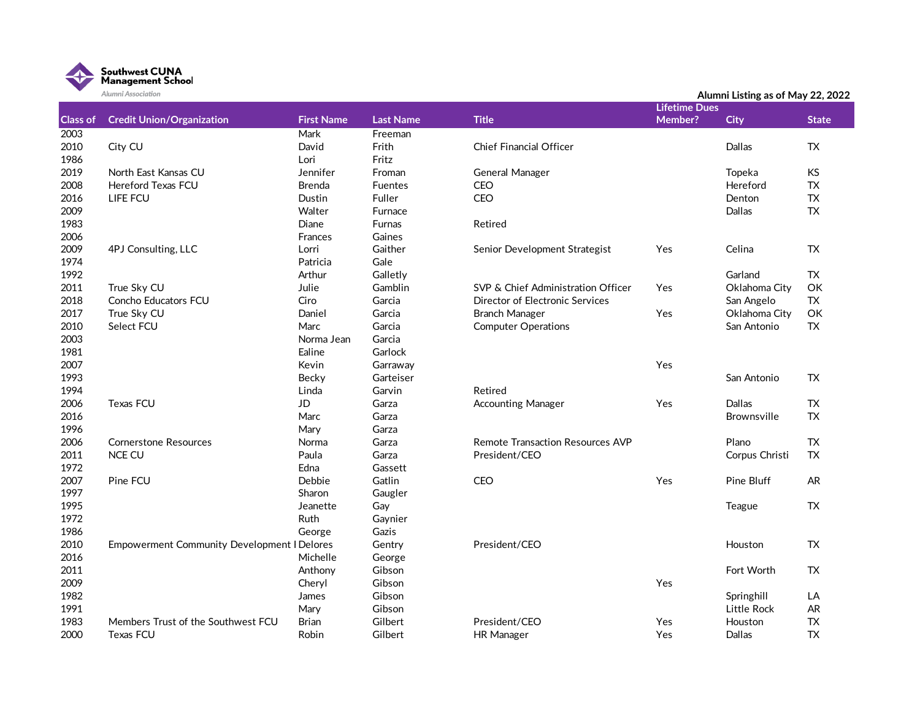Southwest CUNA Management School

Alumni Association

Alumni Listing as of May 22, 2022

| Class of | Credit Union/Organization | First Name | Last Name | Title | Lifetime Dues Member? | City | State |
|---|---|---|---|---|---|---|---|
| 2003 | | Mark | Freeman | | | | |
| 2010 | City CU | David | Frith | Chief Financial Officer | | Dallas | TX |
| 1986 | | Lori | Fritz | | | | |
| 2019 | North East Kansas CU | Jennifer | Froman | General Manager | | Topeka | KS |
| 2008 | Hereford Texas FCU | Brenda | Fuentes | CEO | | Hereford | TX |
| 2016 | LIFE FCU | Dustin | Fuller | CEO | | Denton | TX |
| 2009 | | Walter | Furnace | | | Dallas | TX |
| 1983 | | Diane | Furnas | Retired | | | |
| 2006 | | Frances | Gaines | | | | |
| 2009 | 4PJ Consulting, LLC | Lorri | Gaither | Senior Development Strategist | Yes | Celina | TX |
| 1974 | | Patricia | Gale | | | | |
| 1992 | | Arthur | Galletly | | | Garland | TX |
| 2011 | True Sky CU | Julie | Gamblin | SVP & Chief Administration Officer | Yes | Oklahoma City | OK |
| 2018 | Concho Educators FCU | Ciro | Garcia | Director of Electronic Services | | San Angelo | TX |
| 2017 | True Sky CU | Daniel | Garcia | Branch Manager | Yes | Oklahoma City | OK |
| 2010 | Select FCU | Marc | Garcia | Computer Operations | | San Antonio | TX |
| 2003 | | Norma Jean | Garcia | | | | |
| 1981 | | Ealine | Garlock | | | | |
| 2007 | | Kevin | Garraway | | Yes | | |
| 1993 | | Becky | Garteiser | | | San Antonio | TX |
| 1994 | | Linda | Garvin | Retired | | | |
| 2006 | Texas FCU | JD | Garza | Accounting Manager | Yes | Dallas | TX |
| 2016 | | Marc | Garza | | | Brownsville | TX |
| 1996 | | Mary | Garza | | | | |
| 2006 | Cornerstone Resources | Norma | Garza | Remote Transaction Resources AVP | | Plano | TX |
| 2011 | NCE CU | Paula | Garza | President/CEO | | Corpus Christi | TX |
| 1972 | | Edna | Gassett | | | | |
| 2007 | Pine FCU | Debbie | Gatlin | CEO | Yes | Pine Bluff | AR |
| 1997 | | Sharon | Gaugler | | | | |
| 1995 | | Jeanette | Gay | | | Teague | TX |
| 1972 | | Ruth | Gaynier | | | | |
| 1986 | | George | Gazis | | | | |
| 2010 | Empowerment Community Development I | Delores | Gentry | President/CEO | | Houston | TX |
| 2016 | | Michelle | George | | | | |
| 2011 | | Anthony | Gibson | | | Fort Worth | TX |
| 2009 | | Cheryl | Gibson | | Yes | | |
| 1982 | | James | Gibson | | | Springhill | LA |
| 1991 | | Mary | Gibson | | | Little Rock | AR |
| 1983 | Members Trust of the Southwest FCU | Brian | Gilbert | President/CEO | Yes | Houston | TX |
| 2000 | Texas FCU | Robin | Gilbert | HR Manager | Yes | Dallas | TX |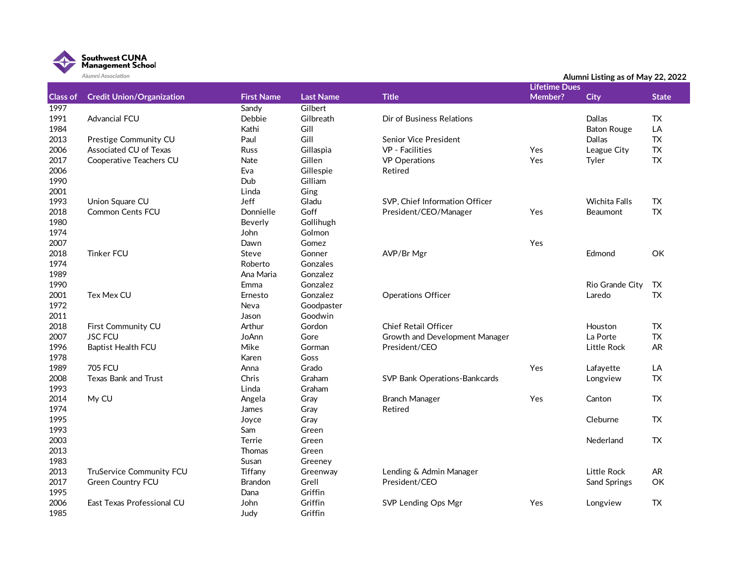Southwest CUNA Management School

Alumni Association

Alumni Listing as of May 22, 2022

| Class of | Credit Union/Organization | First Name | Last Name | Title | Lifetime Dues Member? | City | State |
|---|---|---|---|---|---|---|---|
| 1997 | | Sandy | Gilbert | | | | |
| 1991 | Advancial FCU | Debbie | Gilbreath | Dir of Business Relations | | Dallas | TX |
| 1984 | | Kathi | Gill | | | Baton Rouge | LA |
| 2013 | Prestige Community CU | Paul | Gill | Senior Vice President | | Dallas | TX |
| 2006 | Associated CU of Texas | Russ | Gillaspia | VP - Facilities | Yes | League City | TX |
| 2017 | Cooperative Teachers CU | Nate | Gillen | VP Operations | Yes | Tyler | TX |
| 2006 | | Eva | Gillespie | Retired | | | |
| 1990 | | Dub | Gilliam | | | | |
| 2001 | | Linda | Ging | | | | |
| 1993 | Union Square CU | Jeff | Gladu | SVP, Chief Information Officer | | Wichita Falls | TX |
| 2018 | Common Cents FCU | Donnielle | Goff | President/CEO/Manager | Yes | Beaumont | TX |
| 1980 | | Beverly | Gollihugh | | | | |
| 1974 | | John | Golmon | | | | |
| 2007 | | Dawn | Gomez | | Yes | | |
| 2018 | Tinker FCU | Steve | Gonner | AVP/Br Mgr | | Edmond | OK |
| 1974 | | Roberto | Gonzales | | | | |
| 1989 | | Ana Maria | Gonzalez | | | | |
| 1990 | | Emma | Gonzalez | | | Rio Grande City | TX |
| 2001 | Tex Mex CU | Ernesto | Gonzalez | Operations Officer | | Laredo | TX |
| 1972 | | Neva | Goodpaster | | | | |
| 2011 | | Jason | Goodwin | | | | |
| 2018 | First Community CU | Arthur | Gordon | Chief Retail Officer | | Houston | TX |
| 2007 | JSC FCU | JoAnn | Gore | Growth and Development Manager | | La Porte | TX |
| 1996 | Baptist Health FCU | Mike | Gorman | President/CEO | | Little Rock | AR |
| 1978 | | Karen | Goss | | | | |
| 1989 | 705 FCU | Anna | Grado | | Yes | Lafayette | LA |
| 2008 | Texas Bank and Trust | Chris | Graham | SVP Bank Operations-Bankcards | | Longview | TX |
| 1993 | | Linda | Graham | | | | |
| 2014 | My CU | Angela | Gray | Branch Manager | Yes | Canton | TX |
| 1974 | | James | Gray | Retired | | | |
| 1995 | | Joyce | Gray | | | Cleburne | TX |
| 1993 | | Sam | Green | | | | |
| 2003 | | Terrie | Green | | | Nederland | TX |
| 2013 | | Thomas | Green | | | | |
| 1983 | | Susan | Greeney | | | | |
| 2013 | TruService Community FCU | Tiffany | Greenway | Lending & Admin Manager | | Little Rock | AR |
| 2017 | Green Country FCU | Brandon | Grell | President/CEO | | Sand Springs | OK |
| 1995 | | Dana | Griffin | | | | |
| 2006 | East Texas Professional CU | John | Griffin | SVP Lending Ops Mgr | Yes | Longview | TX |
| 1985 | | Judy | Griffin | | | | |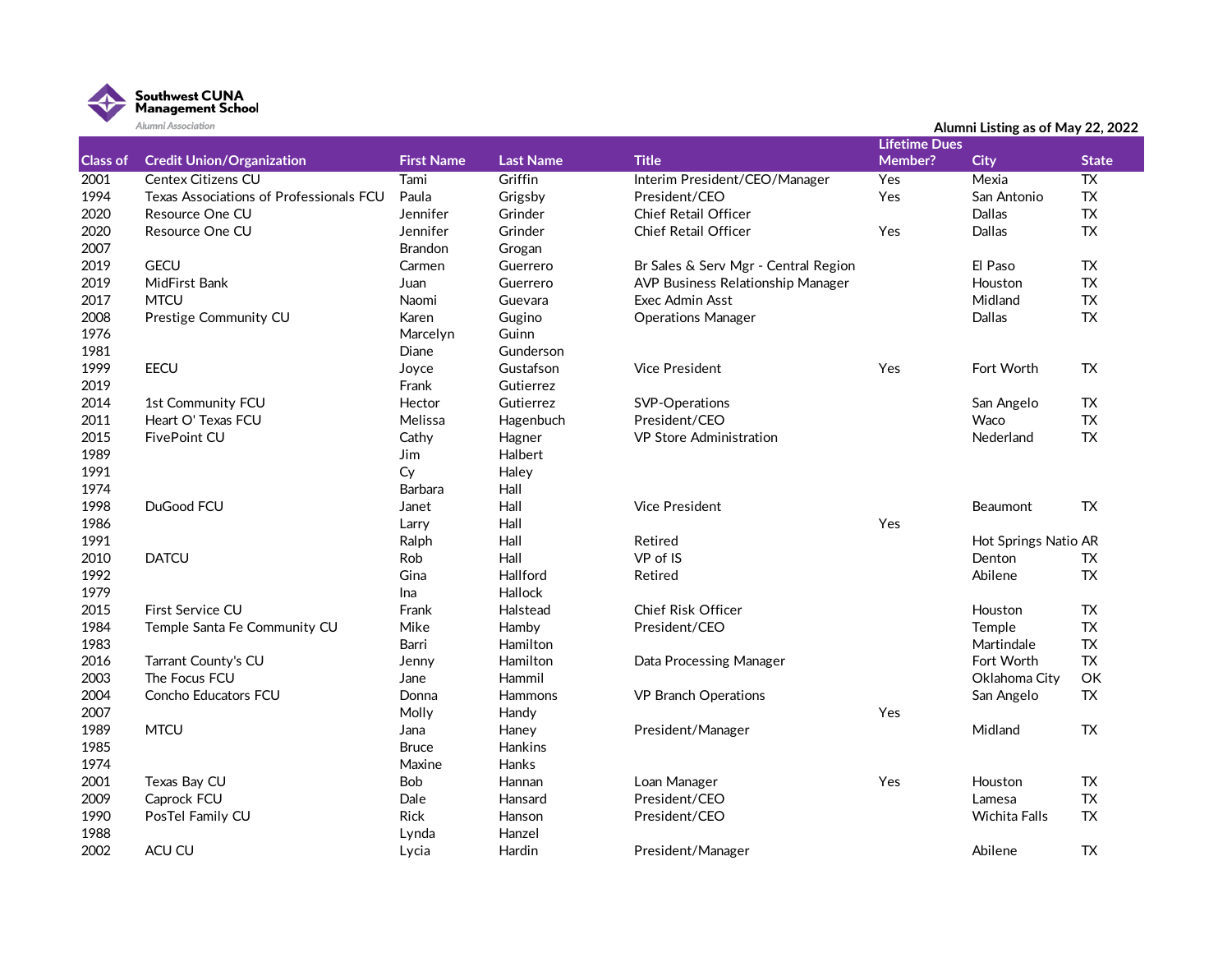Southwest CUNA Management School

Alumni Association

Alumni Listing as of May 22, 2022

| Class of | Credit Union/Organization | First Name | Last Name | Title | Lifetime Dues Member? | City | State |
|---|---|---|---|---|---|---|---|
| 2001 | Centex Citizens CU | Tami | Griffin | Interim President/CEO/Manager | Yes | Mexia | TX |
| 1994 | Texas Associations of Professionals FCU | Paula | Grigsby | President/CEO | Yes | San Antonio | TX |
| 2020 | Resource One CU | Jennifer | Grinder | Chief Retail Officer | | Dallas | TX |
| 2020 | Resource One CU | Jennifer | Grinder | Chief Retail Officer | Yes | Dallas | TX |
| 2007 | | Brandon | Grogan | | | | |
| 2019 | GECU | Carmen | Guerrero | Br Sales & Serv Mgr - Central Region | | El Paso | TX |
| 2019 | MidFirst Bank | Juan | Guerrero | AVP Business Relationship Manager | | Houston | TX |
| 2017 | MTCU | Naomi | Guevara | Exec Admin Asst | | Midland | TX |
| 2008 | Prestige Community CU | Karen | Gugino | Operations Manager | | Dallas | TX |
| 1976 | | Marcelyn | Guinn | | | | |
| 1981 | | Diane | Gunderson | | | | |
| 1999 | EECU | Joyce | Gustafson | Vice President | Yes | Fort Worth | TX |
| 2019 | | Frank | Gutierrez | | | | |
| 2014 | 1st Community FCU | Hector | Gutierrez | SVP-Operations | | San Angelo | TX |
| 2011 | Heart O' Texas FCU | Melissa | Hagenbuch | President/CEO | | Waco | TX |
| 2015 | FivePoint CU | Cathy | Hagner | VP Store Administration | | Nederland | TX |
| 1989 | | Jim | Halbert | | | | |
| 1991 | | Cy | Haley | | | | |
| 1974 | | Barbara | Hall | | | | |
| 1998 | DuGood FCU | Janet | Hall | Vice President | | Beaumont | TX |
| 1986 | | Larry | Hall | | Yes | | |
| 1991 | | Ralph | Hall | Retired | | Hot Springs Natio | AR |
| 2010 | DATCU | Rob | Hall | VP of IS | | Denton | TX |
| 1992 | | Gina | Hallford | Retired | | Abilene | TX |
| 1979 | | Ina | Hallock | | | | |
| 2015 | First Service CU | Frank | Halstead | Chief Risk Officer | | Houston | TX |
| 1984 | Temple Santa Fe Community CU | Mike | Hamby | President/CEO | | Temple | TX |
| 1983 | | Barri | Hamilton | | | Martindale | TX |
| 2016 | Tarrant County's CU | Jenny | Hamilton | Data Processing Manager | | Fort Worth | TX |
| 2003 | The Focus FCU | Jane | Hammil | | | Oklahoma City | OK |
| 2004 | Concho Educators FCU | Donna | Hammons | VP Branch Operations | | San Angelo | TX |
| 2007 | | Molly | Handy | | Yes | | |
| 1989 | MTCU | Jana | Haney | President/Manager | | Midland | TX |
| 1985 | | Bruce | Hankins | | | | |
| 1974 | | Maxine | Hanks | | | | |
| 2001 | Texas Bay CU | Bob | Hannan | Loan Manager | Yes | Houston | TX |
| 2009 | Caprock FCU | Dale | Hansard | President/CEO | | Lamesa | TX |
| 1990 | PosTel Family CU | Rick | Hanson | President/CEO | | Wichita Falls | TX |
| 1988 | | Lynda | Hanzel | | | | |
| 2002 | ACU CU | Lycia | Hardin | President/Manager | | Abilene | TX |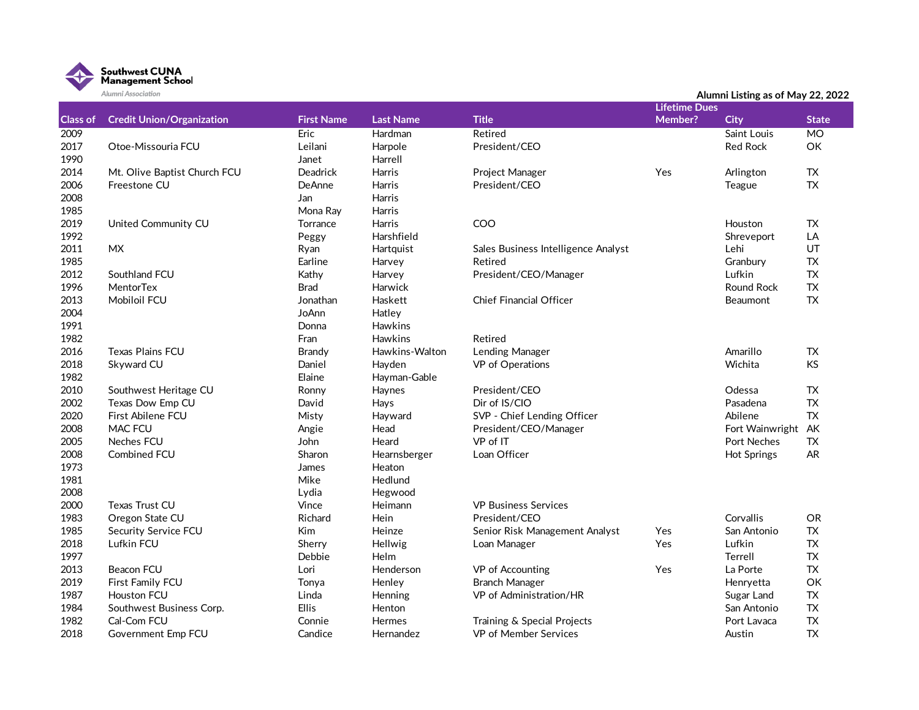Southwest CUNA Management School

Alumni Association

Alumni Listing as of May 22, 2022

| Class of | Credit Union/Organization | First Name | Last Name | Title | Lifetime Dues Member? | City | State |
|---|---|---|---|---|---|---|---|
| 2009 | | Eric | Hardman | Retired | | Saint Louis | MO |
| 2017 | Otoe-Missouria FCU | Leilani | Harpole | President/CEO | | Red Rock | OK |
| 1990 | | Janet | Harrell | | | | |
| 2014 | Mt. Olive Baptist Church FCU | Deadrick | Harris | Project Manager | Yes | Arlington | TX |
| 2006 | Freestone CU | DeAnne | Harris | President/CEO | | Teague | TX |
| 2008 | | Jan | Harris | | | | |
| 1985 | | Mona Ray | Harris | | | | |
| 2019 | United Community CU | Torrance | Harris | COO | | Houston | TX |
| 1992 | | Peggy | Harshfield | | | Shreveport | LA |
| 2011 | MX | Ryan | Hartquist | Sales Business Intelligence Analyst | | Lehi | UT |
| 1985 | | Earline | Harvey | Retired | | Granbury | TX |
| 2012 | Southland FCU | Kathy | Harvey | President/CEO/Manager | | Lufkin | TX |
| 1996 | MentorTex | Brad | Harwick | | | Round Rock | TX |
| 2013 | Mobiloil FCU | Jonathan | Haskett | Chief Financial Officer | | Beaumont | TX |
| 2004 | | JoAnn | Hatley | | | | |
| 1991 | | Donna | Hawkins | | | | |
| 1982 | | Fran | Hawkins | Retired | | | |
| 2016 | Texas Plains FCU | Brandy | Hawkins-Walton | Lending Manager | | Amarillo | TX |
| 2018 | Skyward CU | Daniel | Hayden | VP of Operations | | Wichita | KS |
| 1982 | | Elaine | Hayman-Gable | | | | |
| 2010 | Southwest Heritage CU | Ronny | Haynes | President/CEO | | Odessa | TX |
| 2002 | Texas Dow Emp CU | David | Hays | Dir of IS/CIO | | Pasadena | TX |
| 2020 | First Abilene FCU | Misty | Hayward | SVP - Chief Lending Officer | | Abilene | TX |
| 2008 | MAC FCU | Angie | Head | President/CEO/Manager | | Fort Wainwright | AK |
| 2005 | Neches FCU | John | Heard | VP of IT | | Port Neches | TX |
| 2008 | Combined FCU | Sharon | Hearnsberger | Loan Officer | | Hot Springs | AR |
| 1973 | | James | Heaton | | | | |
| 1981 | | Mike | Hedlund | | | | |
| 2008 | | Lydia | Hegwood | | | | |
| 2000 | Texas Trust CU | Vince | Heimann | VP Business Services | | | |
| 1983 | Oregon State CU | Richard | Hein | President/CEO | | Corvallis | OR |
| 1985 | Security Service FCU | Kim | Heinze | Senior Risk Management Analyst | Yes | San Antonio | TX |
| 2018 | Lufkin FCU | Sherry | Hellwig | Loan Manager | Yes | Lufkin | TX |
| 1997 | | Debbie | Helm | | | Terrell | TX |
| 2013 | Beacon FCU | Lori | Henderson | VP of Accounting | Yes | La Porte | TX |
| 2019 | First Family FCU | Tonya | Henley | Branch Manager | | Henryetta | OK |
| 1987 | Houston FCU | Linda | Henning | VP of Administration/HR | | Sugar Land | TX |
| 1984 | Southwest Business Corp. | Ellis | Henton | | | San Antonio | TX |
| 1982 | Cal-Com FCU | Connie | Hermes | Training & Special Projects | | Port Lavaca | TX |
| 2018 | Government Emp FCU | Candice | Hernandez | VP of Member Services | | Austin | TX |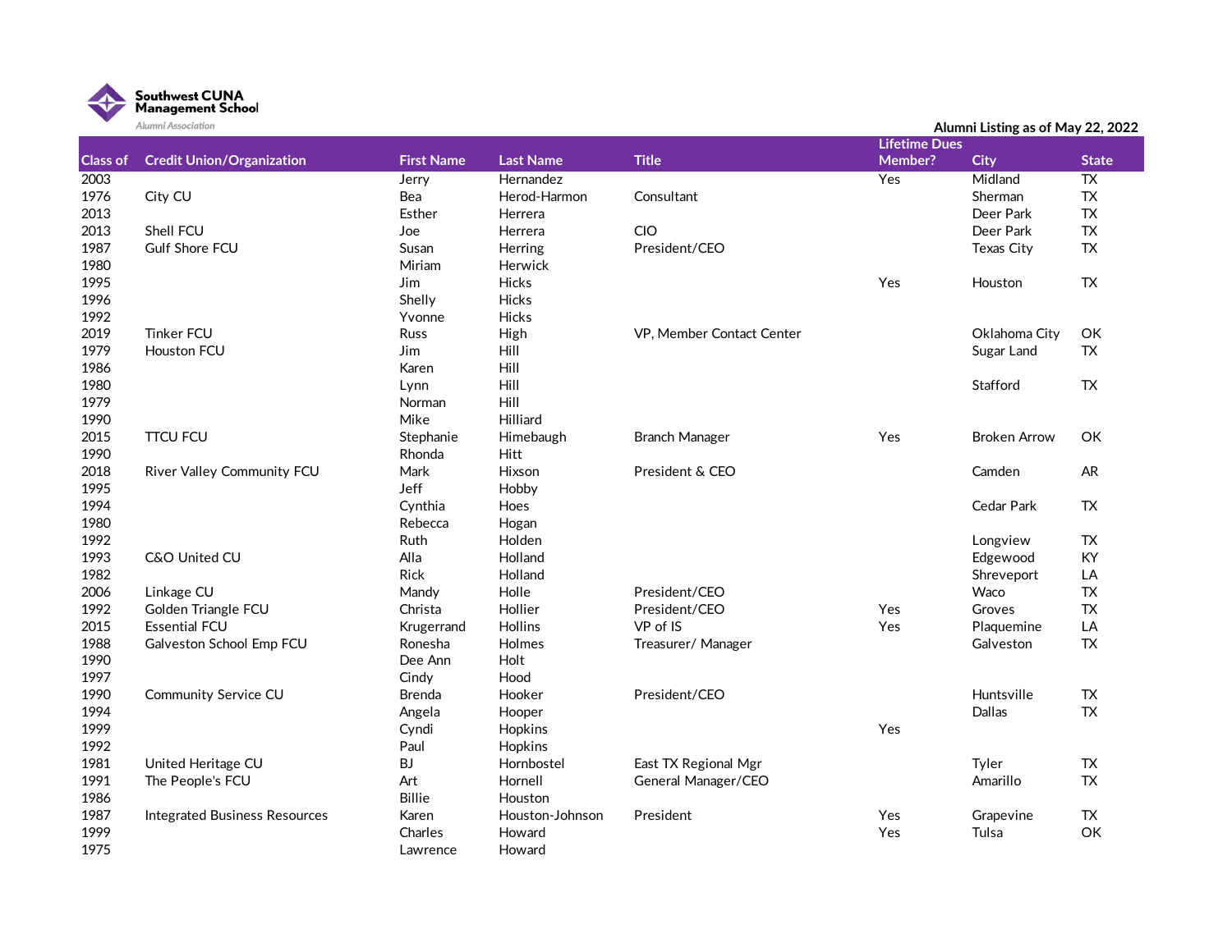Southwest CUNA Management School

Alumni Association

Alumni Listing as of May 22, 2022

| Class of | Credit Union/Organization | First Name | Last Name | Title | Lifetime Dues Member? | City | State |
|---|---|---|---|---|---|---|---|
| 2003 | | Jerry | Hernandez | | Yes | Midland | TX |
| 1976 | City CU | Bea | Herod-Harmon | Consultant | | Sherman | TX |
| 2013 | | Esther | Herrera | | | Deer Park | TX |
| 2013 | Shell FCU | Joe | Herrera | CIO | | Deer Park | TX |
| 1987 | Gulf Shore FCU | Susan | Herring | President/CEO | | Texas City | TX |
| 1980 | | Miriam | Herwick | | | | |
| 1995 | | Jim | Hicks | | Yes | Houston | TX |
| 1996 | | Shelly | Hicks | | | | |
| 1992 | | Yvonne | Hicks | | | | |
| 2019 | Tinker FCU | Russ | High | VP, Member Contact Center | | Oklahoma City | OK |
| 1979 | Houston FCU | Jim | Hill | | | Sugar Land | TX |
| 1986 | | Karen | Hill | | | | |
| 1980 | | Lynn | Hill | | | Stafford | TX |
| 1979 | | Norman | Hill | | | | |
| 1990 | | Mike | Hilliard | | | | |
| 2015 | TTCU FCU | Stephanie | Himebaugh | Branch Manager | Yes | Broken Arrow | OK |
| 1990 | | Rhonda | Hitt | | | | |
| 2018 | River Valley Community FCU | Mark | Hixson | President & CEO | | Camden | AR |
| 1995 | | Jeff | Hobby | | | | |
| 1994 | | Cynthia | Hoes | | | Cedar Park | TX |
| 1980 | | Rebecca | Hogan | | | | |
| 1992 | | Ruth | Holden | | | Longview | TX |
| 1993 | C&O United CU | Alla | Holland | | | Edgewood | KY |
| 1982 | | Rick | Holland | | | Shreveport | LA |
| 2006 | Linkage CU | Mandy | Holle | President/CEO | | Waco | TX |
| 1992 | Golden Triangle FCU | Christa | Hollier | President/CEO | Yes | Groves | TX |
| 2015 | Essential FCU | Krugerrand | Hollins | VP of IS | Yes | Plaquemine | LA |
| 1988 | Galveston School Emp FCU | Ronesha | Holmes | Treasurer/ Manager | | Galveston | TX |
| 1990 | | Dee Ann | Holt | | | | |
| 1997 | | Cindy | Hood | | | | |
| 1990 | Community Service CU | Brenda | Hooker | President/CEO | | Huntsville | TX |
| 1994 | | Angela | Hooper | | | Dallas | TX |
| 1999 | | Cyndi | Hopkins | | Yes | | |
| 1992 | | Paul | Hopkins | | | | |
| 1981 | United Heritage CU | BJ | Hornbostel | East TX Regional Mgr | | Tyler | TX |
| 1991 | The People's FCU | Art | Hornell | General Manager/CEO | | Amarillo | TX |
| 1986 | | Billie | Houston | | | | |
| 1987 | Integrated Business Resources | Karen | Houston-Johnson | President | Yes | Grapevine | TX |
| 1999 | | Charles | Howard | | Yes | Tulsa | OK |
| 1975 | | Lawrence | Howard | | | | |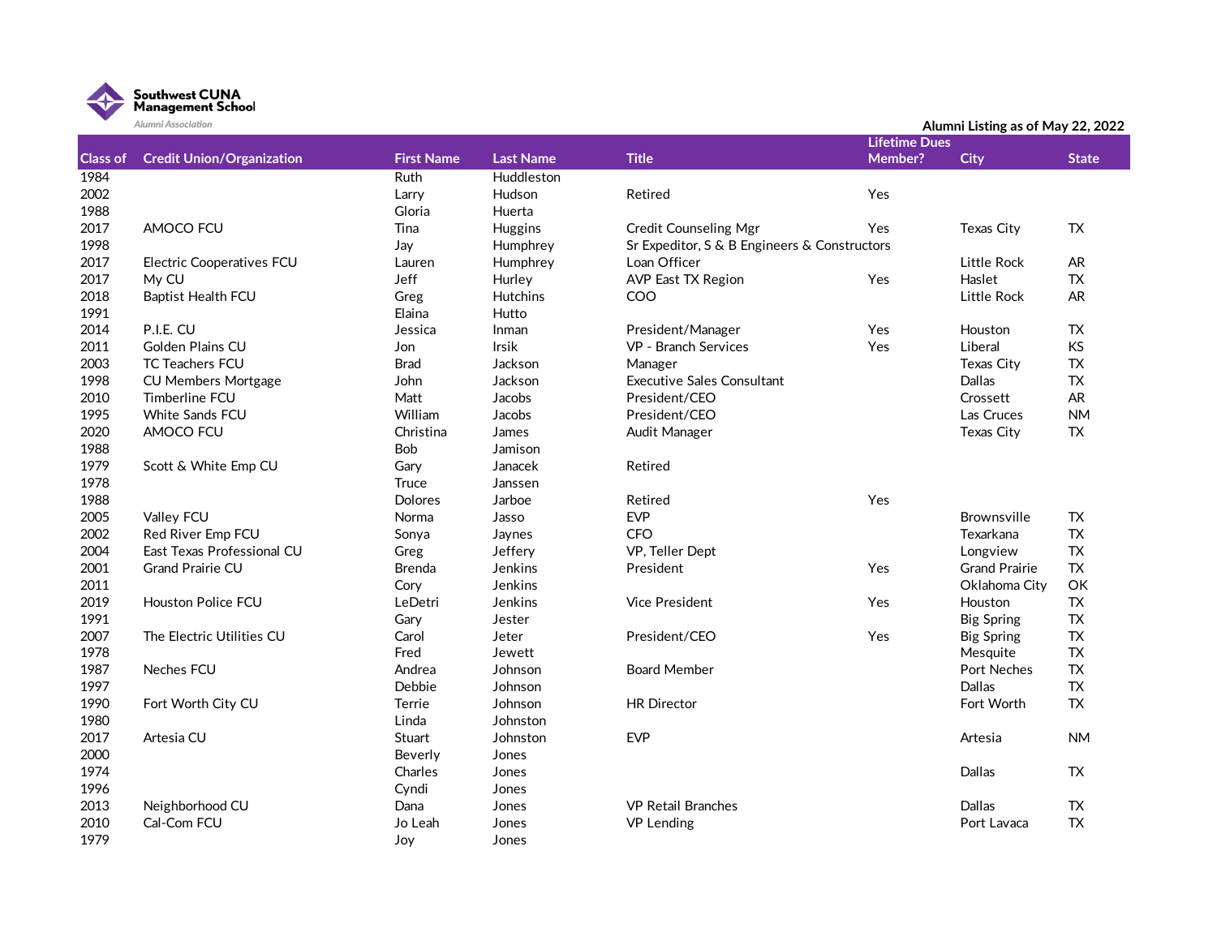Southwest CUNA Management School

Alumni Association

Alumni Listing as of May 22, 2022

| Class of | Credit Union/Organization | First Name | Last Name | Title | Lifetime Dues Member? | City | State |
|---|---|---|---|---|---|---|---|
| 1984 | | Ruth | Huddleston | | | | |
| 2002 | | Larry | Hudson | Retired | Yes | | |
| 1988 | | Gloria | Huerta | | | | |
| 2017 | AMOCO FCU | Tina | Huggins | Credit Counseling Mgr | Yes | Texas City | TX |
| 1998 | | Jay | Humphrey | Sr Expeditor, S & B Engineers & Constructors | | | |
| 2017 | Electric Cooperatives FCU | Lauren | Humphrey | Loan Officer | | Little Rock | AR |
| 2017 | My CU | Jeff | Hurley | AVP East TX Region | Yes | Haslet | TX |
| 2018 | Baptist Health FCU | Greg | Hutchins | COO | | Little Rock | AR |
| 1991 | | Elaina | Hutto | | | | |
| 2014 | P.I.E. CU | Jessica | Inman | President/Manager | Yes | Houston | TX |
| 2011 | Golden Plains CU | Jon | Irsik | VP - Branch Services | Yes | Liberal | KS |
| 2003 | TC Teachers FCU | Brad | Jackson | Manager | | Texas City | TX |
| 1998 | CU Members Mortgage | John | Jackson | Executive Sales Consultant | | Dallas | TX |
| 2010 | Timberline FCU | Matt | Jacobs | President/CEO | | Crossett | AR |
| 1995 | White Sands FCU | William | Jacobs | President/CEO | | Las Cruces | NM |
| 2020 | AMOCO FCU | Christina | James | Audit Manager | | Texas City | TX |
| 1988 | | Bob | Jamison | | | | |
| 1979 | Scott & White Emp CU | Gary | Janacek | Retired | | | |
| 1978 | | Truce | Janssen | | | | |
| 1988 | | Dolores | Jarboe | Retired | Yes | | |
| 2005 | Valley FCU | Norma | Jasso | EVP | | Brownsville | TX |
| 2002 | Red River Emp FCU | Sonya | Jaynes | CFO | | Texarkana | TX |
| 2004 | East Texas Professional CU | Greg | Jeffery | VP, Teller Dept | | Longview | TX |
| 2001 | Grand Prairie CU | Brenda | Jenkins | President | Yes | Grand Prairie | TX |
| 2011 | | Cory | Jenkins | | | Oklahoma City | OK |
| 2019 | Houston Police FCU | LeDetri | Jenkins | Vice President | Yes | Houston | TX |
| 1991 | | Gary | Jester | | | Big Spring | TX |
| 2007 | The Electric Utilities CU | Carol | Jeter | President/CEO | Yes | Big Spring | TX |
| 1978 | | Fred | Jewett | | | Mesquite | TX |
| 1987 | Neches FCU | Andrea | Johnson | Board Member | | Port Neches | TX |
| 1997 | | Debbie | Johnson | | | Dallas | TX |
| 1990 | Fort Worth City CU | Terrie | Johnson | HR Director | | Fort Worth | TX |
| 1980 | | Linda | Johnston | | | | |
| 2017 | Artesia CU | Stuart | Johnston | EVP | | Artesia | NM |
| 2000 | | Beverly | Jones | | | | |
| 1974 | | Charles | Jones | | | Dallas | TX |
| 1996 | | Cyndi | Jones | | | | |
| 2013 | Neighborhood CU | Dana | Jones | VP Retail Branches | | Dallas | TX |
| 2010 | Cal-Com FCU | Jo Leah | Jones | VP Lending | | Port Lavaca | TX |
| 1979 | | Joy | Jones | | | | |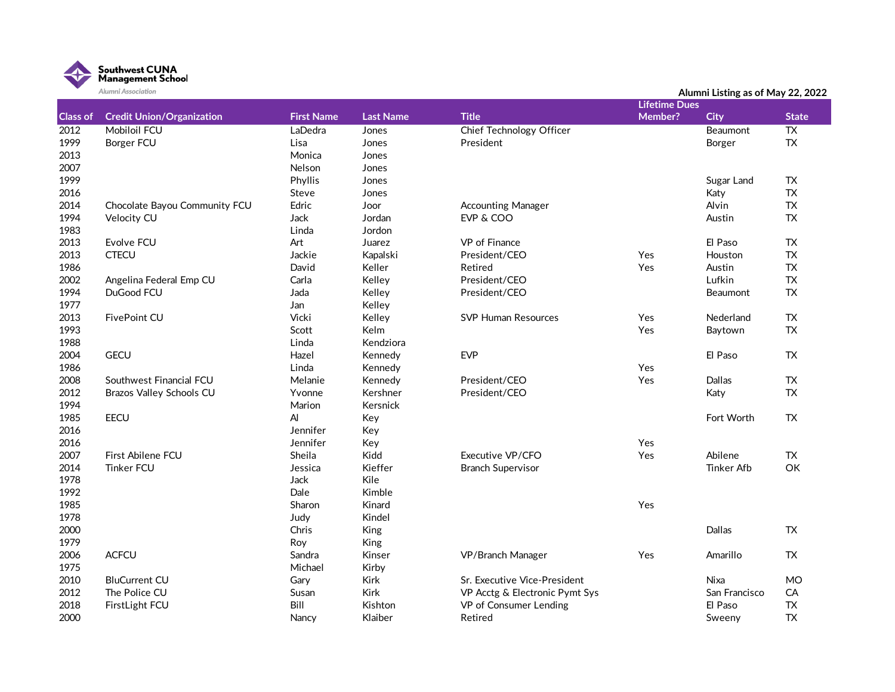Southwest CUNA Management School

Alumni Association

**Alumni Listing as of May 22, 2022**

| Class of | Credit Union/Organization | First Name | Last Name | Title | Lifetime Dues Member? | City | State |
|---|---|---|---|---|---|---|---|
| 2012 | Mobiloil FCU | LaDedra | Jones | Chief Technology Officer | | Beaumont | TX |
| 1999 | Borger FCU | Lisa | Jones | President | | Borger | TX |
| 2013 | | Monica | Jones | | | | |
| 2007 | | Nelson | Jones | | | | |
| 1999 | | Phyllis | Jones | | | Sugar Land | TX |
| 2016 | | Steve | Jones | | | Katy | TX |
| 2014 | Chocolate Bayou Community FCU | Edric | Joor | Accounting Manager | | Alvin | TX |
| 1994 | Velocity CU | Jack | Jordan | EVP & COO | | Austin | TX |
| 1983 | | Linda | Jordon | | | | |
| 2013 | Evolve FCU | Art | Juarez | VP of Finance | | El Paso | TX |
| 2013 | CTECU | Jackie | Kapalski | President/CEO | Yes | Houston | TX |
| 1986 | | David | Keller | Retired | Yes | Austin | TX |
| 2002 | Angelina Federal Emp CU | Carla | Kelley | President/CEO | | Lufkin | TX |
| 1994 | DuGood FCU | Jada | Kelley | President/CEO | | Beaumont | TX |
| 1977 | | Jan | Kelley | | | | |
| 2013 | FivePoint CU | Vicki | Kelley | SVP Human Resources | Yes | Nederland | TX |
| 1993 | | Scott | Kelm | | Yes | Baytown | TX |
| 1988 | | Linda | Kendziora | | | | |
| 2004 | GECU | Hazel | Kennedy | EVP | | El Paso | TX |
| 1986 | | Linda | Kennedy | | Yes | | |
| 2008 | Southwest Financial FCU | Melanie | Kennedy | President/CEO | Yes | Dallas | TX |
| 2012 | Brazos Valley Schools CU | Yvonne | Kershner | President/CEO | | Katy | TX |
| 1994 | | Marion | Kersnick | | | | |
| 1985 | EECU | Al | Key | | | Fort Worth | TX |
| 2016 | | Jennifer | Key | | | | |
| 2016 | | Jennifer | Key | | Yes | | |
| 2007 | First Abilene FCU | Sheila | Kidd | Executive VP/CFO | Yes | Abilene | TX |
| 2014 | Tinker FCU | Jessica | Kieffer | Branch Supervisor | | Tinker Afb | OK |
| 1978 | | Jack | Kile | | | | |
| 1992 | | Dale | Kimble | | | | |
| 1985 | | Sharon | Kinard | | Yes | | |
| 1978 | | Judy | Kindel | | | | |
| 2000 | | Chris | King | | | Dallas | TX |
| 1979 | | Roy | King | | | | |
| 2006 | ACFCU | Sandra | Kinser | VP/Branch Manager | Yes | Amarillo | TX |
| 1975 | | Michael | Kirby | | | | |
| 2010 | BluCurrent CU | Gary | Kirk | Sr. Executive Vice-President | | Nixa | MO |
| 2012 | The Police CU | Susan | Kirk | VP Acctg & Electronic Pymt Sys | | San Francisco | CA |
| 2018 | FirstLight FCU | Bill | Kishton | VP of Consumer Lending | | El Paso | TX |
| 2000 | | Nancy | Klaiber | Retired | | Sweeny | TX |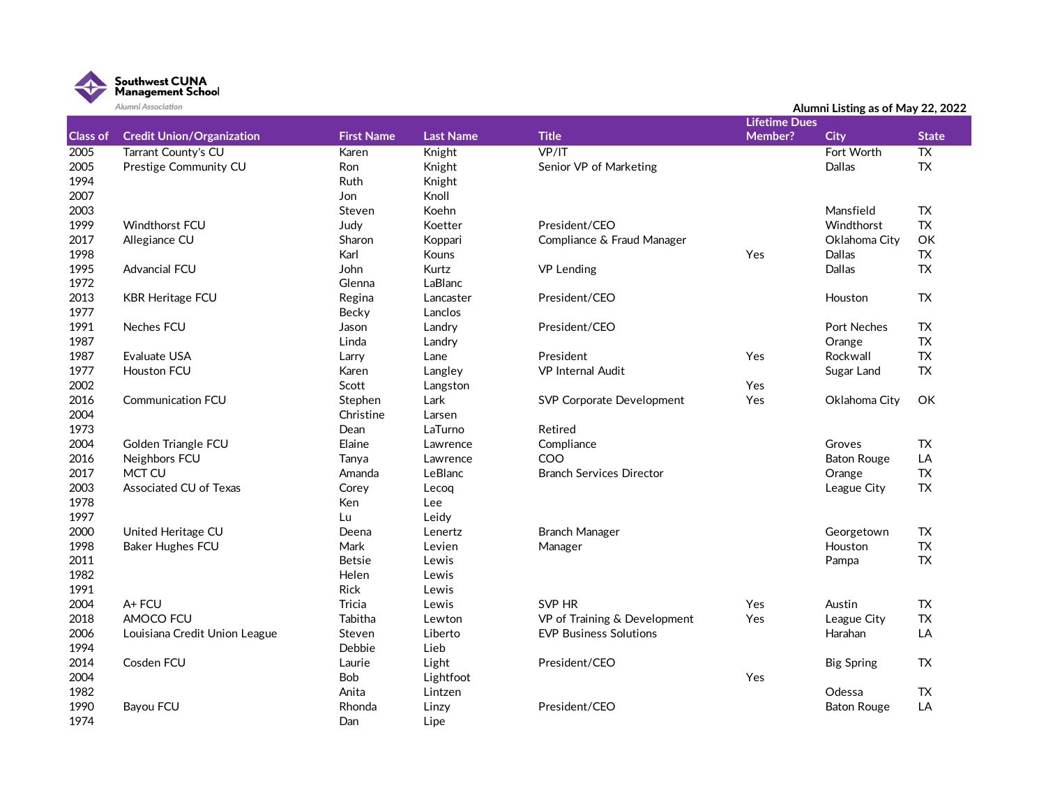Southwest CUNA Management School
Alumni Association

Alumni Listing as of May 22, 2022

| Class of | Credit Union/Organization | First Name | Last Name | Title | Lifetime Dues Member? | City | State |
|---|---|---|---|---|---|---|---|
| 2005 | Tarrant County's CU | Karen | Knight | VP/IT | | Fort Worth | TX |
| 2005 | Prestige Community CU | Ron | Knight | Senior VP of Marketing | | Dallas | TX |
| 1994 | | Ruth | Knight | | | | |
| 2007 | | Jon | Knoll | | | | |
| 2003 | | Steven | Koehn | | | Mansfield | TX |
| 1999 | Windthorst FCU | Judy | Koetter | President/CEO | | Windthorst | TX |
| 2017 | Allegiance CU | Sharon | Koppari | Compliance & Fraud Manager | | Oklahoma City | OK |
| 1998 | | Karl | Kouns | | Yes | Dallas | TX |
| 1995 | Advancial FCU | John | Kurtz | VP Lending | | Dallas | TX |
| 1972 | | Glenna | LaBlanc | | | | |
| 2013 | KBR Heritage FCU | Regina | Lancaster | President/CEO | | Houston | TX |
| 1977 | | Becky | Lanclos | | | | |
| 1991 | Neches FCU | Jason | Landry | President/CEO | | Port Neches | TX |
| 1987 | | Linda | Landry | | | Orange | TX |
| 1987 | Evaluate USA | Larry | Lane | President | Yes | Rockwall | TX |
| 1977 | Houston FCU | Karen | Langley | VP Internal Audit | | Sugar Land | TX |
| 2002 | | Scott | Langston | | Yes | | |
| 2016 | Communication FCU | Stephen | Lark | SVP Corporate Development | Yes | Oklahoma City | OK |
| 2004 | | Christine | Larsen | | | | |
| 1973 | | Dean | LaTurno | Retired | | | |
| 2004 | Golden Triangle FCU | Elaine | Lawrence | Compliance | | Groves | TX |
| 2016 | Neighbors FCU | Tanya | Lawrence | COO | | Baton Rouge | LA |
| 2017 | MCT CU | Amanda | LeBlanc | Branch Services Director | | Orange | TX |
| 2003 | Associated CU of Texas | Corey | Lecoq | | | League City | TX |
| 1978 | | Ken | Lee | | | | |
| 1997 | | Lu | Leidy | | | | |
| 2000 | United Heritage CU | Deena | Lenertz | Branch Manager | | Georgetown | TX |
| 1998 | Baker Hughes FCU | Mark | Levien | Manager | | Houston | TX |
| 2011 | | Betsie | Lewis | | | Pampa | TX |
| 1982 | | Helen | Lewis | | | | |
| 1991 | | Rick | Lewis | | | | |
| 2004 | A+ FCU | Tricia | Lewis | SVP HR | Yes | Austin | TX |
| 2018 | AMOCO FCU | Tabitha | Lewton | VP of Training & Development | Yes | League City | TX |
| 2006 | Louisiana Credit Union League | Steven | Liberto | EVP Business Solutions | | Harahan | LA |
| 1994 | | Debbie | Lieb | | | | |
| 2014 | Cosden FCU | Laurie | Light | President/CEO | | Big Spring | TX |
| 2004 | | Bob | Lightfoot | | Yes | | |
| 1982 | | Anita | Lintzen | | | Odessa | TX |
| 1990 | Bayou FCU | Rhonda | Linzy | President/CEO | | Baton Rouge | LA |
| 1974 | | Dan | Lipe | | | | |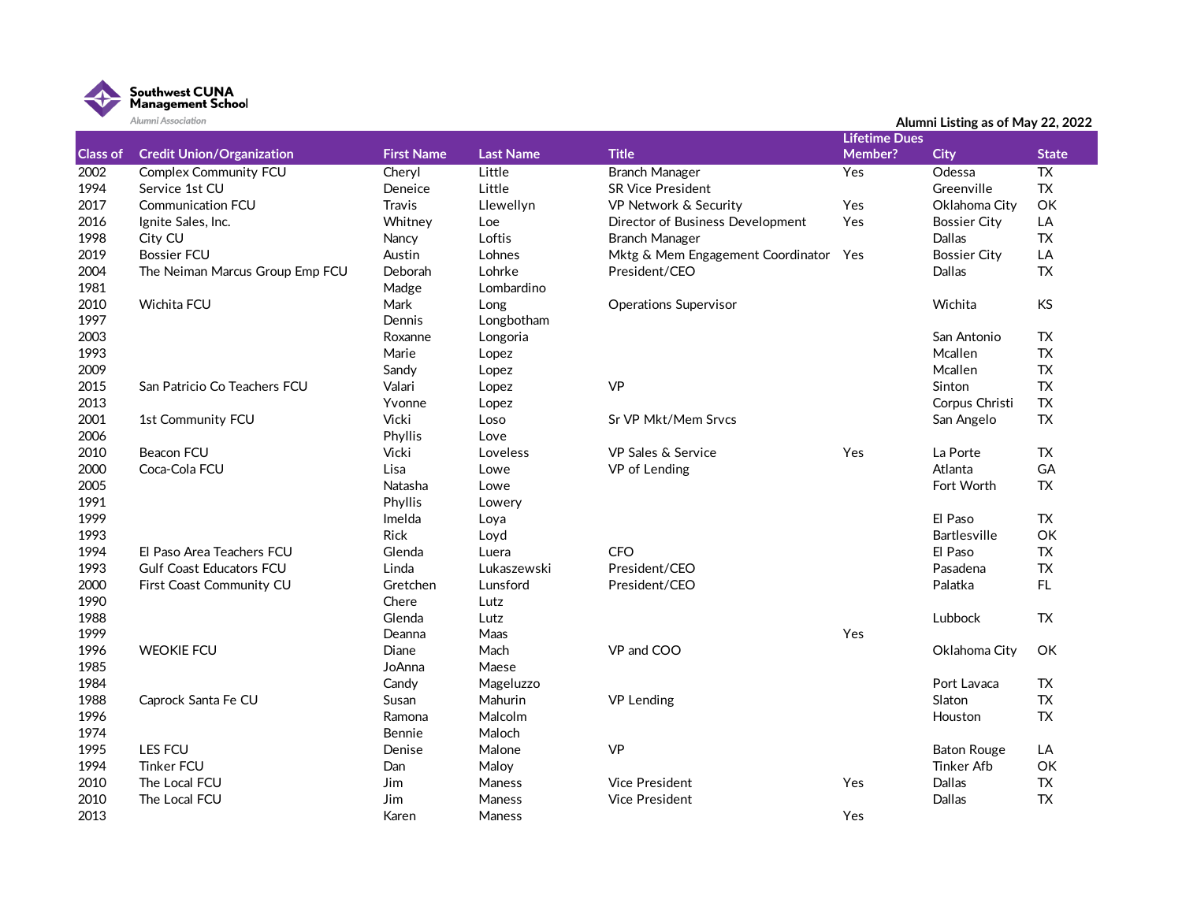Southwest CUNA Management School

Alumni Association

Alumni Listing as of May 22, 2022

| Class of | Credit Union/Organization | First Name | Last Name | Title | Lifetime Dues Member? | City | State |
|---|---|---|---|---|---|---|---|
| 2002 | Complex Community FCU | Cheryl | Little | Branch Manager | Yes | Odessa | TX |
| 1994 | Service 1st CU | Deneice | Little | SR Vice President | | Greenville | TX |
| 2017 | Communication FCU | Travis | Llewellyn | VP Network & Security | Yes | Oklahoma City | OK |
| 2016 | Ignite Sales, Inc. | Whitney | Loe | Director of Business Development | Yes | Bossier City | LA |
| 1998 | City CU | Nancy | Loftis | Branch Manager | | Dallas | TX |
| 2019 | Bossier FCU | Austin | Lohnes | Mktg & Mem Engagement Coordinator | Yes | Bossier City | LA |
| 2004 | The Neiman Marcus Group Emp FCU | Deborah | Lohrke | President/CEO | | Dallas | TX |
| 1981 | | Madge | Lombardino | | | | |
| 2010 | Wichita FCU | Mark | Long | Operations Supervisor | | Wichita | KS |
| 1997 | | Dennis | Longbotham | | | | |
| 2003 | | Roxanne | Longoria | | | San Antonio | TX |
| 1993 | | Marie | Lopez | | | Mcallen | TX |
| 2009 | | Sandy | Lopez | | | Mcallen | TX |
| 2015 | San Patricio Co Teachers FCU | Valari | Lopez | VP | | Sinton | TX |
| 2013 | | Yvonne | Lopez | | | Corpus Christi | TX |
| 2001 | 1st Community FCU | Vicki | Loso | Sr VP Mkt/Mem Srvcs | | San Angelo | TX |
| 2006 | | Phyllis | Love | | | | |
| 2010 | Beacon FCU | Vicki | Loveless | VP Sales & Service | Yes | La Porte | TX |
| 2000 | Coca-Cola FCU | Lisa | Lowe | VP of Lending | | Atlanta | GA |
| 2005 | | Natasha | Lowe | | | Fort Worth | TX |
| 1991 | | Phyllis | Lowery | | | | |
| 1999 | | Imelda | Loya | | | El Paso | TX |
| 1993 | | Rick | Loyd | | | Bartlesville | OK |
| 1994 | El Paso Area Teachers FCU | Glenda | Luera | CFO | | El Paso | TX |
| 1993 | Gulf Coast Educators FCU | Linda | Lukaszewski | President/CEO | | Pasadena | TX |
| 2000 | First Coast Community CU | Gretchen | Lunsford | President/CEO | | Palatka | FL |
| 1990 | | Chere | Lutz | | | | |
| 1988 | | Glenda | Lutz | | | Lubbock | TX |
| 1999 | | Deanna | Maas | | Yes | | |
| 1996 | WEOKIE FCU | Diane | Mach | VP and COO | | Oklahoma City | OK |
| 1985 | | JoAnna | Maese | | | | |
| 1984 | | Candy | Mageluzzo | | | Port Lavaca | TX |
| 1988 | Caprock Santa Fe CU | Susan | Mahurin | VP Lending | | Slaton | TX |
| 1996 | | Ramona | Malcolm | | | Houston | TX |
| 1974 | | Bennie | Maloch | | | | |
| 1995 | LES FCU | Denise | Malone | VP | | Baton Rouge | LA |
| 1994 | Tinker FCU | Dan | Maloy | | | Tinker Afb | OK |
| 2010 | The Local FCU | Jim | Maness | Vice President | Yes | Dallas | TX |
| 2010 | The Local FCU | Jim | Maness | Vice President | | Dallas | TX |
| 2013 | | Karen | Maness | | Yes | | |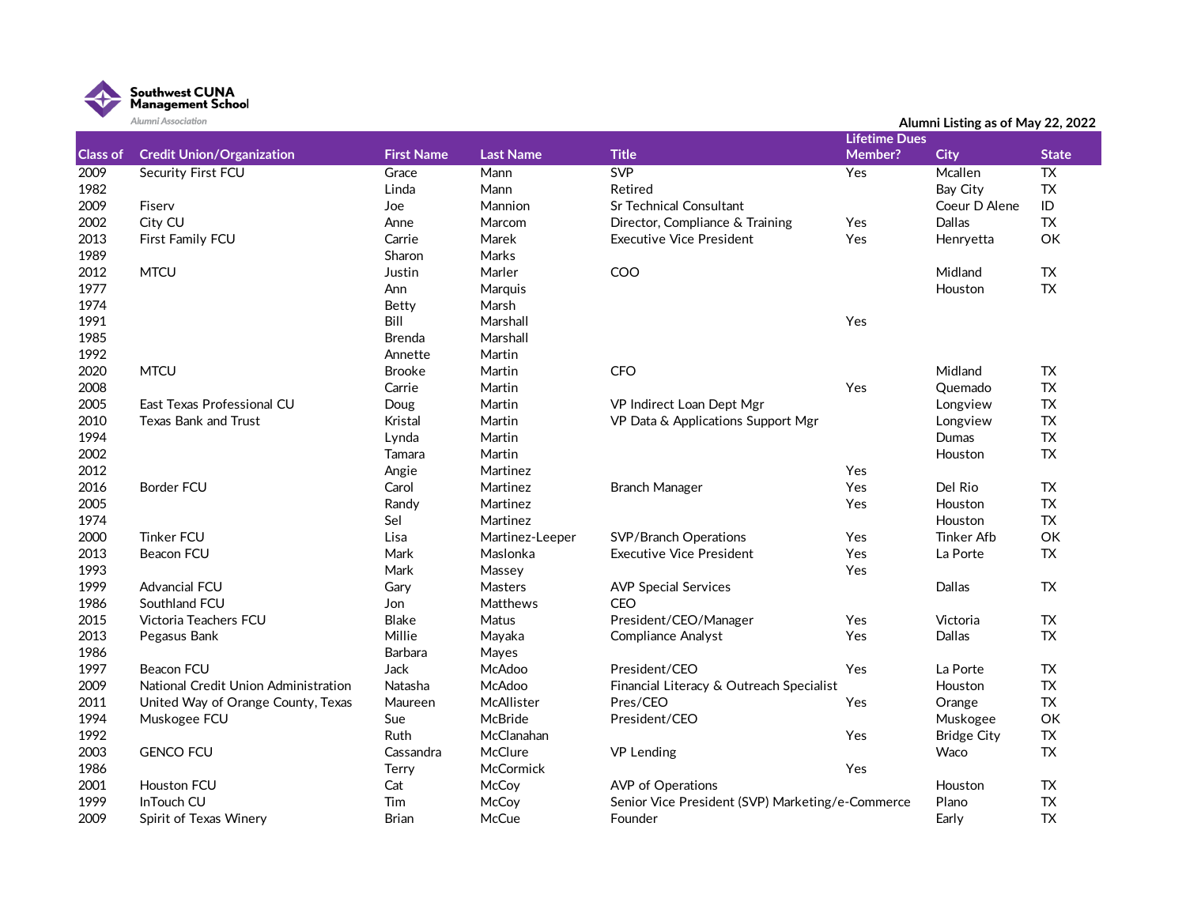Southwest CUNA Management School
Alumni Association

Alumni Listing as of May 22, 2022

| Class of | Credit Union/Organization | First Name | Last Name | Title | Lifetime Dues Member? | City | State |
|---|---|---|---|---|---|---|---|
| 2009 | Security First FCU | Grace | Mann | SVP | Yes | Mcallen | TX |
| 1982 | | Linda | Mann | Retired | | Bay City | TX |
| 2009 | Fiserv | Joe | Mannion | Sr Technical Consultant | | Coeur D Alene | ID |
| 2002 | City CU | Anne | Marcom | Director, Compliance & Training | Yes | Dallas | TX |
| 2013 | First Family FCU | Carrie | Marek | Executive Vice President | Yes | Henryetta | OK |
| 1989 | | Sharon | Marks | | | | |
| 2012 | MTCU | Justin | Marler | COO | | Midland | TX |
| 1977 | | Ann | Marquis | | | Houston | TX |
| 1974 | | Betty | Marsh | | | | |
| 1991 | | Bill | Marshall | | Yes | | |
| 1985 | | Brenda | Marshall | | | | |
| 1992 | | Annette | Martin | | | | |
| 2020 | MTCU | Brooke | Martin | CFO | | Midland | TX |
| 2008 | | Carrie | Martin | | Yes | Quemado | TX |
| 2005 | East Texas Professional CU | Doug | Martin | VP Indirect Loan Dept Mgr | | Longview | TX |
| 2010 | Texas Bank and Trust | Kristal | Martin | VP Data & Applications Support Mgr | | Longview | TX |
| 1994 | | Lynda | Martin | | | Dumas | TX |
| 2002 | | Tamara | Martin | | | Houston | TX |
| 2012 | | Angie | Martinez | | Yes | | |
| 2016 | Border FCU | Carol | Martinez | Branch Manager | Yes | Del Rio | TX |
| 2005 | | Randy | Martinez | | Yes | Houston | TX |
| 1974 | | Sel | Martinez | | | Houston | TX |
| 2000 | Tinker FCU | Lisa | Martinez-Leeper | SVP/Branch Operations | Yes | Tinker Afb | OK |
| 2013 | Beacon FCU | Mark | Maslonka | Executive Vice President | Yes | La Porte | TX |
| 1993 | | Mark | Massey | | Yes | | |
| 1999 | Advancial FCU | Gary | Masters | AVP Special Services | | Dallas | TX |
| 1986 | Southland FCU | Jon | Matthews | CEO | | | |
| 2015 | Victoria Teachers FCU | Blake | Matus | President/CEO/Manager | Yes | Victoria | TX |
| 2013 | Pegasus Bank | Millie | Mayaka | Compliance Analyst | Yes | Dallas | TX |
| 1986 | | Barbara | Mayes | | | | |
| 1997 | Beacon FCU | Jack | McAdoo | President/CEO | Yes | La Porte | TX |
| 2009 | National Credit Union Administration | Natasha | McAdoo | Financial Literacy & Outreach Specialist | | Houston | TX |
| 2011 | United Way of Orange County, Texas | Maureen | McAllister | Pres/CEO | Yes | Orange | TX |
| 1994 | Muskogee FCU | Sue | McBride | President/CEO | | Muskogee | OK |
| 1992 | | Ruth | McClanahan | | Yes | Bridge City | TX |
| 2003 | GENCO FCU | Cassandra | McClure | VP Lending | | Waco | TX |
| 1986 | | Terry | McCormick | | Yes | | |
| 2001 | Houston FCU | Cat | McCoy | AVP of Operations | | Houston | TX |
| 1999 | InTouch CU | Tim | McCoy | Senior Vice President (SVP) Marketing/e-Commerce | | Plano | TX |
| 2009 | Spirit of Texas Winery | Brian | McCue | Founder | | Early | TX |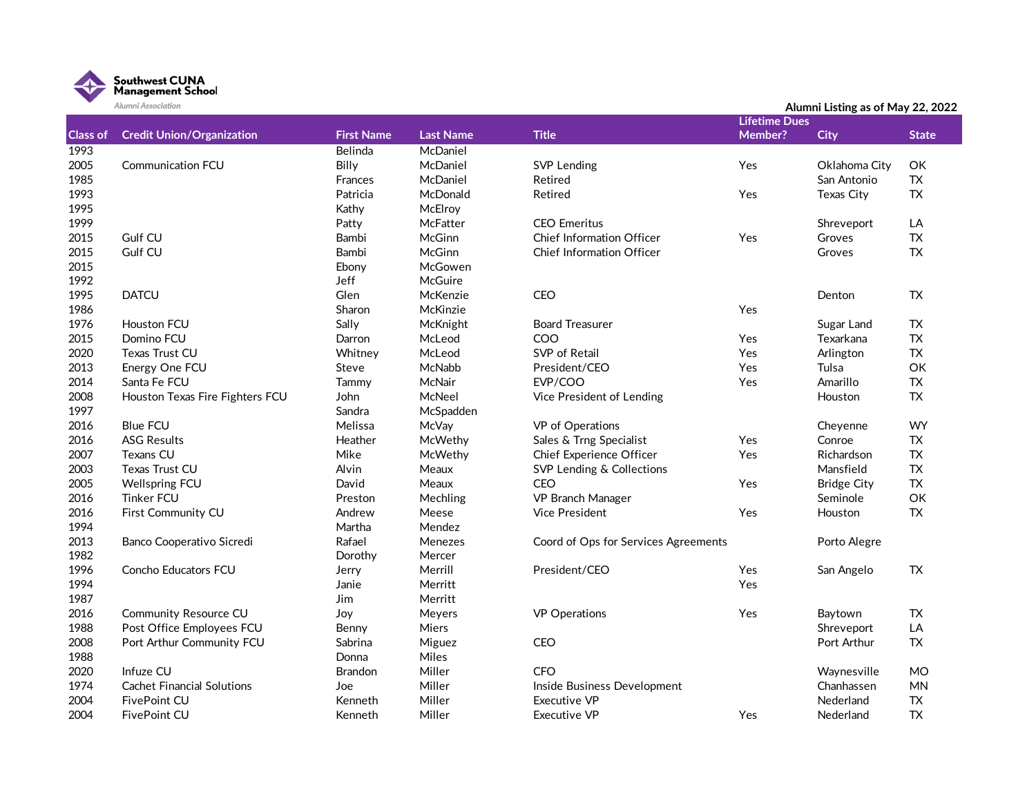Southwest CUNA Management School

Alumni Association

Alumni Listing as of May 22, 2022

| Class of | Credit Union/Organization | First Name | Last Name | Title | Lifetime Dues Member? | City | State |
|---|---|---|---|---|---|---|---|
| 1993 | | Belinda | McDaniel | | | | |
| 2005 | Communication FCU | Billy | McDaniel | SVP Lending | Yes | Oklahoma City | OK |
| 1985 | | Frances | McDaniel | Retired | | San Antonio | TX |
| 1993 | | Patricia | McDonald | Retired | Yes | Texas City | TX |
| 1995 | | Kathy | McElroy | | | | |
| 1999 | | Patty | McFatter | CEO Emeritus | | Shreveport | LA |
| 2015 | Gulf CU | Bambi | McGinn | Chief Information Officer | Yes | Groves | TX |
| 2015 | Gulf CU | Bambi | McGinn | Chief Information Officer | | Groves | TX |
| 2015 | | Ebony | McGowen | | | | |
| 1992 | | Jeff | McGuire | | | | |
| 1995 | DATCU | Glen | McKenzie | CEO | | Denton | TX |
| 1986 | | Sharon | McKinzie | | Yes | | |
| 1976 | Houston FCU | Sally | McKnight | Board Treasurer | | Sugar Land | TX |
| 2015 | Domino FCU | Darron | McLeod | COO | Yes | Texarkana | TX |
| 2020 | Texas Trust CU | Whitney | McLeod | SVP of Retail | Yes | Arlington | TX |
| 2013 | Energy One FCU | Steve | McNabb | President/CEO | Yes | Tulsa | OK |
| 2014 | Santa Fe FCU | Tammy | McNair | EVP/COO | Yes | Amarillo | TX |
| 2008 | Houston Texas Fire Fighters FCU | John | McNeel | Vice President of Lending | | Houston | TX |
| 1997 | | Sandra | McSpadden | | | | |
| 2016 | Blue FCU | Melissa | McVay | VP of Operations | | Cheyenne | WY |
| 2016 | ASG Results | Heather | McWethy | Sales & Trng Specialist | Yes | Conroe | TX |
| 2007 | Texans CU | Mike | McWethy | Chief Experience Officer | Yes | Richardson | TX |
| 2003 | Texas Trust CU | Alvin | Meaux | SVP Lending & Collections | | Mansfield | TX |
| 2005 | Wellspring FCU | David | Meaux | CEO | Yes | Bridge City | TX |
| 2016 | Tinker FCU | Preston | Mechling | VP Branch Manager | | Seminole | OK |
| 2016 | First Community CU | Andrew | Meese | Vice President | Yes | Houston | TX |
| 1994 | | Martha | Mendez | | | | |
| 2013 | Banco Cooperativo Sicredi | Rafael | Menezes | Coord of Ops for Services Agreements | | Porto Alegre | |
| 1982 | | Dorothy | Mercer | | | | |
| 1996 | Concho Educators FCU | Jerry | Merrill | President/CEO | Yes | San Angelo | TX |
| 1994 | | Janie | Merritt | | Yes | | |
| 1987 | | Jim | Merritt | | | | |
| 2016 | Community Resource CU | Joy | Meyers | VP Operations | Yes | Baytown | TX |
| 1988 | Post Office Employees FCU | Benny | Miers | | | Shreveport | LA |
| 2008 | Port Arthur Community FCU | Sabrina | Miguez | CEO | | Port Arthur | TX |
| 1988 | | Donna | Miles | | | | |
| 2020 | Infuze CU | Brandon | Miller | CFO | | Waynesville | MO |
| 1974 | Cachet Financial Solutions | Joe | Miller | Inside Business Development | | Chanhassen | MN |
| 2004 | FivePoint CU | Kenneth | Miller | Executive VP | | Nederland | TX |
| 2004 | FivePoint CU | Kenneth | Miller | Executive VP | Yes | Nederland | TX |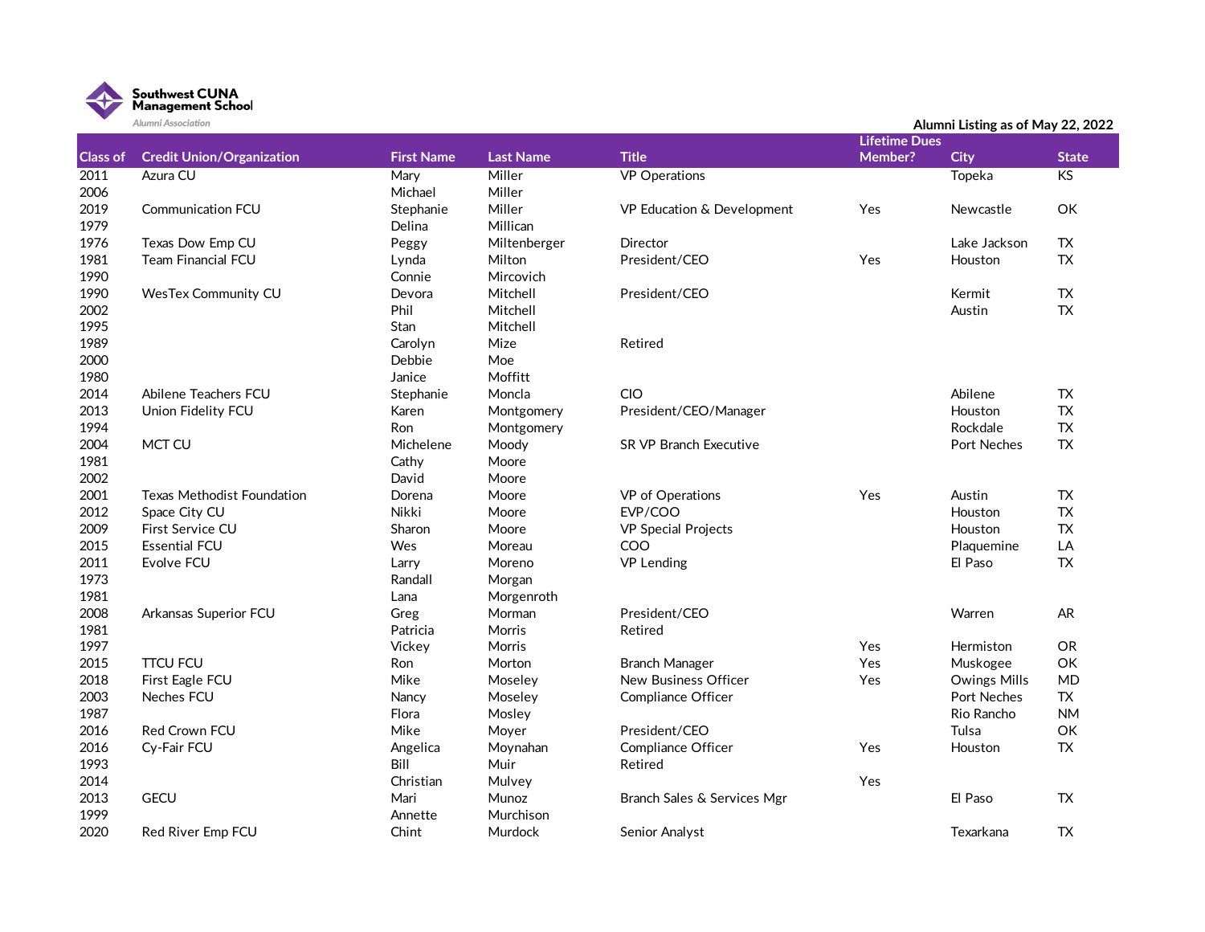Southwest CUNA Management School
Alumni Association

Alumni Listing as of May 22, 2022

| Class of | Credit Union/Organization | First Name | Last Name | Title | Lifetime Dues Member? | City | State |
|---|---|---|---|---|---|---|---|
| 2011 | Azura CU | Mary | Miller | VP Operations | | Topeka | KS |
| 2006 | | Michael | Miller | | | | |
| 2019 | Communication FCU | Stephanie | Miller | VP Education & Development | Yes | Newcastle | OK |
| 1979 | | Delina | Millican | | | | |
| 1976 | Texas Dow Emp CU | Peggy | Miltenberger | Director | | Lake Jackson | TX |
| 1981 | Team Financial FCU | Lynda | Milton | President/CEO | Yes | Houston | TX |
| 1990 | | Connie | Mircovich | | | | |
| 1990 | WesTex Community CU | Devora | Mitchell | President/CEO | | Kermit | TX |
| 2002 | | Phil | Mitchell | | | Austin | TX |
| 1995 | | Stan | Mitchell | | | | |
| 1989 | | Carolyn | Mize | Retired | | | |
| 2000 | | Debbie | Moe | | | | |
| 1980 | | Janice | Moffitt | | | | |
| 2014 | Abilene Teachers FCU | Stephanie | Moncla | CIO | | Abilene | TX |
| 2013 | Union Fidelity FCU | Karen | Montgomery | President/CEO/Manager | | Houston | TX |
| 1994 | | Ron | Montgomery | | | Rockdale | TX |
| 2004 | MCT CU | Michelene | Moody | SR VP Branch Executive | | Port Neches | TX |
| 1981 | | Cathy | Moore | | | | |
| 2002 | | David | Moore | | | | |
| 2001 | Texas Methodist Foundation | Dorena | Moore | VP of Operations | Yes | Austin | TX |
| 2012 | Space City CU | Nikki | Moore | EVP/COO | | Houston | TX |
| 2009 | First Service CU | Sharon | Moore | VP Special Projects | | Houston | TX |
| 2015 | Essential FCU | Wes | Moreau | COO | | Plaquemine | LA |
| 2011 | Evolve FCU | Larry | Moreno | VP Lending | | El Paso | TX |
| 1973 | | Randall | Morgan | | | | |
| 1981 | | Lana | Morgenroth | | | | |
| 2008 | Arkansas Superior FCU | Greg | Morman | President/CEO | | Warren | AR |
| 1981 | | Patricia | Morris | Retired | | | |
| 1997 | | Vickey | Morris | | Yes | Hermiston | OR |
| 2015 | TTCU FCU | Ron | Morton | Branch Manager | Yes | Muskogee | OK |
| 2018 | First Eagle FCU | Mike | Moseley | New Business Officer | Yes | Owings Mills | MD |
| 2003 | Neches FCU | Nancy | Moseley | Compliance Officer | | Port Neches | TX |
| 1987 | | Flora | Mosley | | | Rio Rancho | NM |
| 2016 | Red Crown FCU | Mike | Moyer | President/CEO | | Tulsa | OK |
| 2016 | Cy-Fair FCU | Angelica | Moynahan | Compliance Officer | Yes | Houston | TX |
| 1993 | | Bill | Muir | Retired | | | |
| 2014 | | Christian | Mulvey | | Yes | | |
| 2013 | GECU | Mari | Munoz | Branch Sales & Services Mgr | | El Paso | TX |
| 1999 | | Annette | Murchison | | | | |
| 2020 | Red River Emp FCU | Chint | Murdock | Senior Analyst | | Texarkana | TX |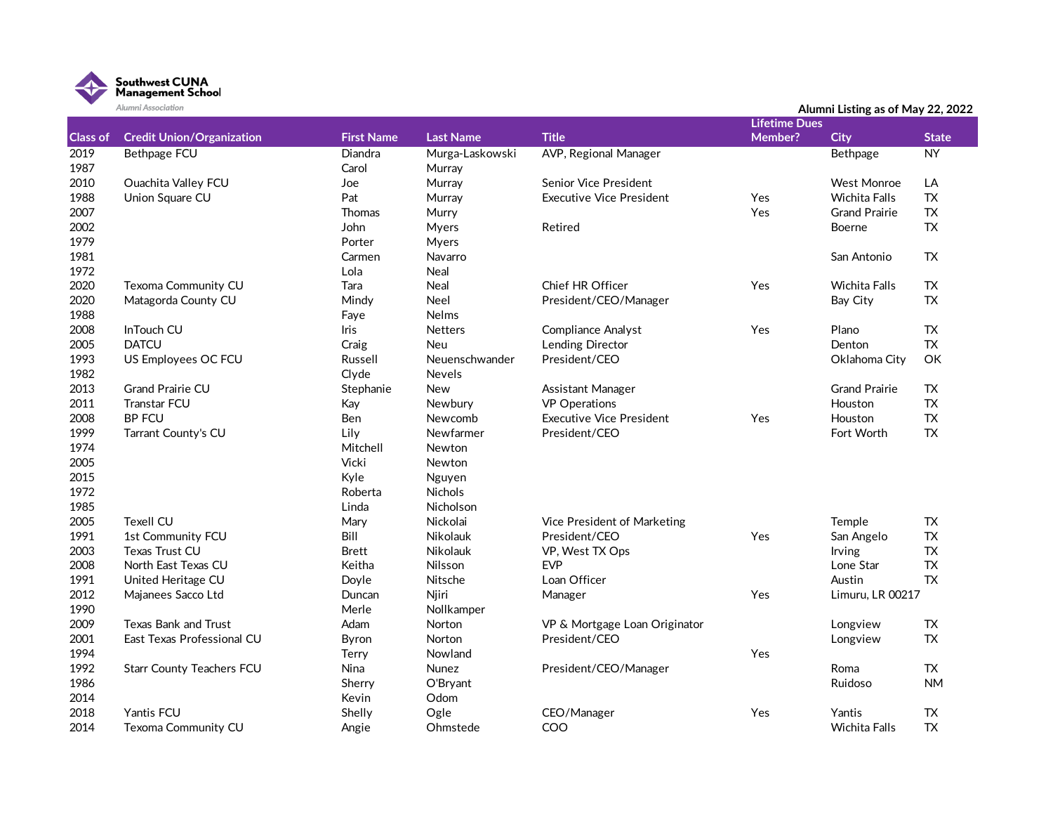**Southwest CUNA Management School**
*Alumni Association*

Alumni Listing as of May 22, 2022

| Class of | Credit Union/Organization | First Name | Last Name | Title | Lifetime Dues Member? | City | State |
|---|---|---|---|---|---|---|---|
| 2019 | Bethpage FCU | Diandra | Murga-Laskowski | AVP, Regional Manager | | Bethpage | NY |
| 1987 | | Carol | Murray | | | | |
| 2010 | Ouachita Valley FCU | Joe | Murray | Senior Vice President | | West Monroe | LA |
| 1988 | Union Square CU | Pat | Murray | Executive Vice President | Yes | Wichita Falls | TX |
| 2007 | | Thomas | Murry | | Yes | Grand Prairie | TX |
| 2002 | | John | Myers | Retired | | Boerne | TX |
| 1979 | | Porter | Myers | | | | |
| 1981 | | Carmen | Navarro | | | San Antonio | TX |
| 1972 | | Lola | Neal | | | | |
| 2020 | Texoma Community CU | Tara | Neal | Chief HR Officer | Yes | Wichita Falls | TX |
| 2020 | Matagorda County CU | Mindy | Neel | President/CEO/Manager | | Bay City | TX |
| 1988 | | Faye | Nelms | | | | |
| 2008 | InTouch CU | Iris | Netters | Compliance Analyst | Yes | Plano | TX |
| 2005 | DATCU | Craig | Neu | Lending Director | | Denton | TX |
| 1993 | US Employees OC FCU | Russell | Neuenschwander | President/CEO | | Oklahoma City | OK |
| 1982 | | Clyde | Nevels | | | | |
| 2013 | Grand Prairie CU | Stephanie | New | Assistant Manager | | Grand Prairie | TX |
| 2011 | Transtar FCU | Kay | Newbury | VP Operations | | Houston | TX |
| 2008 | BP FCU | Ben | Newcomb | Executive Vice President | Yes | Houston | TX |
| 1999 | Tarrant County's CU | Lily | Newfarmer | President/CEO | | Fort Worth | TX |
| 1974 | | Mitchell | Newton | | | | |
| 2005 | | Vicki | Newton | | | | |
| 2015 | | Kyle | Nguyen | | | | |
| 1972 | | Roberta | Nichols | | | | |
| 1985 | | Linda | Nicholson | | | | |
| 2005 | Texell CU | Mary | Nickolai | Vice President of Marketing | | Temple | TX |
| 1991 | 1st Community FCU | Bill | Nikolauk | President/CEO | Yes | San Angelo | TX |
| 2003 | Texas Trust CU | Brett | Nikolauk | VP, West TX Ops | | Irving | TX |
| 2008 | North East Texas CU | Keitha | Nilsson | EVP | | Lone Star | TX |
| 1991 | United Heritage CU | Doyle | Nitsche | Loan Officer | | Austin | TX |
| 2012 | Majanees Sacco Ltd | Duncan | Njiri | Manager | Yes | Limuru, LR 00217 | |
| 1990 | | Merle | Nollkamper | | | | |
| 2009 | Texas Bank and Trust | Adam | Norton | VP & Mortgage Loan Originator | | Longview | TX |
| 2001 | East Texas Professional CU | Byron | Norton | President/CEO | | Longview | TX |
| 1994 | | Terry | Nowland | | Yes | | |
| 1992 | Starr County Teachers FCU | Nina | Nunez | President/CEO/Manager | | Roma | TX |
| 1986 | | Sherry | O'Bryant | | | Ruidoso | NM |
| 2014 | | Kevin | Odom | | | | |
| 2018 | Yantis FCU | Shelly | Ogle | CEO/Manager | Yes | Yantis | TX |
| 2014 | Texoma Community CU | Angie | Ohmstede | COO | | Wichita Falls | TX |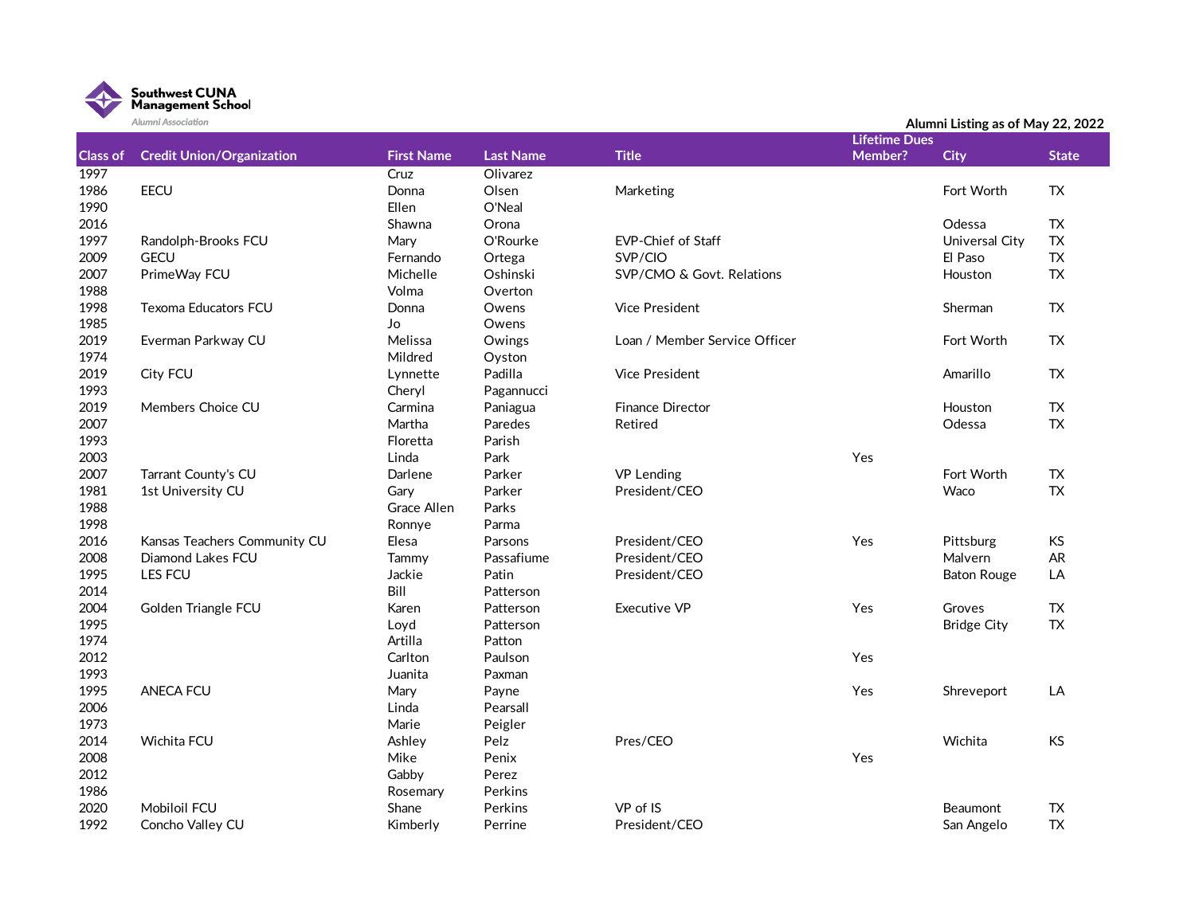Southwest CUNA Management School

Alumni Association

Alumni Listing as of May 22, 2022

| Class of | Credit Union/Organization | First Name | Last Name | Title | Lifetime Dues Member? | City | State |
|---|---|---|---|---|---|---|---|
| 1997 | | Cruz | Olivarez | | | | |
| 1986 | EECU | Donna | Olsen | Marketing | | Fort Worth | TX |
| 1990 | | Ellen | O'Neal | | | | |
| 2016 | | Shawna | Orona | | | Odessa | TX |
| 1997 | Randolph-Brooks FCU | Mary | O'Rourke | EVP-Chief of Staff | | Universal City | TX |
| 2009 | GECU | Fernando | Ortega | SVP/CIO | | El Paso | TX |
| 2007 | PrimeWay FCU | Michelle | Oshinski | SVP/CMO & Govt. Relations | | Houston | TX |
| 1988 | | Volma | Overton | | | | |
| 1998 | Texoma Educators FCU | Donna | Owens | Vice President | | Sherman | TX |
| 1985 | | Jo | Owens | | | | |
| 2019 | Everman Parkway CU | Melissa | Owings | Loan / Member Service Officer | | Fort Worth | TX |
| 1974 | | Mildred | Oyston | | | | |
| 2019 | City FCU | Lynnette | Padilla | Vice President | | Amarillo | TX |
| 1993 | | Cheryl | Pagannucci | | | | |
| 2019 | Members Choice CU | Carmina | Paniagua | Finance Director | | Houston | TX |
| 2007 | | Martha | Paredes | Retired | | Odessa | TX |
| 1993 | | Floretta | Parish | | | | |
| 2003 | | Linda | Park | | Yes | | |
| 2007 | Tarrant County's CU | Darlene | Parker | VP Lending | | Fort Worth | TX |
| 1981 | 1st University CU | Gary | Parker | President/CEO | | Waco | TX |
| 1988 | | Grace Allen | Parks | | | | |
| 1998 | | Ronnye | Parma | | | | |
| 2016 | Kansas Teachers Community CU | Elesa | Parsons | President/CEO | Yes | Pittsburg | KS |
| 2008 | Diamond Lakes FCU | Tammy | Passafiume | President/CEO | | Malvern | AR |
| 1995 | LES FCU | Jackie | Patin | President/CEO | | Baton Rouge | LA |
| 2014 | | Bill | Patterson | | | | |
| 2004 | Golden Triangle FCU | Karen | Patterson | Executive VP | Yes | Groves | TX |
| 1995 | | Loyd | Patterson | | | Bridge City | TX |
| 1974 | | Artilla | Patton | | | | |
| 2012 | | Carlton | Paulson | | Yes | | |
| 1993 | | Juanita | Paxman | | | | |
| 1995 | ANECA FCU | Mary | Payne | | Yes | Shreveport | LA |
| 2006 | | Linda | Pearsall | | | | |
| 1973 | | Marie | Peigler | | | | |
| 2014 | Wichita FCU | Ashley | Pelz | Pres/CEO | | Wichita | KS |
| 2008 | | Mike | Penix | | Yes | | |
| 2012 | | Gabby | Perez | | | | |
| 1986 | | Rosemary | Perkins | | | | |
| 2020 | Mobiloil FCU | Shane | Perkins | VP of IS | | Beaumont | TX |
| 1992 | Concho Valley CU | Kimberly | Perrine | President/CEO | | San Angelo | TX |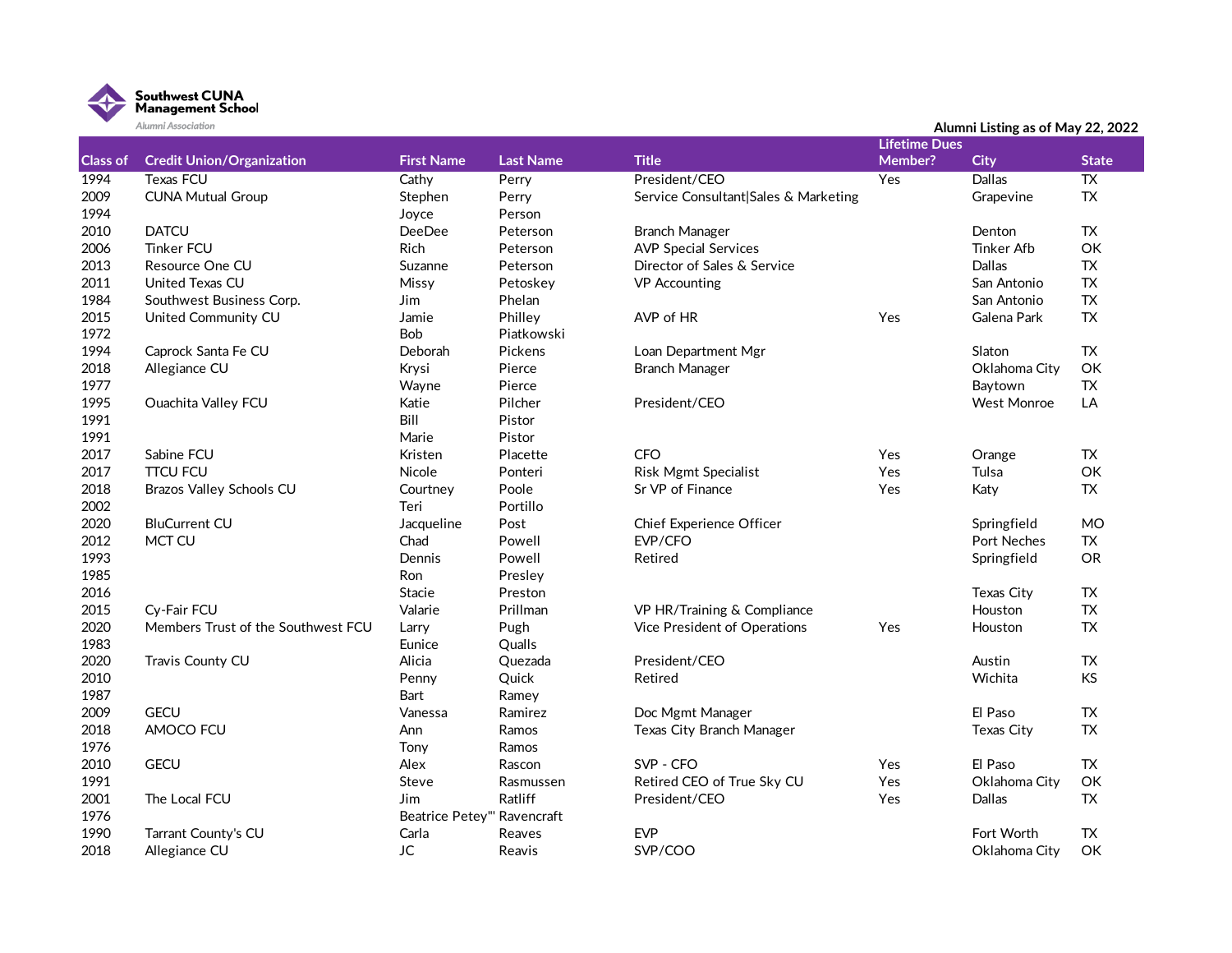Southwest CUNA Management School

Alumni Association

Alumni Listing as of May 22, 2022

| Class of | Credit Union/Organization | First Name | Last Name | Title | Lifetime Dues Member? | City | State |
|---|---|---|---|---|---|---|---|
| 1994 | Texas FCU | Cathy | Perry | President/CEO | Yes | Dallas | TX |
| 2009 | CUNA Mutual Group | Stephen | Perry | Service Consultant\|Sales & Marketing | | Grapevine | TX |
| 1994 | | Joyce | Person | | | | |
| 2010 | DATCU | DeeDee | Peterson | Branch Manager | | Denton | TX |
| 2006 | Tinker FCU | Rich | Peterson | AVP Special Services | | Tinker Afb | OK |
| 2013 | Resource One CU | Suzanne | Peterson | Director of Sales & Service | | Dallas | TX |
| 2011 | United Texas CU | Missy | Petoskey | VP Accounting | | San Antonio | TX |
| 1984 | Southwest Business Corp. | Jim | Phelan | | | San Antonio | TX |
| 2015 | United Community CU | Jamie | Philley | AVP of HR | Yes | Galena Park | TX |
| 1972 | | Bob | Piatkowski | | | | |
| 1994 | Caprock Santa Fe CU | Deborah | Pickens | Loan Department Mgr | | Slaton | TX |
| 2018 | Allegiance CU | Krysi | Pierce | Branch Manager | | Oklahoma City | OK |
| 1977 | | Wayne | Pierce | | | Baytown | TX |
| 1995 | Ouachita Valley FCU | Katie | Pilcher | President/CEO | | West Monroe | LA |
| 1991 | | Bill | Pistor | | | | |
| 1991 | | Marie | Pistor | | | | |
| 2017 | Sabine FCU | Kristen | Placette | CFO | Yes | Orange | TX |
| 2017 | TTCU FCU | Nicole | Ponteri | Risk Mgmt Specialist | Yes | Tulsa | OK |
| 2018 | Brazos Valley Schools CU | Courtney | Poole | Sr VP of Finance | Yes | Katy | TX |
| 2002 | | Teri | Portillo | | | | |
| 2020 | BluCurrent CU | Jacqueline | Post | Chief Experience Officer | | Springfield | MO |
| 2012 | MCT CU | Chad | Powell | EVP/CFO | | Port Neches | TX |
| 1993 | | Dennis | Powell | Retired | | Springfield | OR |
| 1985 | | Ron | Presley | | | | |
| 2016 | | Stacie | Preston | | | Texas City | TX |
| 2015 | Cy-Fair FCU | Valarie | Prillman | VP HR/Training & Compliance | | Houston | TX |
| 2020 | Members Trust of the Southwest FCU | Larry | Pugh | Vice President of Operations | Yes | Houston | TX |
| 1983 | | Eunice | Qualls | | | | |
| 2020 | Travis County CU | Alicia | Quezada | President/CEO | | Austin | TX |
| 2010 | | Penny | Quick | Retired | | Wichita | KS |
| 1987 | | Bart | Ramey | | | | |
| 2009 | GECU | Vanessa | Ramirez | Doc Mgmt Manager | | El Paso | TX |
| 2018 | AMOCO FCU | Ann | Ramos | Texas City Branch Manager | | Texas City | TX |
| 1976 | | Tony | Ramos | | | | |
| 2010 | GECU | Alex | Rascon | SVP - CFO | Yes | El Paso | TX |
| 1991 | | Steve | Rasmussen | Retired CEO of True Sky CU | Yes | Oklahoma City | OK |
| 2001 | The Local FCU | Jim | Ratliff | President/CEO | Yes | Dallas | TX |
| 1976 | | Beatrice Petey" | Ravencraft | | | | |
| 1990 | Tarrant County's CU | Carla | Reaves | EVP | | Fort Worth | TX |
| 2018 | Allegiance CU | JC | Reavis | SVP/COO | | Oklahoma City | OK |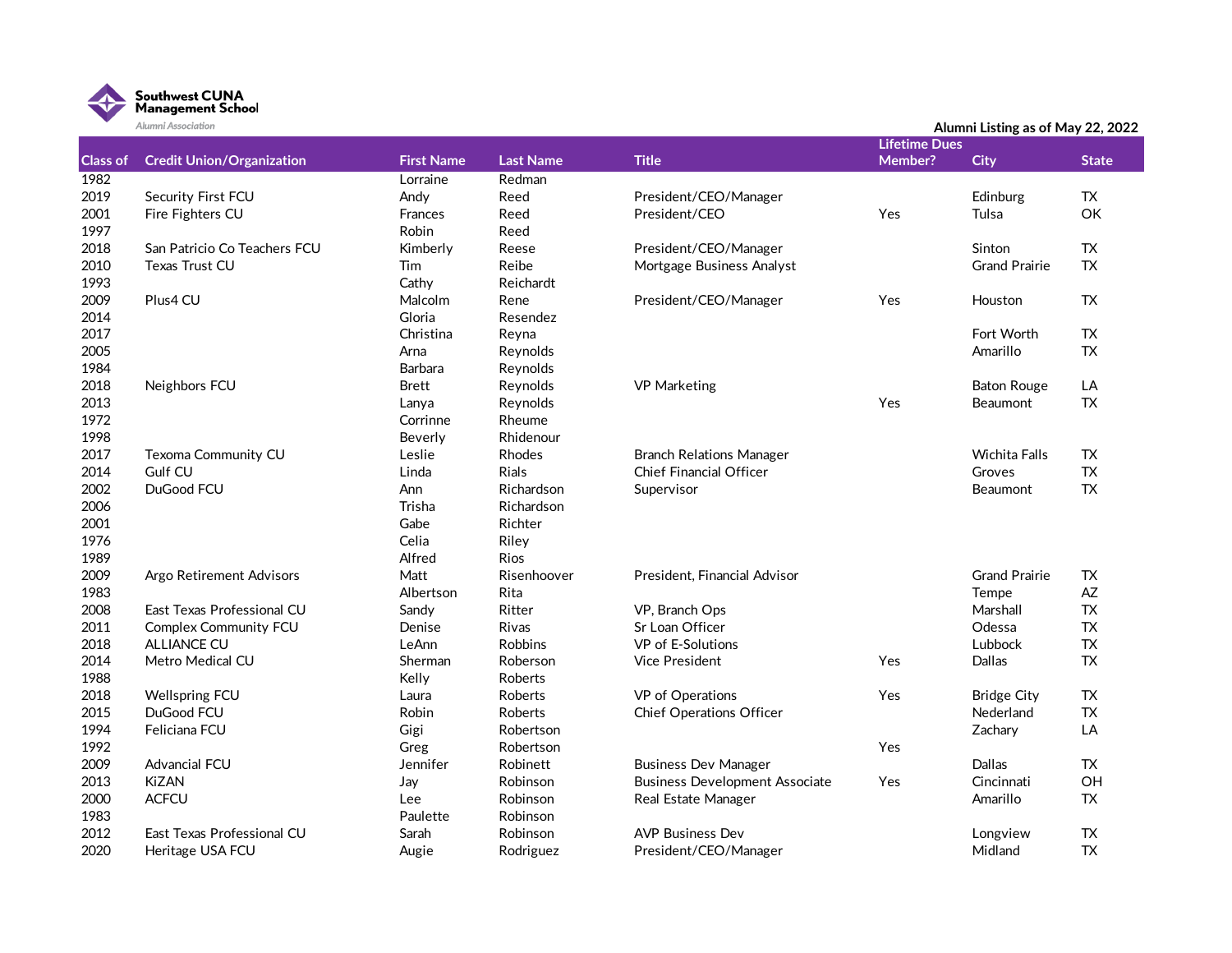Southwest CUNA Management School
Alumni Association

Alumni Listing as of May 22, 2022

| Class of | Credit Union/Organization | First Name | Last Name | Title | Lifetime Dues Member? | City | State |
|---|---|---|---|---|---|---|---|
| 1982 | | Lorraine | Redman | | | | |
| 2019 | Security First FCU | Andy | Reed | President/CEO/Manager | | Edinburg | TX |
| 2001 | Fire Fighters CU | Frances | Reed | President/CEO | Yes | Tulsa | OK |
| 1997 | | Robin | Reed | | | | |
| 2018 | San Patricio Co Teachers FCU | Kimberly | Reese | President/CEO/Manager | | Sinton | TX |
| 2010 | Texas Trust CU | Tim | Reibe | Mortgage Business Analyst | | Grand Prairie | TX |
| 1993 | | Cathy | Reichardt | | | | |
| 2009 | Plus4 CU | Malcolm | Rene | President/CEO/Manager | Yes | Houston | TX |
| 2014 | | Gloria | Resendez | | | | |
| 2017 | | Christina | Reyna | | | Fort Worth | TX |
| 2005 | | Arna | Reynolds | | | Amarillo | TX |
| 1984 | | Barbara | Reynolds | | | | |
| 2018 | Neighbors FCU | Brett | Reynolds | VP Marketing | | Baton Rouge | LA |
| 2013 | | Lanya | Reynolds | | Yes | Beaumont | TX |
| 1972 | | Corrinne | Rheume | | | | |
| 1998 | | Beverly | Rhidenour | | | | |
| 2017 | Texoma Community CU | Leslie | Rhodes | Branch Relations Manager | | Wichita Falls | TX |
| 2014 | Gulf CU | Linda | Rials | Chief Financial Officer | | Groves | TX |
| 2002 | DuGood FCU | Ann | Richardson | Supervisor | | Beaumont | TX |
| 2006 | | Trisha | Richardson | | | | |
| 2001 | | Gabe | Richter | | | | |
| 1976 | | Celia | Riley | | | | |
| 1989 | | Alfred | Rios | | | | |
| 2009 | Argo Retirement Advisors | Matt | Risenhoover | President, Financial Advisor | | Grand Prairie | TX |
| 1983 | | Albertson | Rita | | | Tempe | AZ |
| 2008 | East Texas Professional CU | Sandy | Ritter | VP, Branch Ops | | Marshall | TX |
| 2011 | Complex Community FCU | Denise | Rivas | Sr Loan Officer | | Odessa | TX |
| 2018 | ALLIANCE CU | LeAnn | Robbins | VP of E-Solutions | | Lubbock | TX |
| 2014 | Metro Medical CU | Sherman | Roberson | Vice President | Yes | Dallas | TX |
| 1988 | | Kelly | Roberts | | | | |
| 2018 | Wellspring FCU | Laura | Roberts | VP of Operations | Yes | Bridge City | TX |
| 2015 | DuGood FCU | Robin | Roberts | Chief Operations Officer | | Nederland | TX |
| 1994 | Feliciana FCU | Gigi | Robertson | | | Zachary | LA |
| 1992 | | Greg | Robertson | | Yes | | |
| 2009 | Advancial FCU | Jennifer | Robinett | Business Dev Manager | | Dallas | TX |
| 2013 | KiZAN | Jay | Robinson | Business Development Associate | Yes | Cincinnati | OH |
| 2000 | ACFCU | Lee | Robinson | Real Estate Manager | | Amarillo | TX |
| 1983 | | Paulette | Robinson | | | | |
| 2012 | East Texas Professional CU | Sarah | Robinson | AVP Business Dev | | Longview | TX |
| 2020 | Heritage USA FCU | Augie | Rodriguez | President/CEO/Manager | | Midland | TX |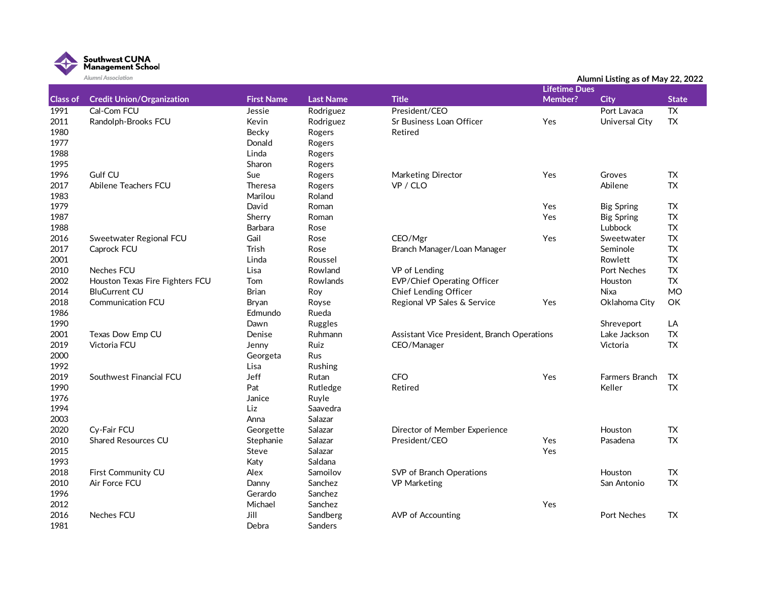Southwest CUNA Management School
Alumni Association

Alumni Listing as of May 22, 2022

| Class of | Credit Union/Organization | First Name | Last Name | Title | Lifetime Dues Member? | City | State |
|---|---|---|---|---|---|---|---|
| 1991 | Cal-Com FCU | Jessie | Rodriguez | President/CEO | | Port Lavaca | TX |
| 2011 | Randolph-Brooks FCU | Kevin | Rodriguez | Sr Business Loan Officer | Yes | Universal City | TX |
| 1980 | | Becky | Rogers | Retired | | | |
| 1977 | | Donald | Rogers | | | | |
| 1988 | | Linda | Rogers | | | | |
| 1995 | | Sharon | Rogers | | | | |
| 1996 | Gulf CU | Sue | Rogers | Marketing Director | Yes | Groves | TX |
| 2017 | Abilene Teachers FCU | Theresa | Rogers | VP / CLO | | Abilene | TX |
| 1983 | | Marilou | Roland | | | | |
| 1979 | | David | Roman | | Yes | Big Spring | TX |
| 1987 | | Sherry | Roman | | Yes | Big Spring | TX |
| 1988 | | Barbara | Rose | | | Lubbock | TX |
| 2016 | Sweetwater Regional FCU | Gail | Rose | CEO/Mgr | Yes | Sweetwater | TX |
| 2017 | Caprock FCU | Trish | Rose | Branch Manager/Loan Manager | | Seminole | TX |
| 2001 | | Linda | Roussel | | | Rowlett | TX |
| 2010 | Neches FCU | Lisa | Rowland | VP of Lending | | Port Neches | TX |
| 2002 | Houston Texas Fire Fighters FCU | Tom | Rowlands | EVP/Chief Operating Officer | | Houston | TX |
| 2014 | BluCurrent CU | Brian | Roy | Chief Lending Officer | | Nixa | MO |
| 2018 | Communication FCU | Bryan | Royse | Regional VP Sales & Service | Yes | Oklahoma City | OK |
| 1986 | | Edmundo | Rueda | | | | |
| 1990 | | Dawn | Ruggles | | | Shreveport | LA |
| 2001 | Texas Dow Emp CU | Denise | Ruhmann | Assistant Vice President, Branch Operations | | Lake Jackson | TX |
| 2019 | Victoria FCU | Jenny | Ruiz | CEO/Manager | | Victoria | TX |
| 2000 | | Georgeta | Rus | | | | |
| 1992 | | Lisa | Rushing | | | | |
| 2019 | Southwest Financial FCU | Jeff | Rutan | CFO | Yes | Farmers Branch | TX |
| 1990 | | Pat | Rutledge | Retired | | Keller | TX |
| 1976 | | Janice | Ruyle | | | | |
| 1994 | | Liz | Saavedra | | | | |
| 2003 | | Anna | Salazar | | | | |
| 2020 | Cy-Fair FCU | Georgette | Salazar | Director of Member Experience | | Houston | TX |
| 2010 | Shared Resources CU | Stephanie | Salazar | President/CEO | Yes | Pasadena | TX |
| 2015 | | Steve | Salazar | | Yes | | |
| 1993 | | Katy | Saldana | | | | |
| 2018 | First Community CU | Alex | Samoilov | SVP of Branch Operations | | Houston | TX |
| 2010 | Air Force FCU | Danny | Sanchez | VP Marketing | | San Antonio | TX |
| 1996 | | Gerardo | Sanchez | | | | |
| 2012 | | Michael | Sanchez | | Yes | | |
| 2016 | Neches FCU | Jill | Sandberg | AVP of Accounting | | Port Neches | TX |
| 1981 | | Debra | Sanders | | | | |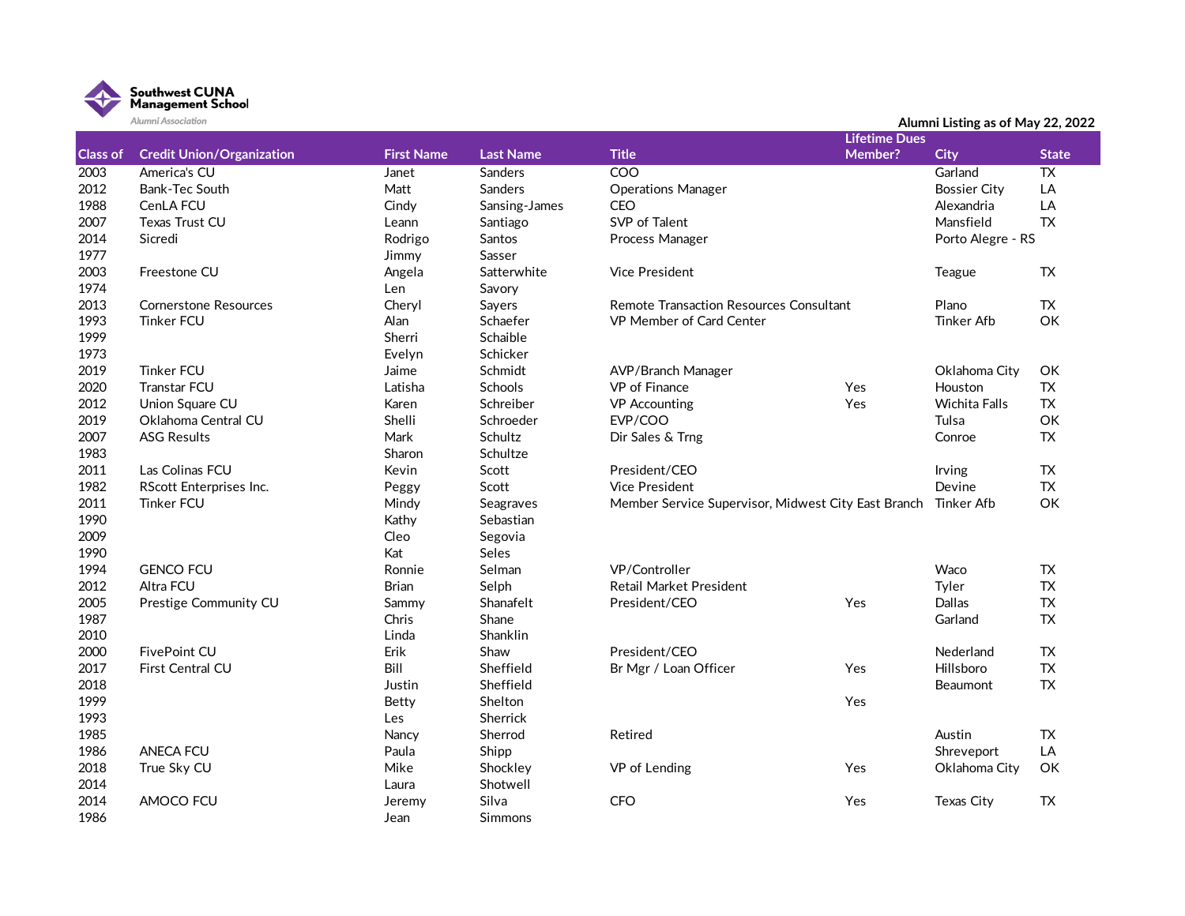Southwest CUNA Management School

Alumni Association

Alumni Listing as of May 22, 2022

| Class of | Credit Union/Organization | First Name | Last Name | Title | Lifetime Dues Member? | City | State |
|---|---|---|---|---|---|---|---|
| 2003 | America's CU | Janet | Sanders | COO | | Garland | TX |
| 2012 | Bank-Tec South | Matt | Sanders | Operations Manager | | Bossier City | LA |
| 1988 | CenLA FCU | Cindy | Sansing-James | CEO | | Alexandria | LA |
| 2007 | Texas Trust CU | Leann | Santiago | SVP of Talent | | Mansfield | TX |
| 2014 | Sicredi | Rodrigo | Santos | Process Manager | | Porto Alegre - RS | |
| 1977 | | Jimmy | Sasser | | | | |
| 2003 | Freestone CU | Angela | Satterwhite | Vice President | | Teague | TX |
| 1974 | | Len | Savory | | | | |
| 2013 | Cornerstone Resources | Cheryl | Sayers | Remote Transaction Resources Consultant | | Plano | TX |
| 1993 | Tinker FCU | Alan | Schaefer | VP Member of Card Center | | Tinker Afb | OK |
| 1999 | | Sherri | Schaible | | | | |
| 1973 | | Evelyn | Schicker | | | | |
| 2019 | Tinker FCU | Jaime | Schmidt | AVP/Branch Manager | | Oklahoma City | OK |
| 2020 | Transtar FCU | Latisha | Schools | VP of Finance | Yes | Houston | TX |
| 2012 | Union Square CU | Karen | Schreiber | VP Accounting | Yes | Wichita Falls | TX |
| 2019 | Oklahoma Central CU | Shelli | Schroeder | EVP/COO | | Tulsa | OK |
| 2007 | ASG Results | Mark | Schultz | Dir Sales & Trng | | Conroe | TX |
| 1983 | | Sharon | Schultze | | | | |
| 2011 | Las Colinas FCU | Kevin | Scott | President/CEO | | Irving | TX |
| 1982 | RScott Enterprises Inc. | Peggy | Scott | Vice President | | Devine | TX |
| 2011 | Tinker FCU | Mindy | Seagraves | Member Service Supervisor, Midwest City East Branch | | Tinker Afb | OK |
| 1990 | | Kathy | Sebastian | | | | |
| 2009 | | Cleo | Segovia | | | | |
| 1990 | | Kat | Seles | | | | |
| 1994 | GENCO FCU | Ronnie | Selman | VP/Controller | | Waco | TX |
| 2012 | Altra FCU | Brian | Selph | Retail Market President | | Tyler | TX |
| 2005 | Prestige Community CU | Sammy | Shanafelt | President/CEO | Yes | Dallas | TX |
| 1987 | | Chris | Shane | | | Garland | TX |
| 2010 | | Linda | Shanklin | | | | |
| 2000 | FivePoint CU | Erik | Shaw | President/CEO | | Nederland | TX |
| 2017 | First Central CU | Bill | Sheffield | Br Mgr / Loan Officer | Yes | Hillsboro | TX |
| 2018 | | Justin | Sheffield | | | Beaumont | TX |
| 1999 | | Betty | Shelton | | Yes | | |
| 1993 | | Les | Sherrick | | | | |
| 1985 | | Nancy | Sherrod | Retired | | Austin | TX |
| 1986 | ANECA FCU | Paula | Shipp | | | Shreveport | LA |
| 2018 | True Sky CU | Mike | Shockley | VP of Lending | Yes | Oklahoma City | OK |
| 2014 | | Laura | Shotwell | | | | |
| 2014 | AMOCO FCU | Jeremy | Silva | CFO | Yes | Texas City | TX |
| 1986 | | Jean | Simmons | | | | |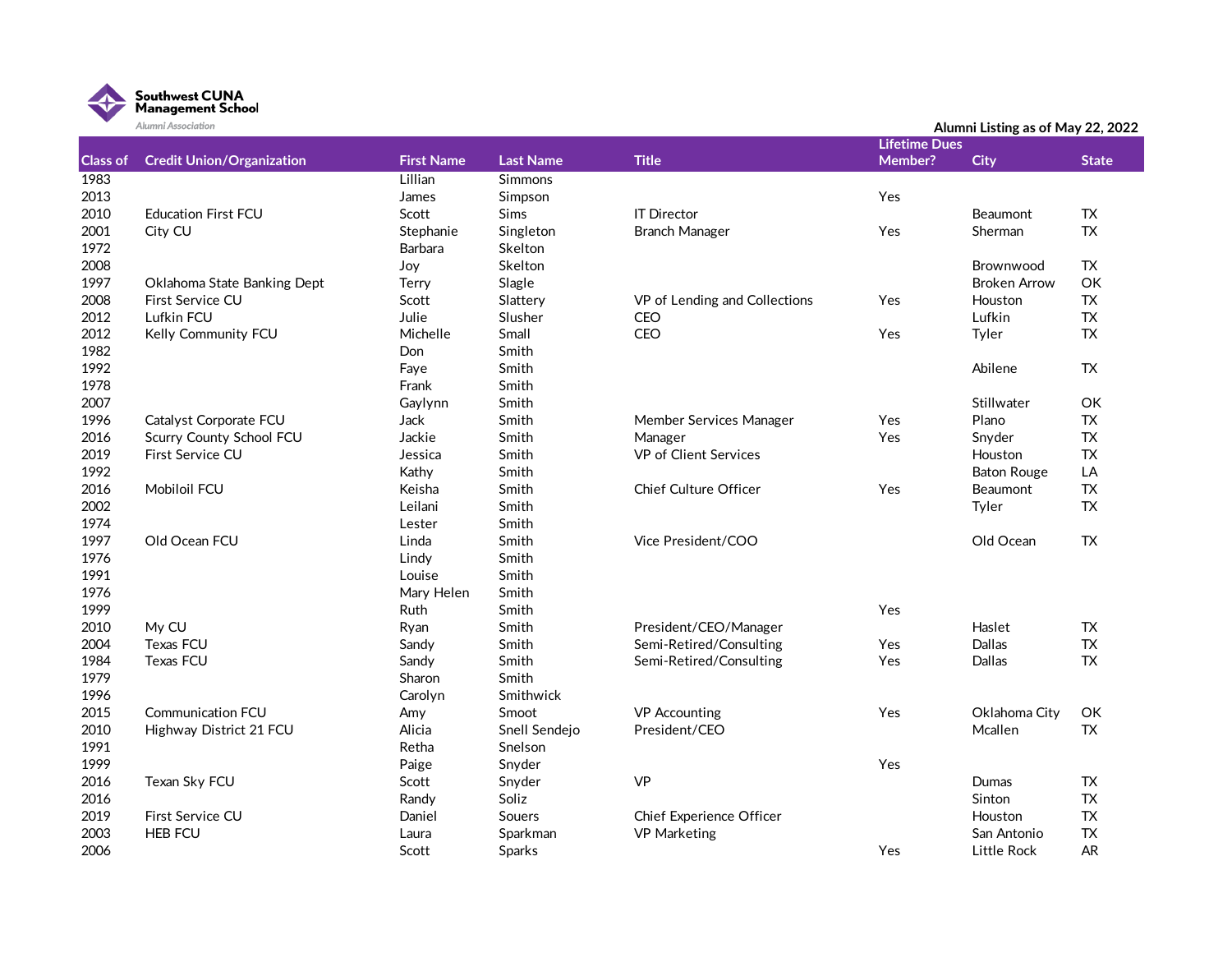Southwest CUNA Management School

Alumni Association

Alumni Listing as of May 22, 2022

| Class of | Credit Union/Organization | First Name | Last Name | Title | Lifetime Dues Member? | City | State |
|---|---|---|---|---|---|---|---|
| 1983 | | Lillian | Simmons | | | | |
| 2013 | | James | Simpson | | Yes | | |
| 2010 | Education First FCU | Scott | Sims | IT Director | | Beaumont | TX |
| 2001 | City CU | Stephanie | Singleton | Branch Manager | Yes | Sherman | TX |
| 1972 | | Barbara | Skelton | | | | |
| 2008 | | Joy | Skelton | | | Brownwood | TX |
| 1997 | Oklahoma State Banking Dept | Terry | Slagle | | | Broken Arrow | OK |
| 2008 | First Service CU | Scott | Slattery | VP of Lending and Collections | Yes | Houston | TX |
| 2012 | Lufkin FCU | Julie | Slusher | CEO | | Lufkin | TX |
| 2012 | Kelly Community FCU | Michelle | Small | CEO | Yes | Tyler | TX |
| 1982 | | Don | Smith | | | | |
| 1992 | | Faye | Smith | | | Abilene | TX |
| 1978 | | Frank | Smith | | | | |
| 2007 | | Gaylynn | Smith | | | Stillwater | OK |
| 1996 | Catalyst Corporate FCU | Jack | Smith | Member Services Manager | Yes | Plano | TX |
| 2016 | Scurry County School FCU | Jackie | Smith | Manager | Yes | Snyder | TX |
| 2019 | First Service CU | Jessica | Smith | VP of Client Services | | Houston | TX |
| 1992 | | Kathy | Smith | | | Baton Rouge | LA |
| 2016 | Mobiloil FCU | Keisha | Smith | Chief Culture Officer | Yes | Beaumont | TX |
| 2002 | | Leilani | Smith | | | Tyler | TX |
| 1974 | | Lester | Smith | | | | |
| 1997 | Old Ocean FCU | Linda | Smith | Vice President/COO | | Old Ocean | TX |
| 1976 | | Lindy | Smith | | | | |
| 1991 | | Louise | Smith | | | | |
| 1976 | | Mary Helen | Smith | | | | |
| 1999 | | Ruth | Smith | | Yes | | |
| 2010 | My CU | Ryan | Smith | President/CEO/Manager | | Haslet | TX |
| 2004 | Texas FCU | Sandy | Smith | Semi-Retired/Consulting | Yes | Dallas | TX |
| 1984 | Texas FCU | Sandy | Smith | Semi-Retired/Consulting | Yes | Dallas | TX |
| 1979 | | Sharon | Smith | | | | |
| 1996 | | Carolyn | Smithwick | | | | |
| 2015 | Communication FCU | Amy | Smoot | VP Accounting | Yes | Oklahoma City | OK |
| 2010 | Highway District 21 FCU | Alicia | Snell Sendejo | President/CEO | | Mcallen | TX |
| 1991 | | Retha | Snelson | | | | |
| 1999 | | Paige | Snyder | | Yes | | |
| 2016 | Texan Sky FCU | Scott | Snyder | VP | | Dumas | TX |
| 2016 | | Randy | Soliz | | | Sinton | TX |
| 2019 | First Service CU | Daniel | Souers | Chief Experience Officer | | Houston | TX |
| 2003 | HEB FCU | Laura | Sparkman | VP Marketing | | San Antonio | TX |
| 2006 | | Scott | Sparks | | Yes | Little Rock | AR |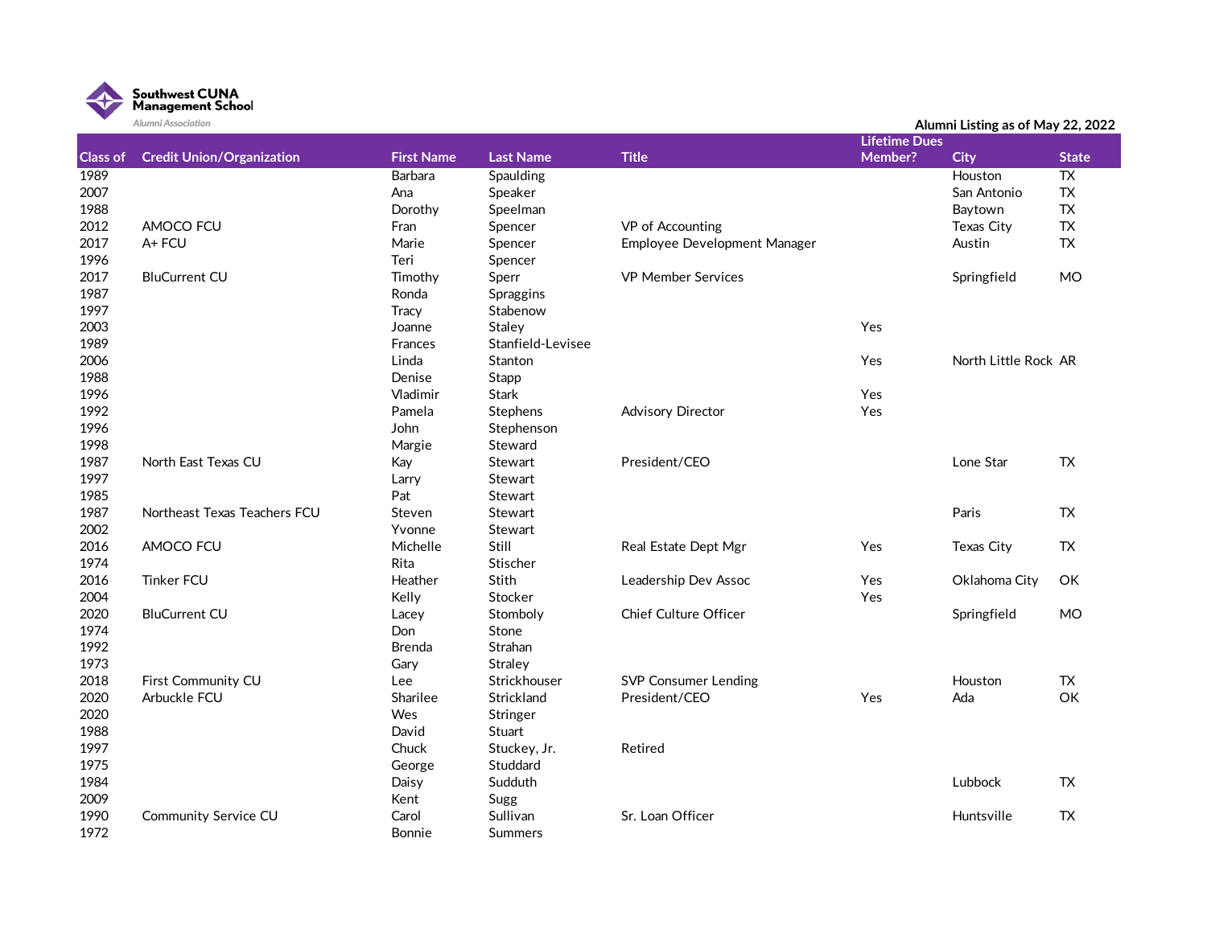Southwest CUNA Management School

Alumni Association

Alumni Listing as of May 22, 2022

| Class of | Credit Union/Organization | First Name | Last Name | Title | Lifetime Dues Member? | City | State |
|---|---|---|---|---|---|---|---|
| 1989 | | Barbara | Spaulding | | | Houston | TX |
| 2007 | | Ana | Speaker | | | San Antonio | TX |
| 1988 | | Dorothy | Speelman | | | Baytown | TX |
| 2012 | AMOCO FCU | Fran | Spencer | VP of Accounting | | Texas City | TX |
| 2017 | A+ FCU | Marie | Spencer | Employee Development Manager | | Austin | TX |
| 1996 | | Teri | Spencer | | | | |
| 2017 | BluCurrent CU | Timothy | Sperr | VP Member Services | | Springfield | MO |
| 1987 | | Ronda | Spraggins | | | | |
| 1997 | | Tracy | Stabenow | | | | |
| 2003 | | Joanne | Staley | | Yes | | |
| 1989 | | Frances | Stanfield-Levisee | | | | |
| 2006 | | Linda | Stanton | | Yes | North Little Rock | AR |
| 1988 | | Denise | Stapp | | | | |
| 1996 | | Vladimir | Stark | | Yes | | |
| 1992 | | Pamela | Stephens | Advisory Director | Yes | | |
| 1996 | | John | Stephenson | | | | |
| 1998 | | Margie | Steward | | | | |
| 1987 | North East Texas CU | Kay | Stewart | President/CEO | | Lone Star | TX |
| 1997 | | Larry | Stewart | | | | |
| 1985 | | Pat | Stewart | | | | |
| 1987 | Northeast Texas Teachers FCU | Steven | Stewart | | | Paris | TX |
| 2002 | | Yvonne | Stewart | | | | |
| 2016 | AMOCO FCU | Michelle | Still | Real Estate Dept Mgr | Yes | Texas City | TX |
| 1974 | | Rita | Stischer | | | | |
| 2016 | Tinker FCU | Heather | Stith | Leadership Dev Assoc | Yes | Oklahoma City | OK |
| 2004 | | Kelly | Stocker | | Yes | | |
| 2020 | BluCurrent CU | Lacey | Stomboly | Chief Culture Officer | | Springfield | MO |
| 1974 | | Don | Stone | | | | |
| 1992 | | Brenda | Strahan | | | | |
| 1973 | | Gary | Straley | | | | |
| 2018 | First Community CU | Lee | Strickhouser | SVP Consumer Lending | | Houston | TX |
| 2020 | Arbuckle FCU | Sharilee | Strickland | President/CEO | Yes | Ada | OK |
| 2020 | | Wes | Stringer | | | | |
| 1988 | | David | Stuart | | | | |
| 1997 | | Chuck | Stuckey, Jr. | Retired | | | |
| 1975 | | George | Studdard | | | | |
| 1984 | | Daisy | Sudduth | | | Lubbock | TX |
| 2009 | | Kent | Sugg | | | | |
| 1990 | Community Service CU | Carol | Sullivan | Sr. Loan Officer | | Huntsville | TX |
| 1972 | | Bonnie | Summers | | | | |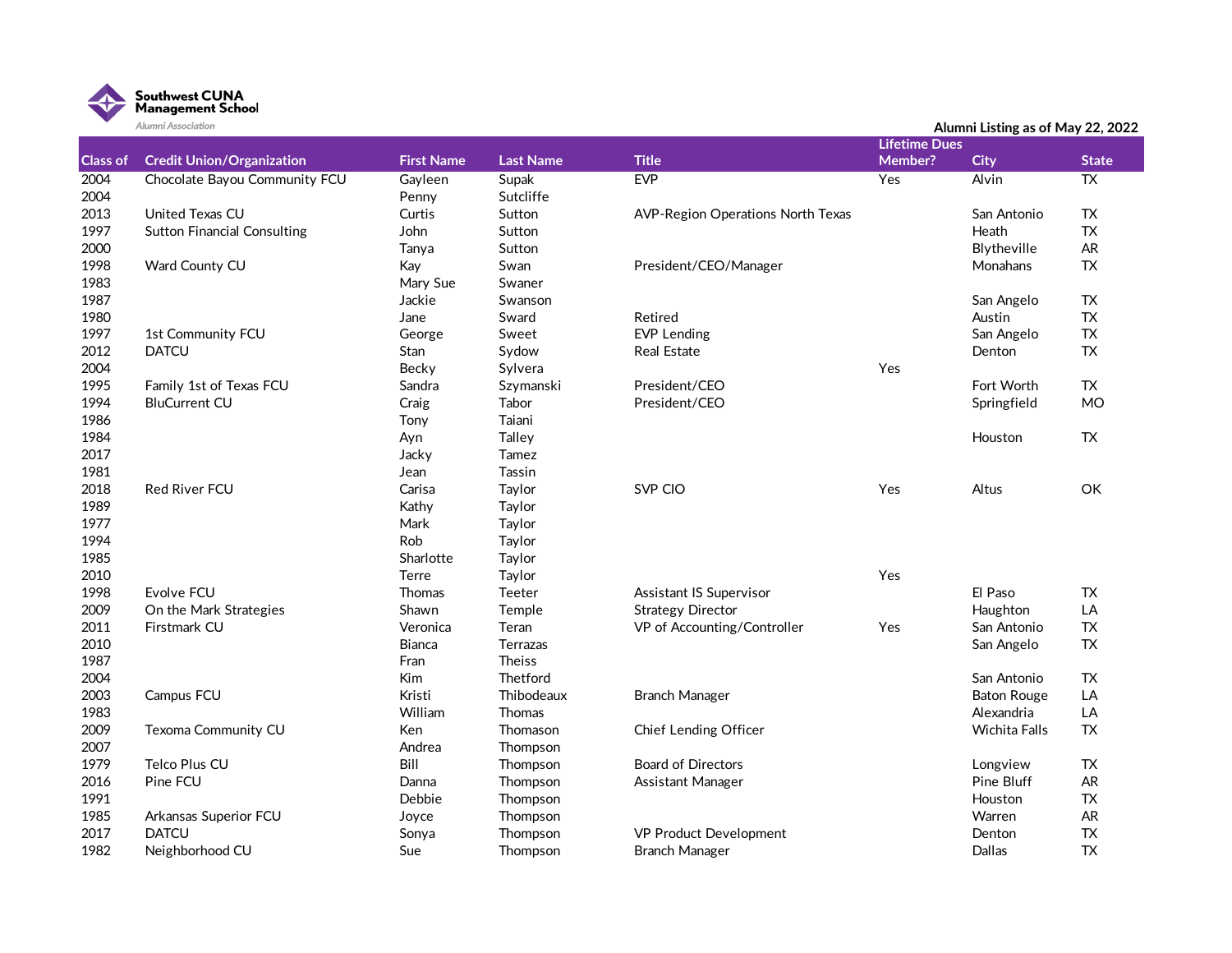Southwest CUNA Management School

Alumni Association

Alumni Listing as of May 22, 2022

| Class of | Credit Union/Organization | First Name | Last Name | Title | Lifetime Dues Member? | City | State |
|---|---|---|---|---|---|---|---|
| 2004 | Chocolate Bayou Community FCU | Gayleen | Supak | EVP | Yes | Alvin | TX |
| 2004 | | Penny | Sutcliffe | | | | |
| 2013 | United Texas CU | Curtis | Sutton | AVP-Region Operations North Texas | | San Antonio | TX |
| 1997 | Sutton Financial Consulting | John | Sutton | | | Heath | TX |
| 2000 | | Tanya | Sutton | | | Blytheville | AR |
| 1998 | Ward County CU | Kay | Swan | President/CEO/Manager | | Monahans | TX |
| 1983 | | Mary Sue | Swaner | | | | |
| 1987 | | Jackie | Swanson | | | San Angelo | TX |
| 1980 | | Jane | Sward | Retired | | Austin | TX |
| 1997 | 1st Community FCU | George | Sweet | EVP Lending | | San Angelo | TX |
| 2012 | DATCU | Stan | Sydow | Real Estate | | Denton | TX |
| 2004 | | Becky | Sylvera | | Yes | | |
| 1995 | Family 1st of Texas FCU | Sandra | Szymanski | President/CEO | | Fort Worth | TX |
| 1994 | BluCurrent CU | Craig | Tabor | President/CEO | | Springfield | MO |
| 1986 | | Tony | Taiani | | | | |
| 1984 | | Ayn | Talley | | | Houston | TX |
| 2017 | | Jacky | Tamez | | | | |
| 1981 | | Jean | Tassin | | | | |
| 2018 | Red River FCU | Carisa | Taylor | SVP CIO | Yes | Altus | OK |
| 1989 | | Kathy | Taylor | | | | |
| 1977 | | Mark | Taylor | | | | |
| 1994 | | Rob | Taylor | | | | |
| 1985 | | Sharlotte | Taylor | | | | |
| 2010 | | Terre | Taylor | | Yes | | |
| 1998 | Evolve FCU | Thomas | Teeter | Assistant IS Supervisor | | El Paso | TX |
| 2009 | On the Mark Strategies | Shawn | Temple | Strategy Director | | Haughton | LA |
| 2011 | Firstmark CU | Veronica | Teran | VP of Accounting/Controller | Yes | San Antonio | TX |
| 2010 | | Bianca | Terrazas | | | San Angelo | TX |
| 1987 | | Fran | Theiss | | | | |
| 2004 | | Kim | Thetford | | | San Antonio | TX |
| 2003 | Campus FCU | Kristi | Thibodeaux | Branch Manager | | Baton Rouge | LA |
| 1983 | | William | Thomas | | | Alexandria | LA |
| 2009 | Texoma Community CU | Ken | Thomason | Chief Lending Officer | | Wichita Falls | TX |
| 2007 | | Andrea | Thompson | | | | |
| 1979 | Telco Plus CU | Bill | Thompson | Board of Directors | | Longview | TX |
| 2016 | Pine FCU | Danna | Thompson | Assistant Manager | | Pine Bluff | AR |
| 1991 | | Debbie | Thompson | | | Houston | TX |
| 1985 | Arkansas Superior FCU | Joyce | Thompson | | | Warren | AR |
| 2017 | DATCU | Sonya | Thompson | VP Product Development | | Denton | TX |
| 1982 | Neighborhood CU | Sue | Thompson | Branch Manager | | Dallas | TX |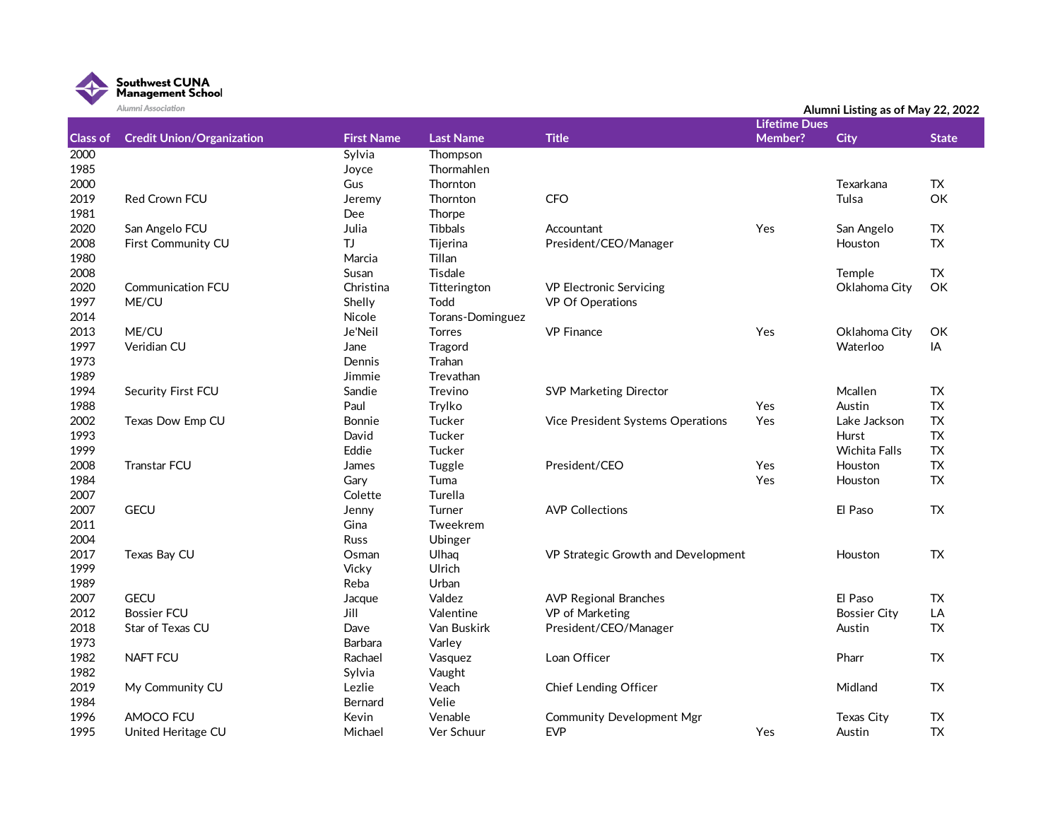Southwest CUNA Management School

Alumni Association

Alumni Listing as of May 22, 2022

| Class of | Credit Union/Organization | First Name | Last Name | Title | Lifetime Dues Member? | City | State |
|---|---|---|---|---|---|---|---|
| 2000 | | Sylvia | Thompson | | | | |
| 1985 | | Joyce | Thormahlen | | | | |
| 2000 | | Gus | Thornton | | | Texarkana | TX |
| 2019 | Red Crown FCU | Jeremy | Thornton | CFO | | Tulsa | OK |
| 1981 | | Dee | Thorpe | | | | |
| 2020 | San Angelo FCU | Julia | Tibbals | Accountant | Yes | San Angelo | TX |
| 2008 | First Community CU | TJ | Tijerina | President/CEO/Manager | | Houston | TX |
| 1980 | | Marcia | Tillan | | | | |
| 2008 | | Susan | Tisdale | | | Temple | TX |
| 2020 | Communication FCU | Christina | Titterington | VP Electronic Servicing | | Oklahoma City | OK |
| 1997 | ME/CU | Shelly | Todd | VP Of Operations | | | |
| 2014 | | Nicole | Torans-Dominguez | | | | |
| 2013 | ME/CU | Je'Neil | Torres | VP Finance | Yes | Oklahoma City | OK |
| 1997 | Veridian CU | Jane | Tragord | | | Waterloo | IA |
| 1973 | | Dennis | Trahan | | | | |
| 1989 | | Jimmie | Trevathan | | | | |
| 1994 | Security First FCU | Sandie | Trevino | SVP Marketing Director | | Mcallen | TX |
| 1988 | | Paul | Trylko | | Yes | Austin | TX |
| 2002 | Texas Dow Emp CU | Bonnie | Tucker | Vice President Systems Operations | Yes | Lake Jackson | TX |
| 1993 | | David | Tucker | | | Hurst | TX |
| 1999 | | Eddie | Tucker | | | Wichita Falls | TX |
| 2008 | Transtar FCU | James | Tuggle | President/CEO | Yes | Houston | TX |
| 1984 | | Gary | Tuma | | Yes | Houston | TX |
| 2007 | | Colette | Turella | | | | |
| 2007 | GECU | Jenny | Turner | AVP Collections | | El Paso | TX |
| 2011 | | Gina | Tweekrem | | | | |
| 2004 | | Russ | Ubinger | | | | |
| 2017 | Texas Bay CU | Osman | Ulhaq | VP Strategic Growth and Development | | Houston | TX |
| 1999 | | Vicky | Ulrich | | | | |
| 1989 | | Reba | Urban | | | | |
| 2007 | GECU | Jacque | Valdez | AVP Regional Branches | | El Paso | TX |
| 2012 | Bossier FCU | Jill | Valentine | VP of Marketing | | Bossier City | LA |
| 2018 | Star of Texas CU | Dave | Van Buskirk | President/CEO/Manager | | Austin | TX |
| 1973 | | Barbara | Varley | | | | |
| 1982 | NAFT FCU | Rachael | Vasquez | Loan Officer | | Pharr | TX |
| 1982 | | Sylvia | Vaught | | | | |
| 2019 | My Community CU | Lezlie | Veach | Chief Lending Officer | | Midland | TX |
| 1984 | | Bernard | Velie | | | | |
| 1996 | AMOCO FCU | Kevin | Venable | Community Development Mgr | | Texas City | TX |
| 1995 | United Heritage CU | Michael | Ver Schuur | EVP | Yes | Austin | TX |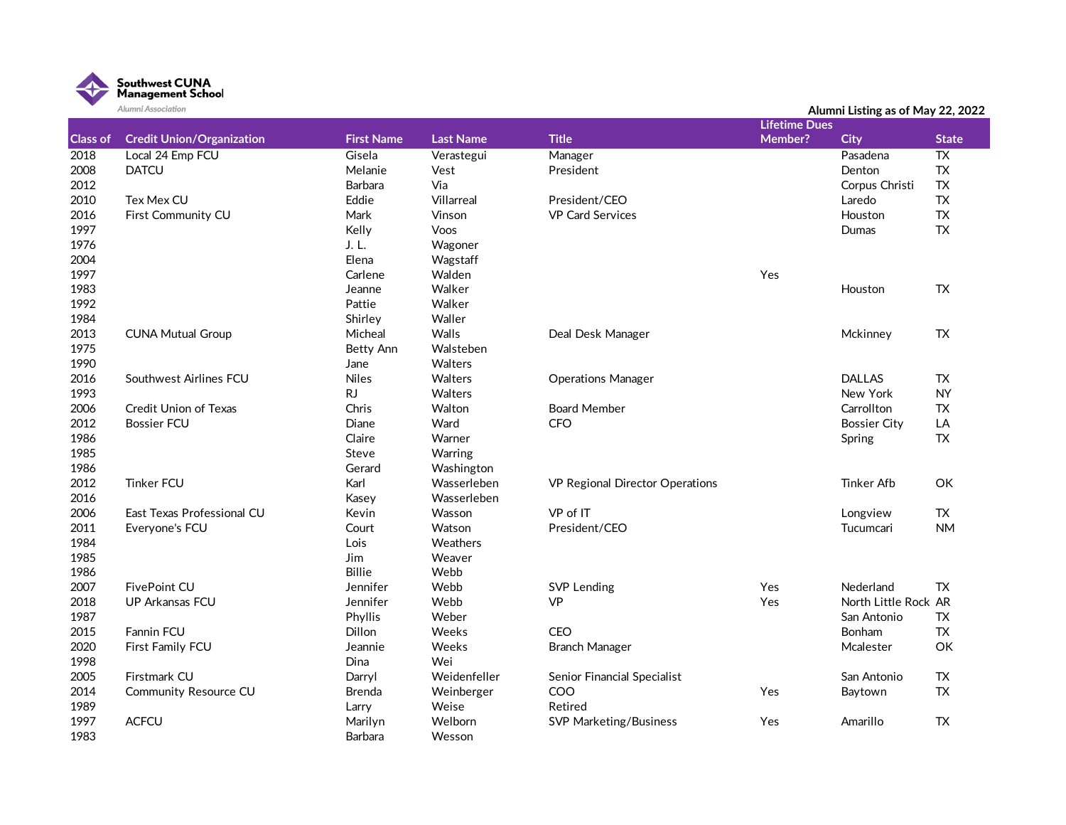Southwest CUNA Management School

Alumni Association

Alumni Listing as of May 22, 2022

| Class of | Credit Union/Organization | First Name | Last Name | Title | Lifetime Dues Member? | City | State |
|---|---|---|---|---|---|---|---|
| 2018 | Local 24 Emp FCU | Gisela | Verastegui | Manager | | Pasadena | TX |
| 2008 | DATCU | Melanie | Vest | President | | Denton | TX |
| 2012 | | Barbara | Via | | | Corpus Christi | TX |
| 2010 | Tex Mex CU | Eddie | Villarreal | President/CEO | | Laredo | TX |
| 2016 | First Community CU | Mark | Vinson | VP Card Services | | Houston | TX |
| 1997 | | Kelly | Voos | | | Dumas | TX |
| 1976 | | J. L. | Wagoner | | | | |
| 2004 | | Elena | Wagstaff | | | | |
| 1997 | | Carlene | Walden | | Yes | | |
| 1983 | | Jeanne | Walker | | | Houston | TX |
| 1992 | | Pattie | Walker | | | | |
| 1984 | | Shirley | Waller | | | | |
| 2013 | CUNA Mutual Group | Micheal | Walls | Deal Desk Manager | | Mckinney | TX |
| 1975 | | Betty Ann | Walsteben | | | | |
| 1990 | | Jane | Walters | | | | |
| 2016 | Southwest Airlines FCU | Niles | Walters | Operations Manager | | DALLAS | TX |
| 1993 | | RJ | Walters | | | New York | NY |
| 2006 | Credit Union of Texas | Chris | Walton | Board Member | | Carrollton | TX |
| 2012 | Bossier FCU | Diane | Ward | CFO | | Bossier City | LA |
| 1986 | | Claire | Warner | | | Spring | TX |
| 1985 | | Steve | Warring | | | | |
| 1986 | | Gerard | Washington | | | | |
| 2012 | Tinker FCU | Karl | Wasserleben | VP Regional Director Operations | | Tinker Afb | OK |
| 2016 | | Kasey | Wasserleben | | | | |
| 2006 | East Texas Professional CU | Kevin | Wasson | VP of IT | | Longview | TX |
| 2011 | Everyone's FCU | Court | Watson | President/CEO | | Tucumcari | NM |
| 1984 | | Lois | Weathers | | | | |
| 1985 | | Jim | Weaver | | | | |
| 1986 | | Billie | Webb | | | | |
| 2007 | FivePoint CU | Jennifer | Webb | SVP Lending | Yes | Nederland | TX |
| 2018 | UP Arkansas FCU | Jennifer | Webb | VP | Yes | North Little Rock | AR |
| 1987 | | Phyllis | Weber | | | San Antonio | TX |
| 2015 | Fannin FCU | Dillon | Weeks | CEO | | Bonham | TX |
| 2020 | First Family FCU | Jeannie | Weeks | Branch Manager | | Mcalester | OK |
| 1998 | | Dina | Wei | | | | |
| 2005 | Firstmark CU | Darryl | Weidenfeller | Senior Financial Specialist | | San Antonio | TX |
| 2014 | Community Resource CU | Brenda | Weinberger | COO | Yes | Baytown | TX |
| 1989 | | Larry | Weise | Retired | | | |
| 1997 | ACFCU | Marilyn | Welborn | SVP Marketing/Business | Yes | Amarillo | TX |
| 1983 | | Barbara | Wesson | | | | |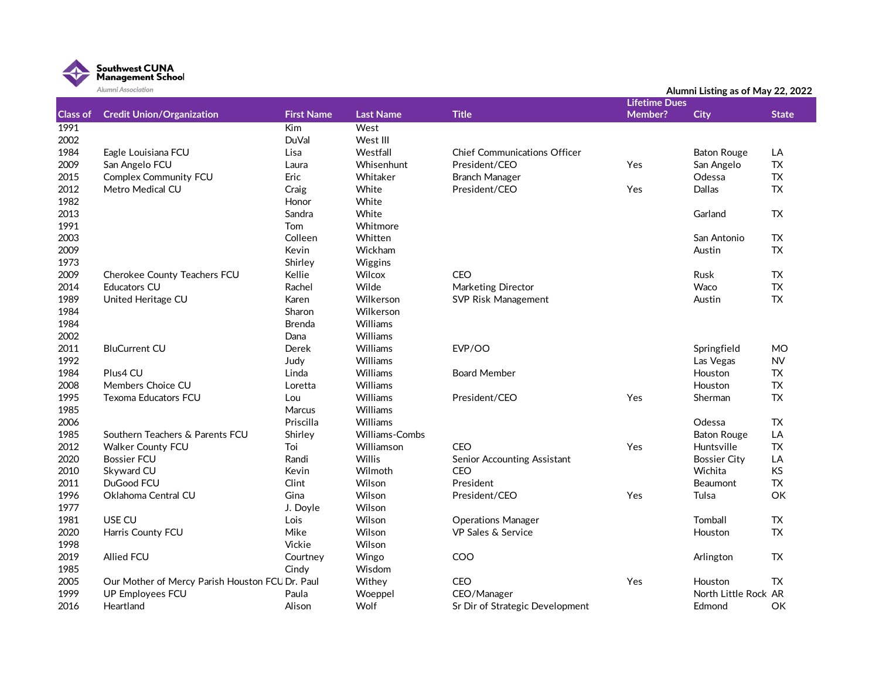Southwest CUNA Management School
Alumni Association

Alumni Listing as of May 22, 2022

| Class of | Credit Union/Organization | First Name | Last Name | Title | Lifetime Dues Member? | City | State |
|---|---|---|---|---|---|---|---|
| 1991 | | Kim | West | | | | |
| 2002 | | DuVal | West III | | | | |
| 1984 | Eagle Louisiana FCU | Lisa | Westfall | Chief Communications Officer | | Baton Rouge | LA |
| 2009 | San Angelo FCU | Laura | Whisenhunt | President/CEO | Yes | San Angelo | TX |
| 2015 | Complex Community FCU | Eric | Whitaker | Branch Manager | | Odessa | TX |
| 2012 | Metro Medical CU | Craig | White | President/CEO | Yes | Dallas | TX |
| 1982 | | Honor | White | | | | |
| 2013 | | Sandra | White | | | Garland | TX |
| 1991 | | Tom | Whitmore | | | | |
| 2003 | | Colleen | Whitten | | | San Antonio | TX |
| 2009 | | Kevin | Wickham | | | Austin | TX |
| 1973 | | Shirley | Wiggins | | | | |
| 2009 | Cherokee County Teachers FCU | Kellie | Wilcox | CEO | | Rusk | TX |
| 2014 | Educators CU | Rachel | Wilde | Marketing Director | | Waco | TX |
| 1989 | United Heritage CU | Karen | Wilkerson | SVP Risk Management | | Austin | TX |
| 1984 | | Sharon | Wilkerson | | | | |
| 1984 | | Brenda | Williams | | | | |
| 2002 | | Dana | Williams | | | | |
| 2011 | BluCurrent CU | Derek | Williams | EVP/OO | | Springfield | MO |
| 1992 | | Judy | Williams | | | Las Vegas | NV |
| 1984 | Plus4 CU | Linda | Williams | Board Member | | Houston | TX |
| 2008 | Members Choice CU | Loretta | Williams | | | Houston | TX |
| 1995 | Texoma Educators FCU | Lou | Williams | President/CEO | Yes | Sherman | TX |
| 1985 | | Marcus | Williams | | | | |
| 2006 | | Priscilla | Williams | | | Odessa | TX |
| 1985 | Southern Teachers & Parents FCU | Shirley | Williams-Combs | | | Baton Rouge | LA |
| 2012 | Walker County FCU | Toi | Williamson | CEO | Yes | Huntsville | TX |
| 2020 | Bossier FCU | Randi | Willis | Senior Accounting Assistant | | Bossier City | LA |
| 2010 | Skyward CU | Kevin | Wilmoth | CEO | | Wichita | KS |
| 2011 | DuGood FCU | Clint | Wilson | President | | Beaumont | TX |
| 1996 | Oklahoma Central CU | Gina | Wilson | President/CEO | Yes | Tulsa | OK |
| 1977 | | J. Doyle | Wilson | | | | |
| 1981 | USE CU | Lois | Wilson | Operations Manager | | Tomball | TX |
| 2020 | Harris County FCU | Mike | Wilson | VP Sales & Service | | Houston | TX |
| 1998 | | Vickie | Wilson | | | | |
| 2019 | Allied FCU | Courtney | Wingo | COO | | Arlington | TX |
| 1985 | | Cindy | Wisdom | | | | |
| 2005 | Our Mother of Mercy Parish Houston FCU | Dr. Paul | Withey | CEO | Yes | Houston | TX |
| 1999 | UP Employees FCU | Paula | Woeppel | CEO/Manager | | North Little Rock | AR |
| 2016 | Heartland | Alison | Wolf | Sr Dir of Strategic Development | | Edmond | OK |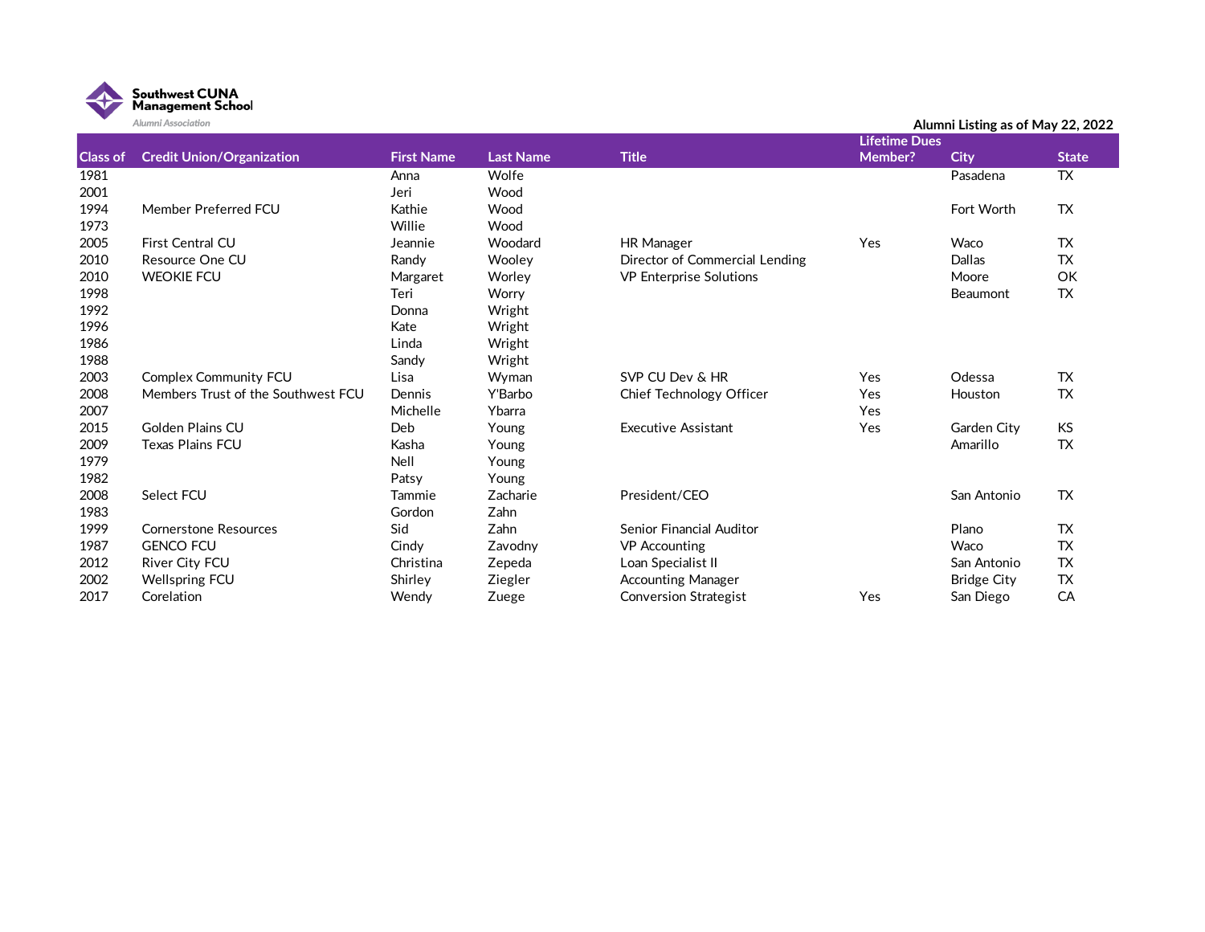Southwest CUNA Management School

Alumni Association

Alumni Listing as of May 22, 2022

| Class of | Credit Union/Organization | First Name | Last Name | Title | Lifetime Dues Member? | City | State |
|---|---|---|---|---|---|---|---|
| 1981 | | Anna | Wolfe | | | Pasadena | TX |
| 2001 | | Jeri | Wood | | | | |
| 1994 | Member Preferred FCU | Kathie | Wood | | | Fort Worth | TX |
| 1973 | | Willie | Wood | | | | |
| 2005 | First Central CU | Jeannie | Woodard | HR Manager | Yes | Waco | TX |
| 2010 | Resource One CU | Randy | Wooley | Director of Commercial Lending | | Dallas | TX |
| 2010 | WEOKIE FCU | Margaret | Worley | VP Enterprise Solutions | | Moore | OK |
| 1998 | | Teri | Worry | | | Beaumont | TX |
| 1992 | | Donna | Wright | | | | |
| 1996 | | Kate | Wright | | | | |
| 1986 | | Linda | Wright | | | | |
| 1988 | | Sandy | Wright | | | | |
| 2003 | Complex Community FCU | Lisa | Wyman | SVP CU Dev & HR | Yes | Odessa | TX |
| 2008 | Members Trust of the Southwest FCU | Dennis | Y'Barbo | Chief Technology Officer | Yes | Houston | TX |
| 2007 | | Michelle | Ybarra | | Yes | | |
| 2015 | Golden Plains CU | Deb | Young | Executive Assistant | Yes | Garden City | KS |
| 2009 | Texas Plains FCU | Kasha | Young | | | Amarillo | TX |
| 1979 | | Nell | Young | | | | |
| 1982 | | Patsy | Young | | | | |
| 2008 | Select FCU | Tammie | Zacharie | President/CEO | | San Antonio | TX |
| 1983 | | Gordon | Zahn | | | | |
| 1999 | Cornerstone Resources | Sid | Zahn | Senior Financial Auditor | | Plano | TX |
| 1987 | GENCO FCU | Cindy | Zavodny | VP Accounting | | Waco | TX |
| 2012 | River City FCU | Christina | Zepeda | Loan Specialist II | | San Antonio | TX |
| 2002 | Wellspring FCU | Shirley | Ziegler | Accounting Manager | | Bridge City | TX |
| 2017 | Corelation | Wendy | Zuege | Conversion Strategist | Yes | San Diego | CA |